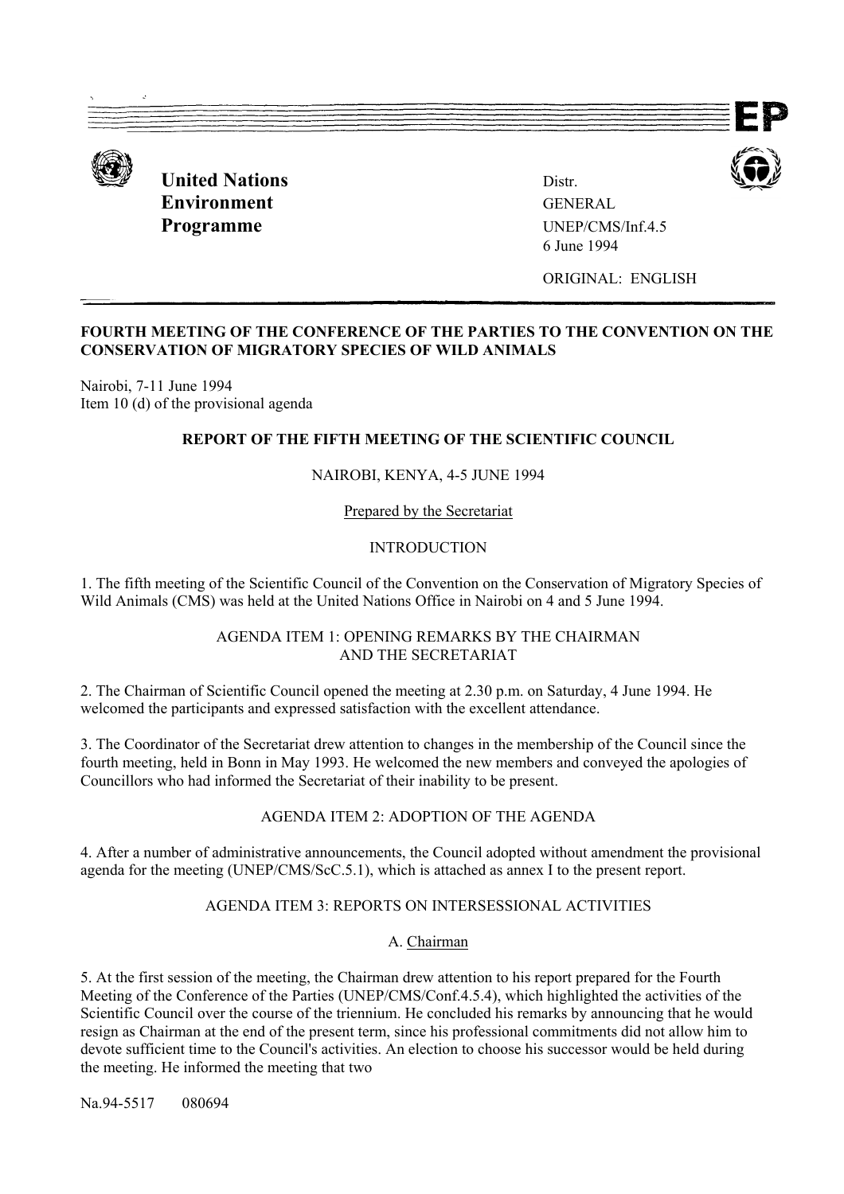EP

**United Nations Environment Programme**

Distr.
GENERAL
UNEP/CMS/Inf.4.5
6 June 1994

ORIGINAL: ENGLISH

**FOURTH MEETING OF THE CONFERENCE OF THE PARTIES TO THE CONVENTION ON THE CONSERVATION OF MIGRATORY SPECIES OF WILD ANIMALS**

Nairobi, 7-11 June 1994
Item 10 (d) of the provisional agenda

**REPORT OF THE FIFTH MEETING OF THE SCIENTIFIC COUNCIL**

NAIROBI, KENYA, 4-5 JUNE 1994

Prepared by the Secretariat

INTRODUCTION

1. The fifth meeting of the Scientific Council of the Convention on the Conservation of Migratory Species of Wild Animals (CMS) was held at the United Nations Office in Nairobi on 4 and 5 June 1994.

AGENDA ITEM 1: OPENING REMARKS BY THE CHAIRMAN AND THE SECRETARIAT

2. The Chairman of Scientific Council opened the meeting at 2.30 p.m. on Saturday, 4 June 1994. He welcomed the participants and expressed satisfaction with the excellent attendance.

3. The Coordinator of the Secretariat drew attention to changes in the membership of the Council since the fourth meeting, held in Bonn in May 1993. He welcomed the new members and conveyed the apologies of Councillors who had informed the Secretariat of their inability to be present.

AGENDA ITEM 2: ADOPTION OF THE AGENDA

4. After a number of administrative announcements, the Council adopted without amendment the provisional agenda for the meeting (UNEP/CMS/ScC.5.1), which is attached as annex I to the present report.

AGENDA ITEM 3: REPORTS ON INTERSESSIONAL ACTIVITIES

A. Chairman

5. At the first session of the meeting, the Chairman drew attention to his report prepared for the Fourth Meeting of the Conference of the Parties (UNEP/CMS/Conf.4.5.4), which highlighted the activities of the Scientific Council over the course of the triennium. He concluded his remarks by announcing that he would resign as Chairman at the end of the present term, since his professional commitments did not allow him to devote sufficient time to the Council's activities. An election to choose his successor would be held during the meeting. He informed the meeting that two

Na.94-5517 080694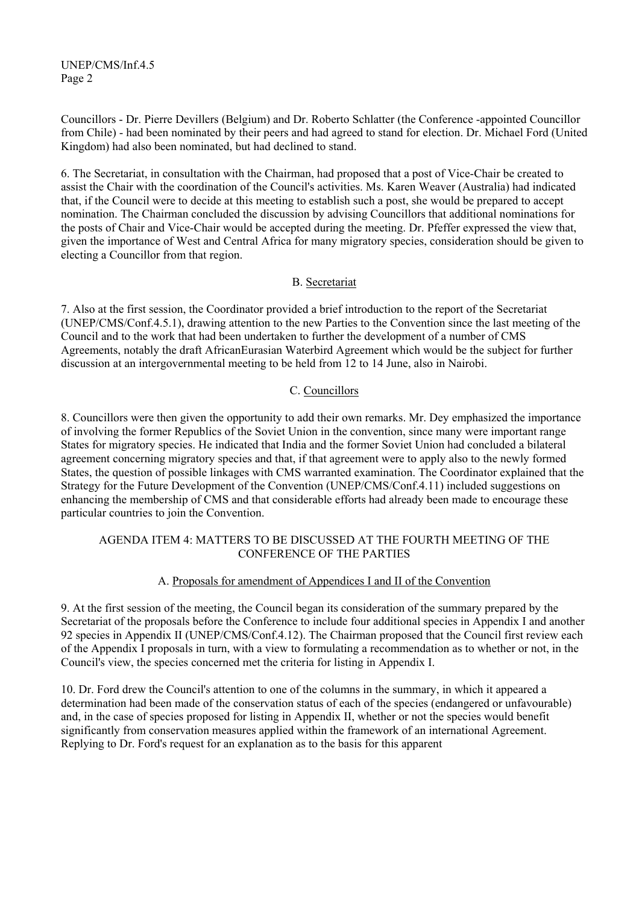Councillors - Dr. Pierre Devillers (Belgium) and Dr. Roberto Schlatter (the Conference -appointed Councillor from Chile) - had been nominated by their peers and had agreed to stand for election. Dr. Michael Ford (United Kingdom) had also been nominated, but had declined to stand.

6. The Secretariat, in consultation with the Chairman, had proposed that a post of Vice-Chair be created to assist the Chair with the coordination of the Council's activities. Ms. Karen Weaver (Australia) had indicated that, if the Council were to decide at this meeting to establish such a post, she would be prepared to accept nomination. The Chairman concluded the discussion by advising Councillors that additional nominations for the posts of Chair and Vice-Chair would be accepted during the meeting. Dr. Pfeffer expressed the view that, given the importance of West and Central Africa for many migratory species, consideration should be given to electing a Councillor from that region.

### B. Secretariat

7. Also at the first session, the Coordinator provided a brief introduction to the report of the Secretariat (UNEP/CMS/Conf.4.5.1), drawing attention to the new Parties to the Convention since the last meeting of the Council and to the work that had been undertaken to further the development of a number of CMS Agreements, notably the draft AfricanEurasian Waterbird Agreement which would be the subject for further discussion at an intergovernmental meeting to be held from 12 to 14 June, also in Nairobi.

### C. Councillors

8. Councillors were then given the opportunity to add their own remarks. Mr. Dey emphasized the importance of involving the former Republics of the Soviet Union in the convention, since many were important range States for migratory species. He indicated that India and the former Soviet Union had concluded a bilateral agreement concerning migratory species and that, if that agreement were to apply also to the newly formed States, the question of possible linkages with CMS warranted examination. The Coordinator explained that the Strategy for the Future Development of the Convention (UNEP/CMS/Conf.4.11) included suggestions on enhancing the membership of CMS and that considerable efforts had already been made to encourage these particular countries to join the Convention.

## AGENDA ITEM 4: MATTERS TO BE DISCUSSED AT THE FOURTH MEETING OF THE CONFERENCE OF THE PARTIES

### A. Proposals for amendment of Appendices I and II of the Convention

9. At the first session of the meeting, the Council began its consideration of the summary prepared by the Secretariat of the proposals before the Conference to include four additional species in Appendix I and another 92 species in Appendix II (UNEP/CMS/Conf.4.12). The Chairman proposed that the Council first review each of the Appendix I proposals in turn, with a view to formulating a recommendation as to whether or not, in the Council's view, the species concerned met the criteria for listing in Appendix I.

10. Dr. Ford drew the Council's attention to one of the columns in the summary, in which it appeared a determination had been made of the conservation status of each of the species (endangered or unfavourable) and, in the case of species proposed for listing in Appendix II, whether or not the species would benefit significantly from conservation measures applied within the framework of an international Agreement. Replying to Dr. Ford's request for an explanation as to the basis for this apparent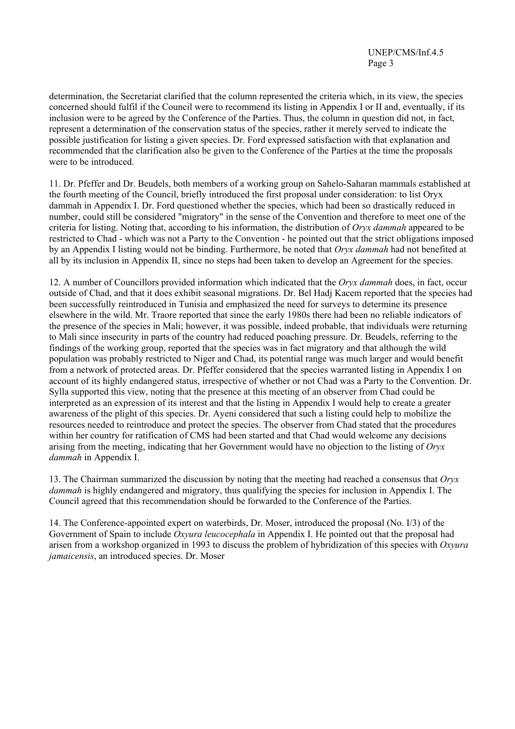determination, the Secretariat clarified that the column represented the criteria which, in its view, the species concerned should fulfil if the Council were to recommend its listing in Appendix I or II and, eventually, if its inclusion were to be agreed by the Conference of the Parties. Thus, the column in question did not, in fact, represent a determination of the conservation status of the species, rather it merely served to indicate the possible justification for listing a given species. Dr. Ford expressed satisfaction with that explanation and recommended that the clarification also be given to the Conference of the Parties at the time the proposals were to be introduced.

11. Dr. Pfeffer and Dr. Beudels, both members of a working group on Sahelo-Saharan mammals established at the fourth meeting of the Council, briefly introduced the first proposal under consideration: to list Oryx dammah in Appendix I. Dr. Ford questioned whether the species, which had been so drastically reduced in number, could still be considered "migratory" in the sense of the Convention and therefore to meet one of the criteria for listing. Noting that, according to his information, the distribution of *Oryx dammah* appeared to be restricted to Chad - which was not a Party to the Convention - he pointed out that the strict obligations imposed by an Appendix I listing would not be binding. Furthermore, he noted that *Oryx dammah* had not benefited at all by its inclusion in Appendix II, since no steps had been taken to develop an Agreement for the species.

12. A number of Councillors provided information which indicated that the *Oryx dammah* does, in fact, occur outside of Chad, and that it does exhibit seasonal migrations. Dr. Bel Hadj Kacem reported that the species had been successfully reintroduced in Tunisia and emphasized the need for surveys to determine its presence elsewhere in the wild. Mr. Traore reported that since the early 1980s there had been no reliable indicators of the presence of the species in Mali; however, it was possible, indeed probable, that individuals were returning to Mali since insecurity in parts of the country had reduced poaching pressure. Dr. Beudels, referring to the findings of the working group, reported that the species was in fact migratory and that although the wild population was probably restricted to Niger and Chad, its potential range was much larger and would benefit from a network of protected areas. Dr. Pfeffer considered that the species warranted listing in Appendix I on account of its highly endangered status, irrespective of whether or not Chad was a Party to the Convention. Dr. Sylla supported this view, noting that the presence at this meeting of an observer from Chad could be interpreted as an expression of its interest and that the listing in Appendix I would help to create a greater awareness of the plight of this species. Dr. Ayeni considered that such a listing could help to mobilize the resources needed to reintroduce and protect the species. The observer from Chad stated that the procedures within her country for ratification of CMS had been started and that Chad would welcome any decisions arising from the meeting, indicating that her Government would have no objection to the listing of *Oryx dammah* in Appendix I.

13. The Chairman summarized the discussion by noting that the meeting had reached a consensus that *Oryx dammah* is highly endangered and migratory, thus qualifying the species for inclusion in Appendix I. The Council agreed that this recommendation should be forwarded to the Conference of the Parties.

14. The Conference-appointed expert on waterbirds, Dr. Moser, introduced the proposal (No. I/3) of the Government of Spain to include *Oxyura leucocephala* in Appendix I. He pointed out that the proposal had arisen from a workshop organized in 1993 to discuss the problem of hybridization of this species with *Oxyura jamaicensis*, an introduced species. Dr. Moser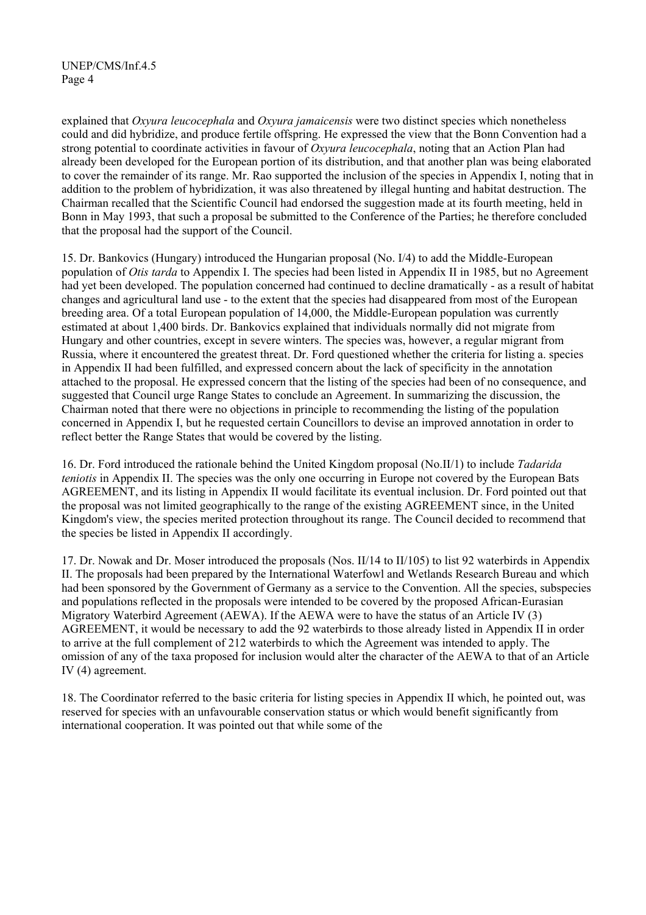explained that *Oxyura leucocephala* and *Oxyura jamaicensis* were two distinct species which nonetheless could and did hybridize, and produce fertile offspring. He expressed the view that the Bonn Convention had a strong potential to coordinate activities in favour of *Oxyura leucocephala*, noting that an Action Plan had already been developed for the European portion of its distribution, and that another plan was being elaborated to cover the remainder of its range. Mr. Rao supported the inclusion of the species in Appendix I, noting that in addition to the problem of hybridization, it was also threatened by illegal hunting and habitat destruction. The Chairman recalled that the Scientific Council had endorsed the suggestion made at its fourth meeting, held in Bonn in May 1993, that such a proposal be submitted to the Conference of the Parties; he therefore concluded that the proposal had the support of the Council.

15. Dr. Bankovics (Hungary) introduced the Hungarian proposal (No. I/4) to add the Middle-European population of *Otis tarda* to Appendix I. The species had been listed in Appendix II in 1985, but no Agreement had yet been developed. The population concerned had continued to decline dramatically - as a result of habitat changes and agricultural land use - to the extent that the species had disappeared from most of the European breeding area. Of a total European population of 14,000, the Middle-European population was currently estimated at about 1,400 birds. Dr. Bankovics explained that individuals normally did not migrate from Hungary and other countries, except in severe winters. The species was, however, a regular migrant from Russia, where it encountered the greatest threat. Dr. Ford questioned whether the criteria for listing a. species in Appendix II had been fulfilled, and expressed concern about the lack of specificity in the annotation attached to the proposal. He expressed concern that the listing of the species had been of no consequence, and suggested that Council urge Range States to conclude an Agreement. In summarizing the discussion, the Chairman noted that there were no objections in principle to recommending the listing of the population concerned in Appendix I, but he requested certain Councillors to devise an improved annotation in order to reflect better the Range States that would be covered by the listing.

16. Dr. Ford introduced the rationale behind the United Kingdom proposal (No.II/1) to include *Tadarida teniotis* in Appendix II. The species was the only one occurring in Europe not covered by the European Bats AGREEMENT, and its listing in Appendix II would facilitate its eventual inclusion. Dr. Ford pointed out that the proposal was not limited geographically to the range of the existing AGREEMENT since, in the United Kingdom's view, the species merited protection throughout its range. The Council decided to recommend that the species be listed in Appendix II accordingly.

17. Dr. Nowak and Dr. Moser introduced the proposals (Nos. II/14 to II/105) to list 92 waterbirds in Appendix II. The proposals had been prepared by the International Waterfowl and Wetlands Research Bureau and which had been sponsored by the Government of Germany as a service to the Convention. All the species, subspecies and populations reflected in the proposals were intended to be covered by the proposed African-Eurasian Migratory Waterbird Agreement (AEWA). If the AEWA were to have the status of an Article IV (3) AGREEMENT, it would be necessary to add the 92 waterbirds to those already listed in Appendix II in order to arrive at the full complement of 212 waterbirds to which the Agreement was intended to apply. The omission of any of the taxa proposed for inclusion would alter the character of the AEWA to that of an Article IV (4) agreement.

18. The Coordinator referred to the basic criteria for listing species in Appendix II which, he pointed out, was reserved for species with an unfavourable conservation status or which would benefit significantly from international cooperation. It was pointed out that while some of the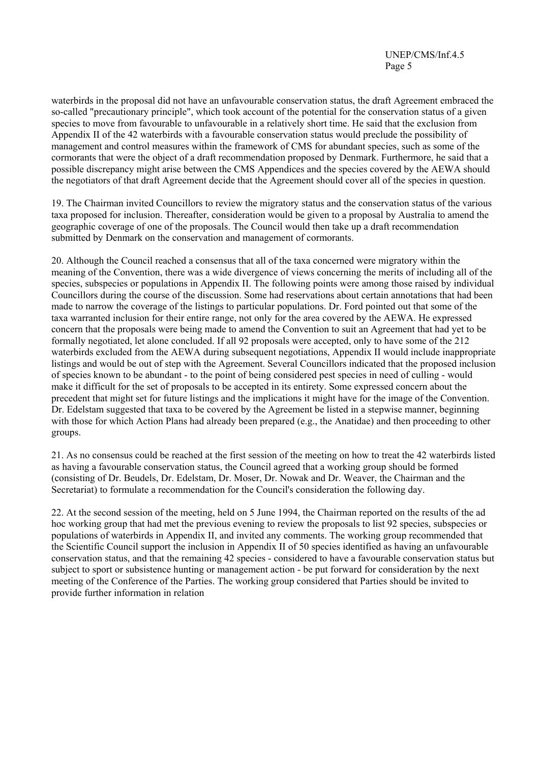waterbirds in the proposal did not have an unfavourable conservation status, the draft Agreement embraced the so-called "precautionary principle", which took account of the potential for the conservation status of a given species to move from favourable to unfavourable in a relatively short time. He said that the exclusion from Appendix II of the 42 waterbirds with a favourable conservation status would preclude the possibility of management and control measures within the framework of CMS for abundant species, such as some of the cormorants that were the object of a draft recommendation proposed by Denmark. Furthermore, he said that a possible discrepancy might arise between the CMS Appendices and the species covered by the AEWA should the negotiators of that draft Agreement decide that the Agreement should cover all of the species in question.

19. The Chairman invited Councillors to review the migratory status and the conservation status of the various taxa proposed for inclusion. Thereafter, consideration would be given to a proposal by Australia to amend the geographic coverage of one of the proposals. The Council would then take up a draft recommendation submitted by Denmark on the conservation and management of cormorants.

20. Although the Council reached a consensus that all of the taxa concerned were migratory within the meaning of the Convention, there was a wide divergence of views concerning the merits of including all of the species, subspecies or populations in Appendix II. The following points were among those raised by individual Councillors during the course of the discussion. Some had reservations about certain annotations that had been made to narrow the coverage of the listings to particular populations. Dr. Ford pointed out that some of the taxa warranted inclusion for their entire range, not only for the area covered by the AEWA. He expressed concern that the proposals were being made to amend the Convention to suit an Agreement that had yet to be formally negotiated, let alone concluded. If all 92 proposals were accepted, only to have some of the 212 waterbirds excluded from the AEWA during subsequent negotiations, Appendix II would include inappropriate listings and would be out of step with the Agreement. Several Councillors indicated that the proposed inclusion of species known to be abundant - to the point of being considered pest species in need of culling - would make it difficult for the set of proposals to be accepted in its entirety. Some expressed concern about the precedent that might set for future listings and the implications it might have for the image of the Convention. Dr. Edelstam suggested that taxa to be covered by the Agreement be listed in a stepwise manner, beginning with those for which Action Plans had already been prepared (e.g., the Anatidae) and then proceeding to other groups.

21. As no consensus could be reached at the first session of the meeting on how to treat the 42 waterbirds listed as having a favourable conservation status, the Council agreed that a working group should be formed (consisting of Dr. Beudels, Dr. Edelstam, Dr. Moser, Dr. Nowak and Dr. Weaver, the Chairman and the Secretariat) to formulate a recommendation for the Council's consideration the following day.

22. At the second session of the meeting, held on 5 June 1994, the Chairman reported on the results of the ad hoc working group that had met the previous evening to review the proposals to list 92 species, subspecies or populations of waterbirds in Appendix II, and invited any comments. The working group recommended that the Scientific Council support the inclusion in Appendix II of 50 species identified as having an unfavourable conservation status, and that the remaining 42 species - considered to have a favourable conservation status but subject to sport or subsistence hunting or management action - be put forward for consideration by the next meeting of the Conference of the Parties. The working group considered that Parties should be invited to provide further information in relation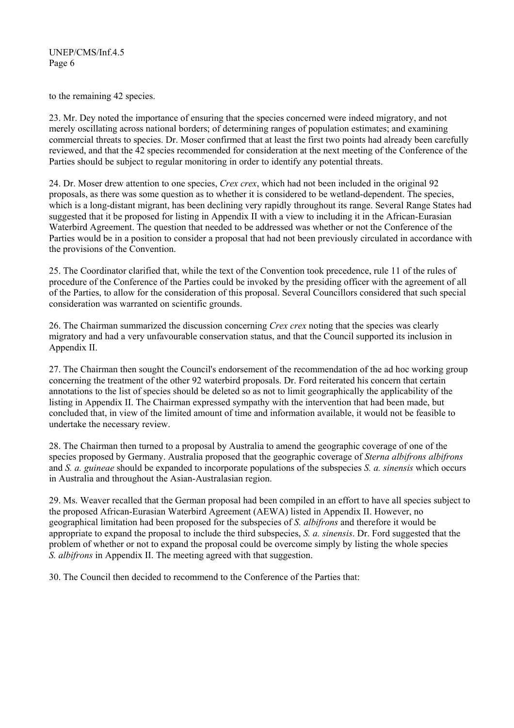to the remaining 42 species.

23. Mr. Dey noted the importance of ensuring that the species concerned were indeed migratory, and not merely oscillating across national borders; of determining ranges of population estimates; and examining commercial threats to species. Dr. Moser confirmed that at least the first two points had already been carefully reviewed, and that the 42 species recommended for consideration at the next meeting of the Conference of the Parties should be subject to regular monitoring in order to identify any potential threats.

24. Dr. Moser drew attention to one species, *Crex crex*, which had not been included in the original 92 proposals, as there was some question as to whether it is considered to be wetland-dependent. The species, which is a long-distant migrant, has been declining very rapidly throughout its range. Several Range States had suggested that it be proposed for listing in Appendix II with a view to including it in the African-Eurasian Waterbird Agreement. The question that needed to be addressed was whether or not the Conference of the Parties would be in a position to consider a proposal that had not been previously circulated in accordance with the provisions of the Convention.

25. The Coordinator clarified that, while the text of the Convention took precedence, rule 11 of the rules of procedure of the Conference of the Parties could be invoked by the presiding officer with the agreement of all of the Parties, to allow for the consideration of this proposal. Several Councillors considered that such special consideration was warranted on scientific grounds.

26. The Chairman summarized the discussion concerning *Crex crex* noting that the species was clearly migratory and had a very unfavourable conservation status, and that the Council supported its inclusion in Appendix II.

27. The Chairman then sought the Council's endorsement of the recommendation of the ad hoc working group concerning the treatment of the other 92 waterbird proposals. Dr. Ford reiterated his concern that certain annotations to the list of species should be deleted so as not to limit geographically the applicability of the listing in Appendix II. The Chairman expressed sympathy with the intervention that had been made, but concluded that, in view of the limited amount of time and information available, it would not be feasible to undertake the necessary review.

28. The Chairman then turned to a proposal by Australia to amend the geographic coverage of one of the species proposed by Germany. Australia proposed that the geographic coverage of *Sterna albifrons albifrons* and *S. a. guineae* should be expanded to incorporate populations of the subspecies *S. a. sinensis* which occurs in Australia and throughout the Asian-Australasian region.

29. Ms. Weaver recalled that the German proposal had been compiled in an effort to have all species subject to the proposed African-Eurasian Waterbird Agreement (AEWA) listed in Appendix II. However, no geographical limitation had been proposed for the subspecies of *S. albifrons* and therefore it would be appropriate to expand the proposal to include the third subspecies, *S. a. sinensis*. Dr. Ford suggested that the problem of whether or not to expand the proposal could be overcome simply by listing the whole species *S. albifrons* in Appendix II. The meeting agreed with that suggestion.

30. The Council then decided to recommend to the Conference of the Parties that: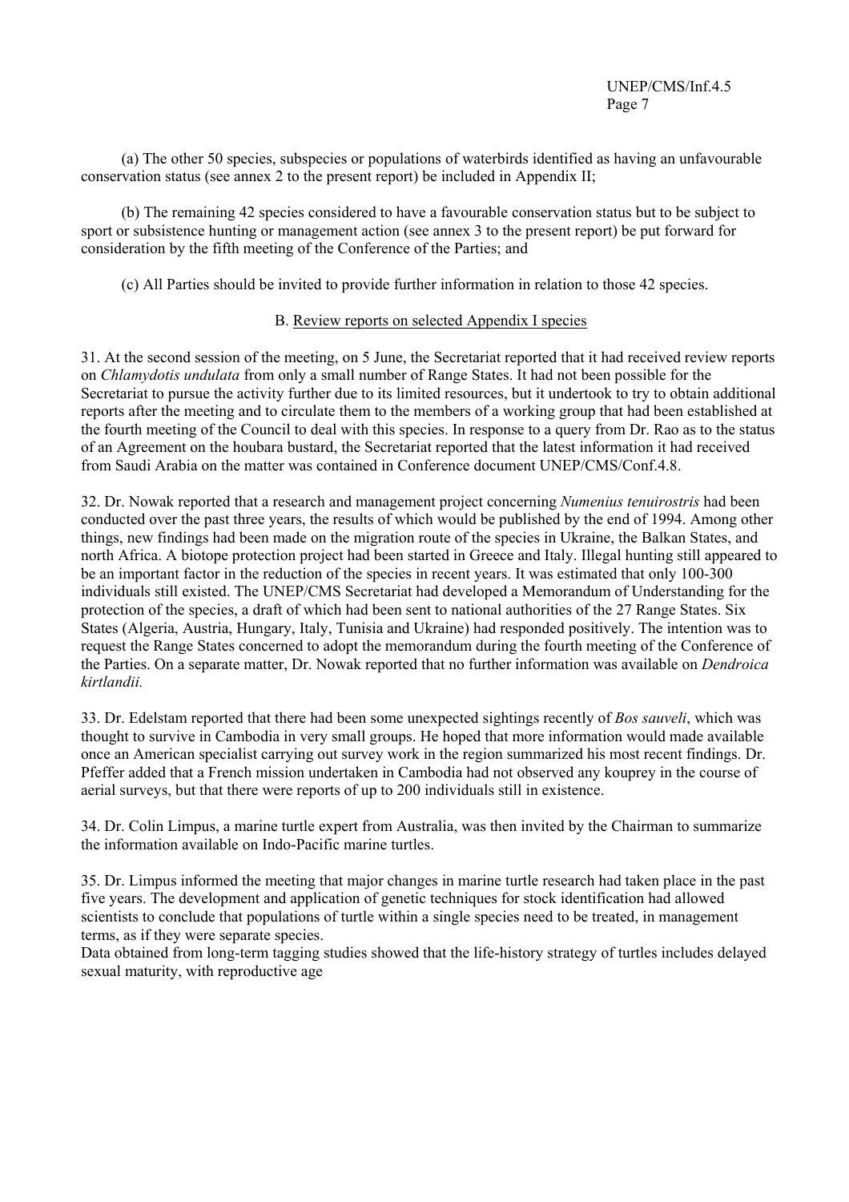(a) The other 50 species, subspecies or populations of waterbirds identified as having an unfavourable conservation status (see annex 2 to the present report) be included in Appendix II;

(b) The remaining 42 species considered to have a favourable conservation status but to be subject to sport or subsistence hunting or management action (see annex 3 to the present report) be put forward for consideration by the fifth meeting of the Conference of the Parties; and

(c) All Parties should be invited to provide further information in relation to those 42 species.

## B. Review reports on selected Appendix I species

31. At the second session of the meeting, on 5 June, the Secretariat reported that it had received review reports on *Chlamydotis undulata* from only a small number of Range States. It had not been possible for the Secretariat to pursue the activity further due to its limited resources, but it undertook to try to obtain additional reports after the meeting and to circulate them to the members of a working group that had been established at the fourth meeting of the Council to deal with this species. In response to a query from Dr. Rao as to the status of an Agreement on the houbara bustard, the Secretariat reported that the latest information it had received from Saudi Arabia on the matter was contained in Conference document UNEP/CMS/Conf.4.8.

32. Dr. Nowak reported that a research and management project concerning *Numenius tenuirostris* had been conducted over the past three years, the results of which would be published by the end of 1994. Among other things, new findings had been made on the migration route of the species in Ukraine, the Balkan States, and north Africa. A biotope protection project had been started in Greece and Italy. Illegal hunting still appeared to be an important factor in the reduction of the species in recent years. It was estimated that only 100-300 individuals still existed. The UNEP/CMS Secretariat had developed a Memorandum of Understanding for the protection of the species, a draft of which had been sent to national authorities of the 27 Range States. Six States (Algeria, Austria, Hungary, Italy, Tunisia and Ukraine) had responded positively. The intention was to request the Range States concerned to adopt the memorandum during the fourth meeting of the Conference of the Parties. On a separate matter, Dr. Nowak reported that no further information was available on *Dendroica kirtlandii.*

33. Dr. Edelstam reported that there had been some unexpected sightings recently of *Bos sauveli*, which was thought to survive in Cambodia in very small groups. He hoped that more information would made available once an American specialist carrying out survey work in the region summarized his most recent findings. Dr. Pfeffer added that a French mission undertaken in Cambodia had not observed any kouprey in the course of aerial surveys, but that there were reports of up to 200 individuals still in existence.

34. Dr. Colin Limpus, a marine turtle expert from Australia, was then invited by the Chairman to summarize the information available on Indo-Pacific marine turtles.

35. Dr. Limpus informed the meeting that major changes in marine turtle research had taken place in the past five years. The development and application of genetic techniques for stock identification had allowed scientists to conclude that populations of turtle within a single species need to be treated, in management terms, as if they were separate species.
Data obtained from long-term tagging studies showed that the life-history strategy of turtles includes delayed sexual maturity, with reproductive age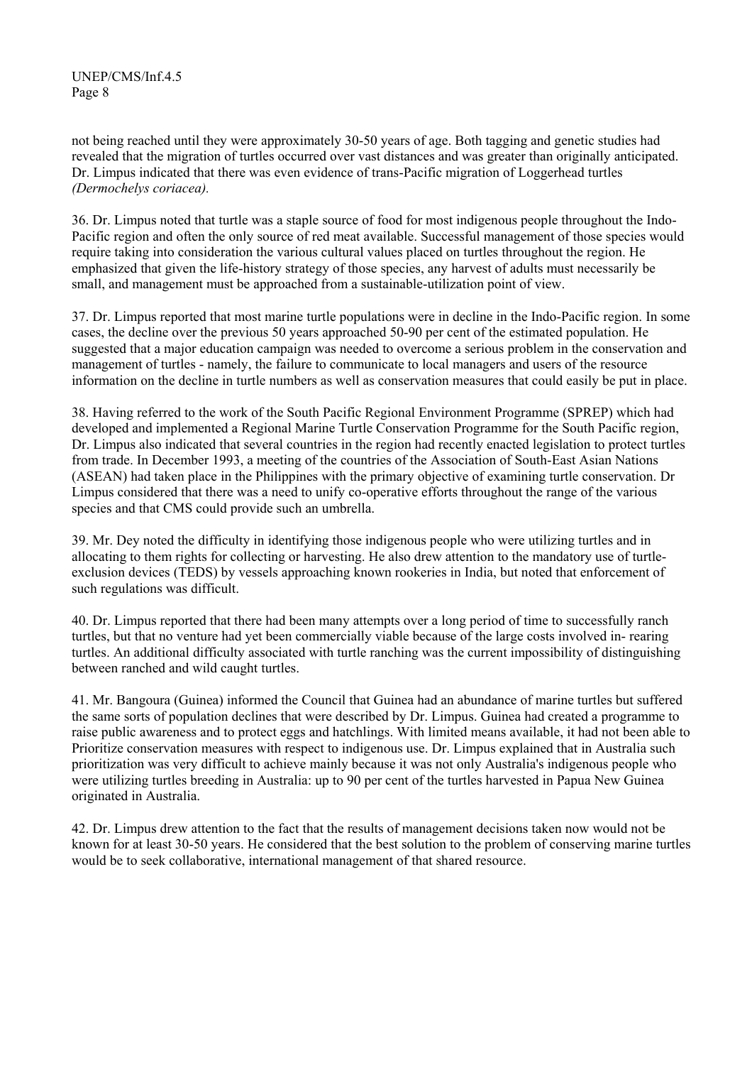not being reached until they were approximately 30-50 years of age. Both tagging and genetic studies had revealed that the migration of turtles occurred over vast distances and was greater than originally anticipated. Dr. Limpus indicated that there was even evidence of trans-Pacific migration of Loggerhead turtles *(Dermochelys coriacea).*

36. Dr. Limpus noted that turtle was a staple source of food for most indigenous people throughout the Indo-Pacific region and often the only source of red meat available. Successful management of those species would require taking into consideration the various cultural values placed on turtles throughout the region. He emphasized that given the life-history strategy of those species, any harvest of adults must necessarily be small, and management must be approached from a sustainable-utilization point of view.

37. Dr. Limpus reported that most marine turtle populations were in decline in the Indo-Pacific region. In some cases, the decline over the previous 50 years approached 50-90 per cent of the estimated population. He suggested that a major education campaign was needed to overcome a serious problem in the conservation and management of turtles - namely, the failure to communicate to local managers and users of the resource information on the decline in turtle numbers as well as conservation measures that could easily be put in place.

38. Having referred to the work of the South Pacific Regional Environment Programme (SPREP) which had developed and implemented a Regional Marine Turtle Conservation Programme for the South Pacific region, Dr. Limpus also indicated that several countries in the region had recently enacted legislation to protect turtles from trade. In December 1993, a meeting of the countries of the Association of South-East Asian Nations (ASEAN) had taken place in the Philippines with the primary objective of examining turtle conservation. Dr Limpus considered that there was a need to unify co-operative efforts throughout the range of the various species and that CMS could provide such an umbrella.

39. Mr. Dey noted the difficulty in identifying those indigenous people who were utilizing turtles and in allocating to them rights for collecting or harvesting. He also drew attention to the mandatory use of turtle-exclusion devices (TEDS) by vessels approaching known rookeries in India, but noted that enforcement of such regulations was difficult.

40. Dr. Limpus reported that there had been many attempts over a long period of time to successfully ranch turtles, but that no venture had yet been commercially viable because of the large costs involved in- rearing turtles. An additional difficulty associated with turtle ranching was the current impossibility of distinguishing between ranched and wild caught turtles.

41. Mr. Bangoura (Guinea) informed the Council that Guinea had an abundance of marine turtles but suffered the same sorts of population declines that were described by Dr. Limpus. Guinea had created a programme to raise public awareness and to protect eggs and hatchlings. With limited means available, it had not been able to Prioritize conservation measures with respect to indigenous use. Dr. Limpus explained that in Australia such prioritization was very difficult to achieve mainly because it was not only Australia's indigenous people who were utilizing turtles breeding in Australia: up to 90 per cent of the turtles harvested in Papua New Guinea originated in Australia.

42. Dr. Limpus drew attention to the fact that the results of management decisions taken now would not be known for at least 30-50 years. He considered that the best solution to the problem of conserving marine turtles would be to seek collaborative, international management of that shared resource.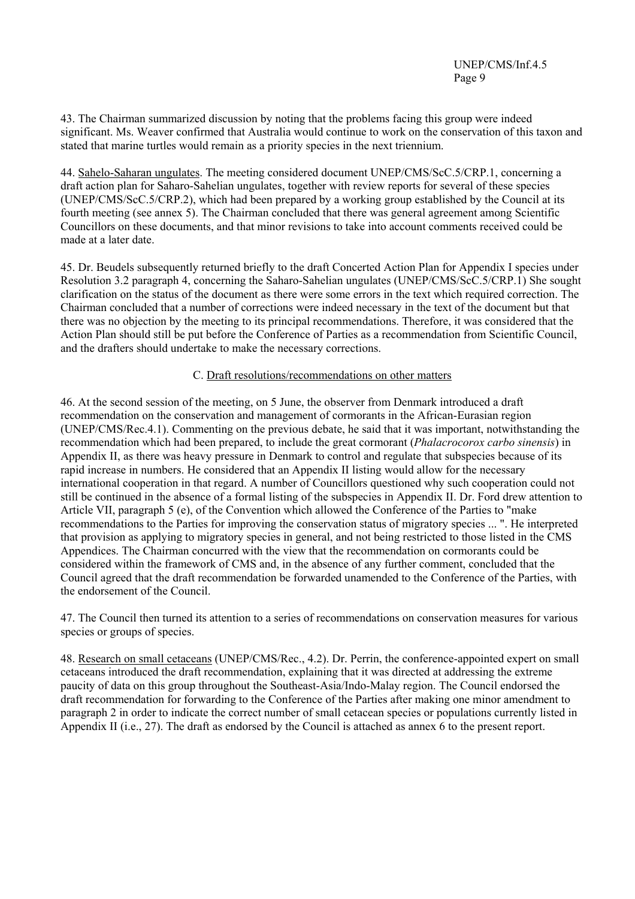43. The Chairman summarized discussion by noting that the problems facing this group were indeed significant. Ms. Weaver confirmed that Australia would continue to work on the conservation of this taxon and stated that marine turtles would remain as a priority species in the next triennium.

44. Sahelo-Saharan ungulates. The meeting considered document UNEP/CMS/ScC.5/CRP.1, concerning a draft action plan for Saharo-Sahelian ungulates, together with review reports for several of these species (UNEP/CMS/ScC.5/CRP.2), which had been prepared by a working group established by the Council at its fourth meeting (see annex 5). The Chairman concluded that there was general agreement among Scientific Councillors on these documents, and that minor revisions to take into account comments received could be made at a later date.

45. Dr. Beudels subsequently returned briefly to the draft Concerted Action Plan for Appendix I species under Resolution 3.2 paragraph 4, concerning the Saharo-Sahelian ungulates (UNEP/CMS/ScC.5/CRP.1) She sought clarification on the status of the document as there were some errors in the text which required correction. The Chairman concluded that a number of corrections were indeed necessary in the text of the document but that there was no objection by the meeting to its principal recommendations. Therefore, it was considered that the Action Plan should still be put before the Conference of Parties as a recommendation from Scientific Council, and the drafters should undertake to make the necessary corrections.

## C. Draft resolutions/recommendations on other matters

46. At the second session of the meeting, on 5 June, the observer from Denmark introduced a draft recommendation on the conservation and management of cormorants in the African-Eurasian region (UNEP/CMS/Rec.4.1). Commenting on the previous debate, he said that it was important, notwithstanding the recommendation which had been prepared, to include the great cormorant (*Phalacrocorox carbo sinensis*) in Appendix II, as there was heavy pressure in Denmark to control and regulate that subspecies because of its rapid increase in numbers. He considered that an Appendix II listing would allow for the necessary international cooperation in that regard. A number of Councillors questioned why such cooperation could not still be continued in the absence of a formal listing of the subspecies in Appendix II. Dr. Ford drew attention to Article VII, paragraph 5 (e), of the Convention which allowed the Conference of the Parties to "make recommendations to the Parties for improving the conservation status of migratory species ... ". He interpreted that provision as applying to migratory species in general, and not being restricted to those listed in the CMS Appendices. The Chairman concurred with the view that the recommendation on cormorants could be considered within the framework of CMS and, in the absence of any further comment, concluded that the Council agreed that the draft recommendation be forwarded unamended to the Conference of the Parties, with the endorsement of the Council.

47. The Council then turned its attention to a series of recommendations on conservation measures for various species or groups of species.

48. Research on small cetaceans (UNEP/CMS/Rec., 4.2). Dr. Perrin, the conference-appointed expert on small cetaceans introduced the draft recommendation, explaining that it was directed at addressing the extreme paucity of data on this group throughout the Southeast-Asia/Indo-Malay region. The Council endorsed the draft recommendation for forwarding to the Conference of the Parties after making one minor amendment to paragraph 2 in order to indicate the correct number of small cetacean species or populations currently listed in Appendix II (i.e., 27). The draft as endorsed by the Council is attached as annex 6 to the present report.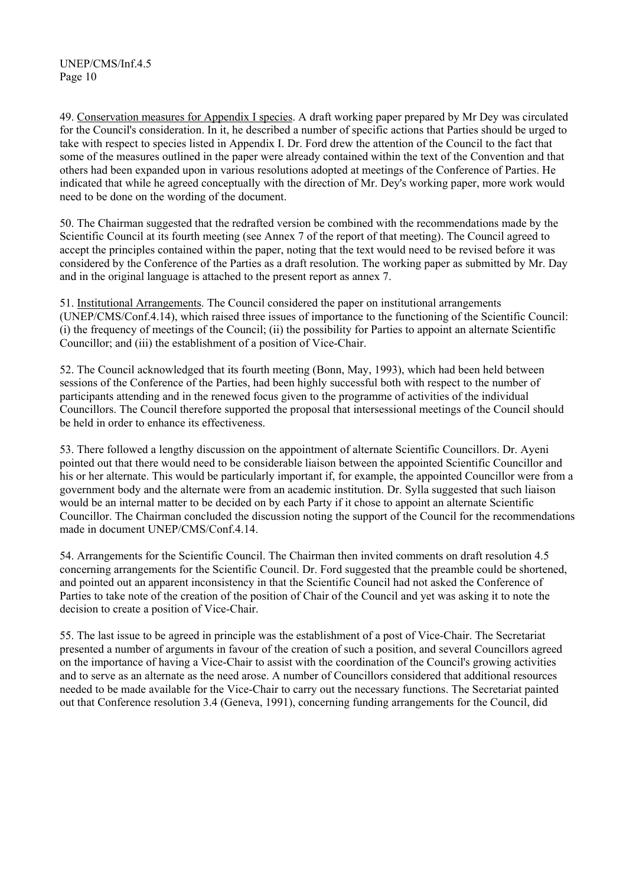49. <u>Conservation measures for Appendix I species</u>. A draft working paper prepared by Mr Dey was circulated for the Council's consideration. In it, he described a number of specific actions that Parties should be urged to take with respect to species listed in Appendix I. Dr. Ford drew the attention of the Council to the fact that some of the measures outlined in the paper were already contained within the text of the Convention and that others had been expanded upon in various resolutions adopted at meetings of the Conference of Parties. He indicated that while he agreed conceptually with the direction of Mr. Dey's working paper, more work would need to be done on the wording of the document.

50. The Chairman suggested that the redrafted version be combined with the recommendations made by the Scientific Council at its fourth meeting (see Annex 7 of the report of that meeting). The Council agreed to accept the principles contained within the paper, noting that the text would need to be revised before it was considered by the Conference of the Parties as a draft resolution. The working paper as submitted by Mr. Day and in the original language is attached to the present report as annex 7.

51. <u>Institutional Arrangements</u>. The Council considered the paper on institutional arrangements (UNEP/CMS/Conf.4.14), which raised three issues of importance to the functioning of the Scientific Council: (i) the frequency of meetings of the Council; (ii) the possibility for Parties to appoint an alternate Scientific Councillor; and (iii) the establishment of a position of Vice-Chair.

52. The Council acknowledged that its fourth meeting (Bonn, May, 1993), which had been held between sessions of the Conference of the Parties, had been highly successful both with respect to the number of participants attending and in the renewed focus given to the programme of activities of the individual Councillors. The Council therefore supported the proposal that intersessional meetings of the Council should be held in order to enhance its effectiveness.

53. There followed a lengthy discussion on the appointment of alternate Scientific Councillors. Dr. Ayeni pointed out that there would need to be considerable liaison between the appointed Scientific Councillor and his or her alternate. This would be particularly important if, for example, the appointed Councillor were from a government body and the alternate were from an academic institution. Dr. Sylla suggested that such liaison would be an internal matter to be decided on by each Party if it chose to appoint an alternate Scientific Councillor. The Chairman concluded the discussion noting the support of the Council for the recommendations made in document UNEP/CMS/Conf.4.14.

54. Arrangements for the Scientific Council. The Chairman then invited comments on draft resolution 4.5 concerning arrangements for the Scientific Council. Dr. Ford suggested that the preamble could be shortened, and pointed out an apparent inconsistency in that the Scientific Council had not asked the Conference of Parties to take note of the creation of the position of Chair of the Council and yet was asking it to note the decision to create a position of Vice-Chair.

55. The last issue to be agreed in principle was the establishment of a post of Vice-Chair. The Secretariat presented a number of arguments in favour of the creation of such a position, and several Councillors agreed on the importance of having a Vice-Chair to assist with the coordination of the Council's growing activities and to serve as an alternate as the need arose. A number of Councillors considered that additional resources needed to be made available for the Vice-Chair to carry out the necessary functions. The Secretariat painted out that Conference resolution 3.4 (Geneva, 1991), concerning funding arrangements for the Council, did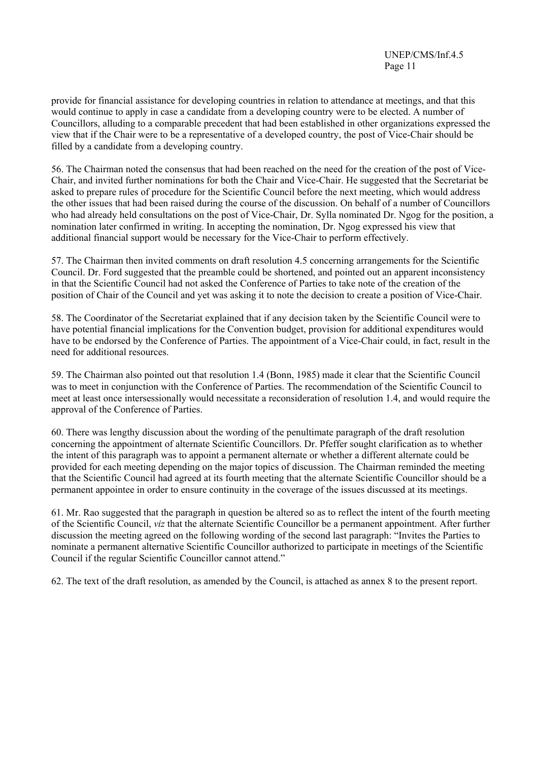provide for financial assistance for developing countries in relation to attendance at meetings, and that this would continue to apply in case a candidate from a developing country were to be elected. A number of Councillors, alluding to a comparable precedent that had been established in other organizations expressed the view that if the Chair were to be a representative of a developed country, the post of Vice-Chair should be filled by a candidate from a developing country.

56. The Chairman noted the consensus that had been reached on the need for the creation of the post of Vice-Chair, and invited further nominations for both the Chair and Vice-Chair. He suggested that the Secretariat be asked to prepare rules of procedure for the Scientific Council before the next meeting, which would address the other issues that had been raised during the course of the discussion. On behalf of a number of Councillors who had already held consultations on the post of Vice-Chair, Dr. Sylla nominated Dr. Ngog for the position, a nomination later confirmed in writing. In accepting the nomination, Dr. Ngog expressed his view that additional financial support would be necessary for the Vice-Chair to perform effectively.

57. The Chairman then invited comments on draft resolution 4.5 concerning arrangements for the Scientific Council. Dr. Ford suggested that the preamble could be shortened, and pointed out an apparent inconsistency in that the Scientific Council had not asked the Conference of Parties to take note of the creation of the position of Chair of the Council and yet was asking it to note the decision to create a position of Vice-Chair.

58. The Coordinator of the Secretariat explained that if any decision taken by the Scientific Council were to have potential financial implications for the Convention budget, provision for additional expenditures would have to be endorsed by the Conference of Parties. The appointment of a Vice-Chair could, in fact, result in the need for additional resources.

59. The Chairman also pointed out that resolution 1.4 (Bonn, 1985) made it clear that the Scientific Council was to meet in conjunction with the Conference of Parties. The recommendation of the Scientific Council to meet at least once intersessionally would necessitate a reconsideration of resolution 1.4, and would require the approval of the Conference of Parties.

60. There was lengthy discussion about the wording of the penultimate paragraph of the draft resolution concerning the appointment of alternate Scientific Councillors. Dr. Pfeffer sought clarification as to whether the intent of this paragraph was to appoint a permanent alternate or whether a different alternate could be provided for each meeting depending on the major topics of discussion. The Chairman reminded the meeting that the Scientific Council had agreed at its fourth meeting that the alternate Scientific Councillor should be a permanent appointee in order to ensure continuity in the coverage of the issues discussed at its meetings.

61. Mr. Rao suggested that the paragraph in question be altered so as to reflect the intent of the fourth meeting of the Scientific Council, *viz* that the alternate Scientific Councillor be a permanent appointment. After further discussion the meeting agreed on the following wording of the second last paragraph: "Invites the Parties to nominate a permanent alternative Scientific Councillor authorized to participate in meetings of the Scientific Council if the regular Scientific Councillor cannot attend."

62. The text of the draft resolution, as amended by the Council, is attached as annex 8 to the present report.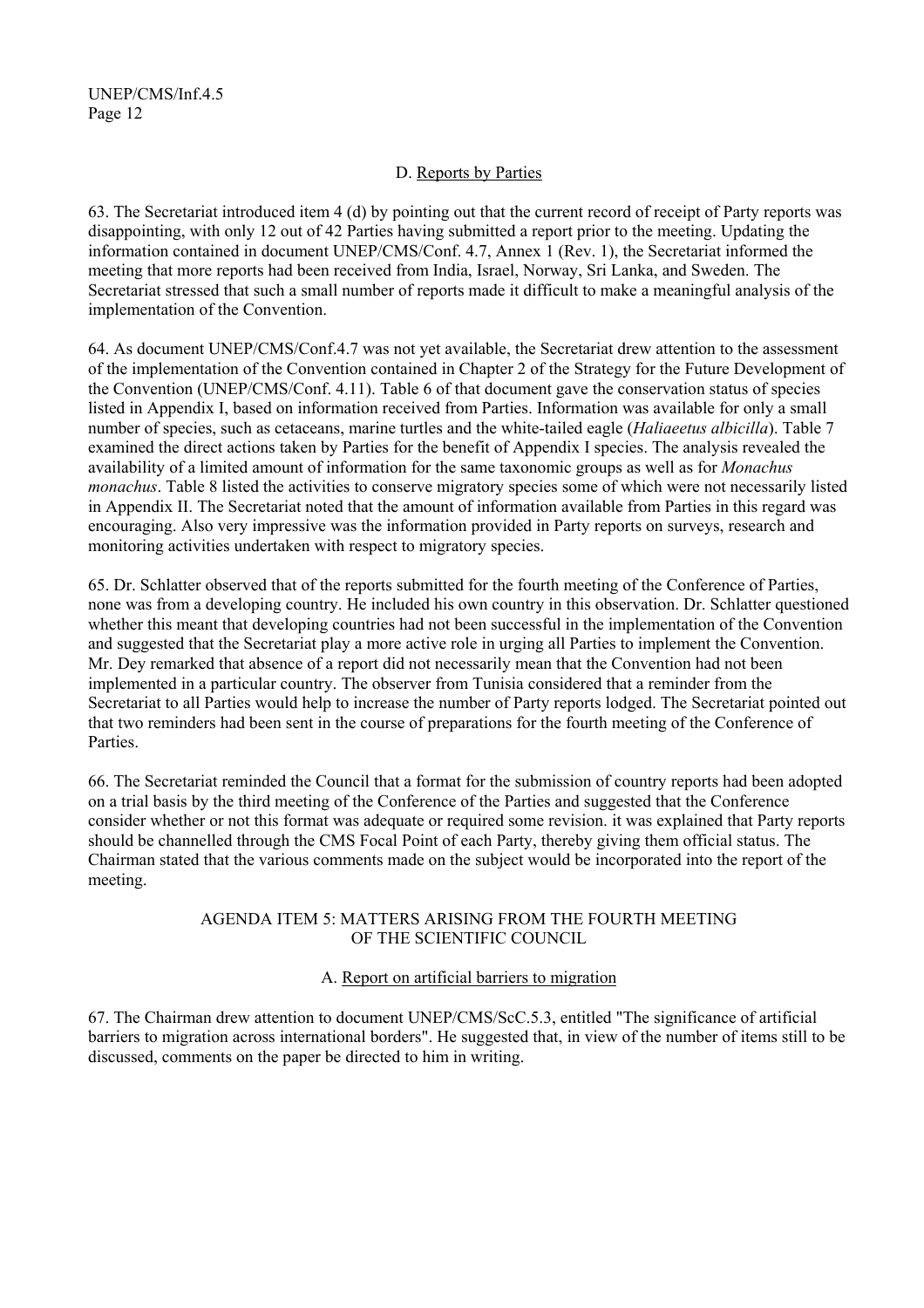### D. Reports by Parties

63. The Secretariat introduced item 4 (d) by pointing out that the current record of receipt of Party reports was disappointing, with only 12 out of 42 Parties having submitted a report prior to the meeting. Updating the information contained in document UNEP/CMS/Conf. 4.7, Annex 1 (Rev. 1), the Secretariat informed the meeting that more reports had been received from India, Israel, Norway, Sri Lanka, and Sweden. The Secretariat stressed that such a small number of reports made it difficult to make a meaningful analysis of the implementation of the Convention.

64. As document UNEP/CMS/Conf.4.7 was not yet available, the Secretariat drew attention to the assessment of the implementation of the Convention contained in Chapter 2 of the Strategy for the Future Development of the Convention (UNEP/CMS/Conf. 4.11). Table 6 of that document gave the conservation status of species listed in Appendix I, based on information received from Parties. Information was available for only a small number of species, such as cetaceans, marine turtles and the white-tailed eagle (*Haliaeetus albicilla*). Table 7 examined the direct actions taken by Parties for the benefit of Appendix I species. The analysis revealed the availability of a limited amount of information for the same taxonomic groups as well as for *Monachus monachus*. Table 8 listed the activities to conserve migratory species some of which were not necessarily listed in Appendix II. The Secretariat noted that the amount of information available from Parties in this regard was encouraging. Also very impressive was the information provided in Party reports on surveys, research and monitoring activities undertaken with respect to migratory species.

65. Dr. Schlatter observed that of the reports submitted for the fourth meeting of the Conference of Parties, none was from a developing country. He included his own country in this observation. Dr. Schlatter questioned whether this meant that developing countries had not been successful in the implementation of the Convention and suggested that the Secretariat play a more active role in urging all Parties to implement the Convention. Mr. Dey remarked that absence of a report did not necessarily mean that the Convention had not been implemented in a particular country. The observer from Tunisia considered that a reminder from the Secretariat to all Parties would help to increase the number of Party reports lodged. The Secretariat pointed out that two reminders had been sent in the course of preparations for the fourth meeting of the Conference of Parties.

66. The Secretariat reminded the Council that a format for the submission of country reports had been adopted on a trial basis by the third meeting of the Conference of the Parties and suggested that the Conference consider whether or not this format was adequate or required some revision. it was explained that Party reports should be channelled through the CMS Focal Point of each Party, thereby giving them official status. The Chairman stated that the various comments made on the subject would be incorporated into the report of the meeting.

## AGENDA ITEM 5: MATTERS ARISING FROM THE FOURTH MEETING OF THE SCIENTIFIC COUNCIL

### A. Report on artificial barriers to migration

67. The Chairman drew attention to document UNEP/CMS/ScC.5.3, entitled "The significance of artificial barriers to migration across international borders". He suggested that, in view of the number of items still to be discussed, comments on the paper be directed to him in writing.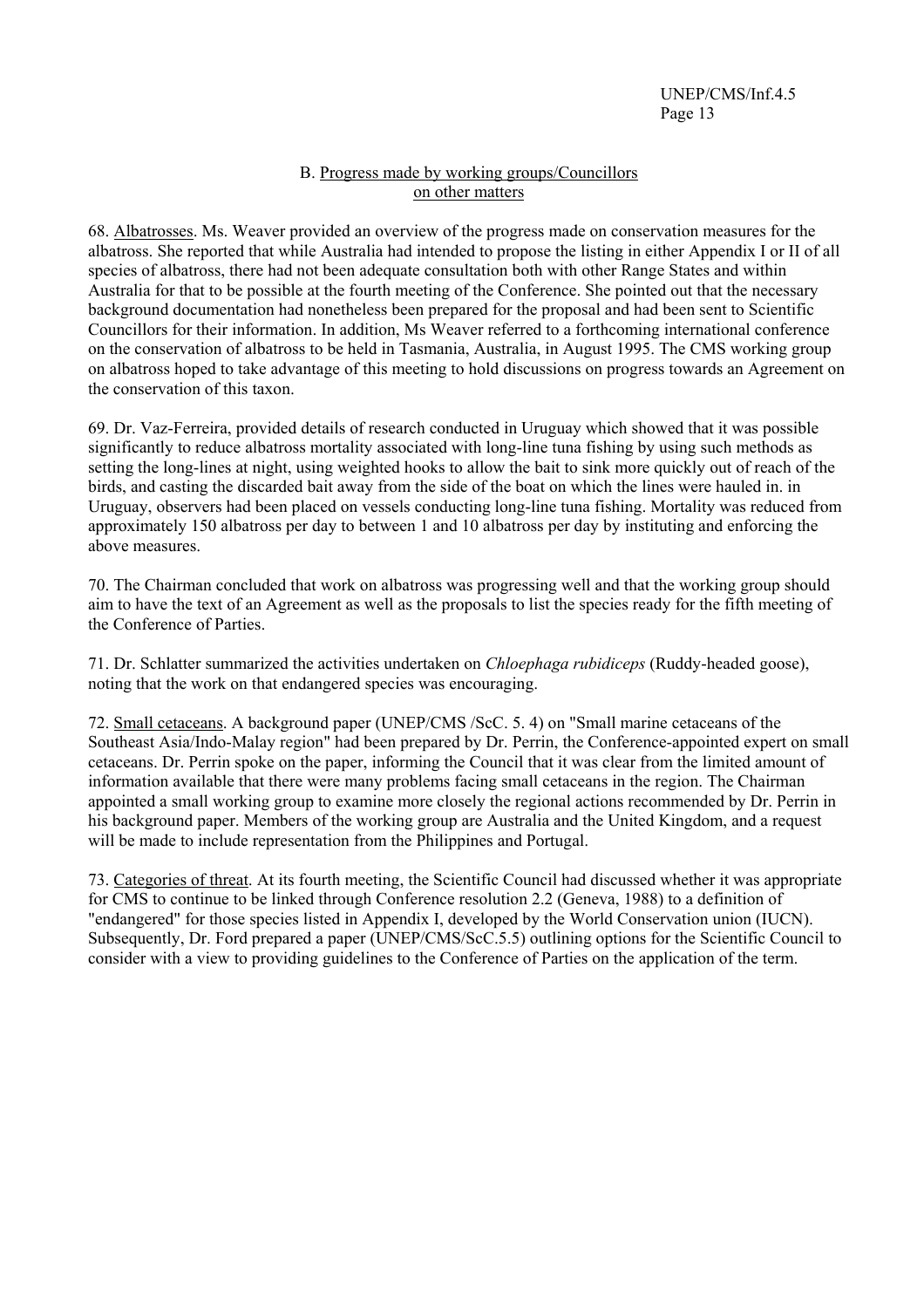## B. Progress made by working groups/Councillors on other matters

68. Albatrosses. Ms. Weaver provided an overview of the progress made on conservation measures for the albatross. She reported that while Australia had intended to propose the listing in either Appendix I or II of all species of albatross, there had not been adequate consultation both with other Range States and within Australia for that to be possible at the fourth meeting of the Conference. She pointed out that the necessary background documentation had nonetheless been prepared for the proposal and had been sent to Scientific Councillors for their information. In addition, Ms Weaver referred to a forthcoming international conference on the conservation of albatross to be held in Tasmania, Australia, in August 1995. The CMS working group on albatross hoped to take advantage of this meeting to hold discussions on progress towards an Agreement on the conservation of this taxon.

69. Dr. Vaz-Ferreira, provided details of research conducted in Uruguay which showed that it was possible significantly to reduce albatross mortality associated with long-line tuna fishing by using such methods as setting the long-lines at night, using weighted hooks to allow the bait to sink more quickly out of reach of the birds, and casting the discarded bait away from the side of the boat on which the lines were hauled in. in Uruguay, observers had been placed on vessels conducting long-line tuna fishing. Mortality was reduced from approximately 150 albatross per day to between 1 and 10 albatross per day by instituting and enforcing the above measures.

70. The Chairman concluded that work on albatross was progressing well and that the working group should aim to have the text of an Agreement as well as the proposals to list the species ready for the fifth meeting of the Conference of Parties.

71. Dr. Schlatter summarized the activities undertaken on *Chloephaga rubidiceps* (Ruddy-headed goose), noting that the work on that endangered species was encouraging.

72. Small cetaceans. A background paper (UNEP/CMS /ScC. 5. 4) on "Small marine cetaceans of the Southeast Asia/Indo-Malay region" had been prepared by Dr. Perrin, the Conference-appointed expert on small cetaceans. Dr. Perrin spoke on the paper, informing the Council that it was clear from the limited amount of information available that there were many problems facing small cetaceans in the region. The Chairman appointed a small working group to examine more closely the regional actions recommended by Dr. Perrin in his background paper. Members of the working group are Australia and the United Kingdom, and a request will be made to include representation from the Philippines and Portugal.

73. Categories of threat. At its fourth meeting, the Scientific Council had discussed whether it was appropriate for CMS to continue to be linked through Conference resolution 2.2 (Geneva, 1988) to a definition of "endangered" for those species listed in Appendix I, developed by the World Conservation union (IUCN). Subsequently, Dr. Ford prepared a paper (UNEP/CMS/ScC.5.5) outlining options for the Scientific Council to consider with a view to providing guidelines to the Conference of Parties on the application of the term.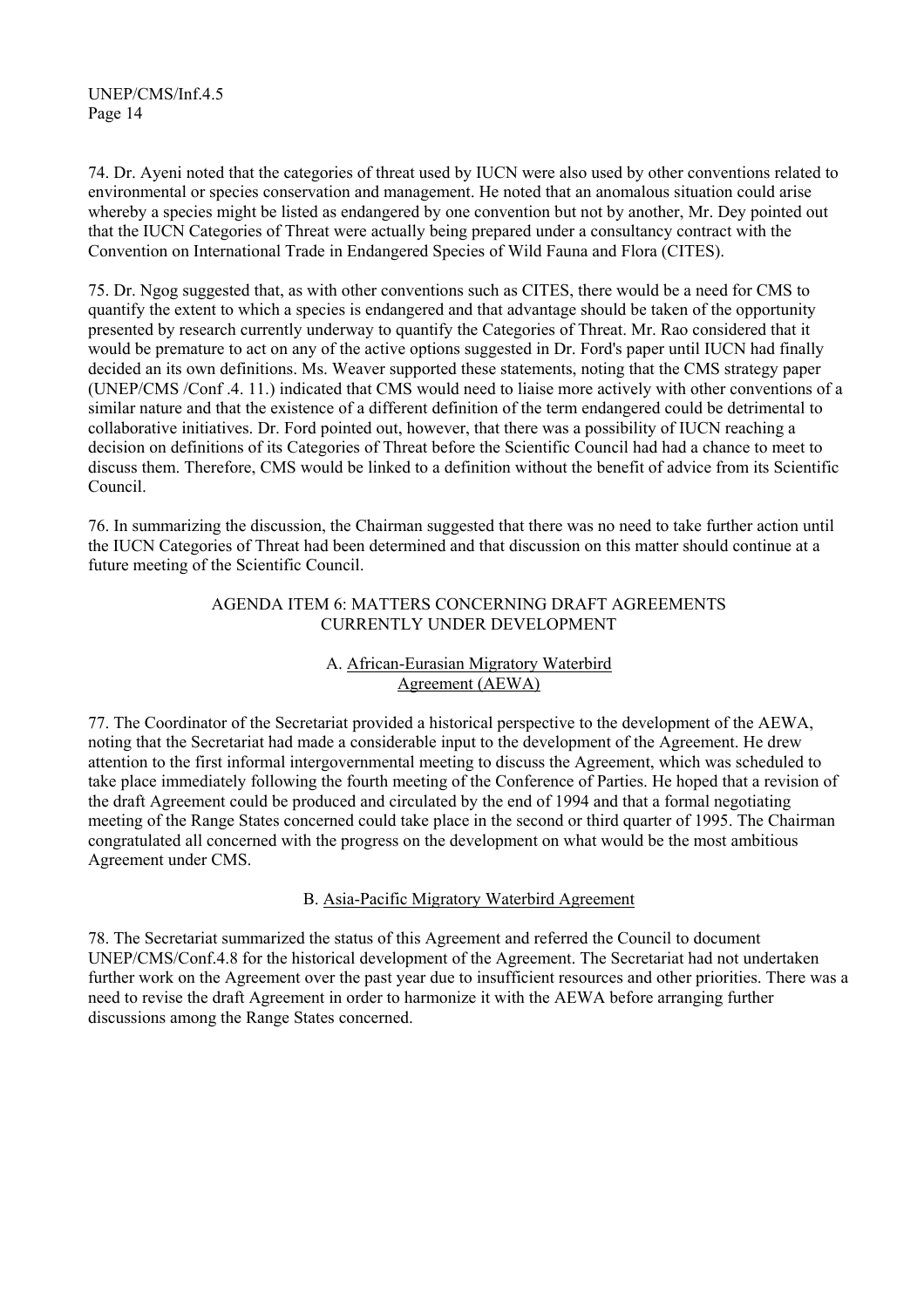74. Dr. Ayeni noted that the categories of threat used by IUCN were also used by other conventions related to environmental or species conservation and management. He noted that an anomalous situation could arise whereby a species might be listed as endangered by one convention but not by another, Mr. Dey pointed out that the IUCN Categories of Threat were actually being prepared under a consultancy contract with the Convention on International Trade in Endangered Species of Wild Fauna and Flora (CITES).

75. Dr. Ngog suggested that, as with other conventions such as CITES, there would be a need for CMS to quantify the extent to which a species is endangered and that advantage should be taken of the opportunity presented by research currently underway to quantify the Categories of Threat. Mr. Rao considered that it would be premature to act on any of the active options suggested in Dr. Ford's paper until IUCN had finally decided an its own definitions. Ms. Weaver supported these statements, noting that the CMS strategy paper (UNEP/CMS /Conf .4. 11.) indicated that CMS would need to liaise more actively with other conventions of a similar nature and that the existence of a different definition of the term endangered could be detrimental to collaborative initiatives. Dr. Ford pointed out, however, that there was a possibility of IUCN reaching a decision on definitions of its Categories of Threat before the Scientific Council had had a chance to meet to discuss them. Therefore, CMS would be linked to a definition without the benefit of advice from its Scientific Council.

76. In summarizing the discussion, the Chairman suggested that there was no need to take further action until the IUCN Categories of Threat had been determined and that discussion on this matter should continue at a future meeting of the Scientific Council.

## AGENDA ITEM 6: MATTERS CONCERNING DRAFT AGREEMENTS CURRENTLY UNDER DEVELOPMENT

### A. African-Eurasian Migratory Waterbird Agreement (AEWA)

77. The Coordinator of the Secretariat provided a historical perspective to the development of the AEWA, noting that the Secretariat had made a considerable input to the development of the Agreement. He drew attention to the first informal intergovernmental meeting to discuss the Agreement, which was scheduled to take place immediately following the fourth meeting of the Conference of Parties. He hoped that a revision of the draft Agreement could be produced and circulated by the end of 1994 and that a formal negotiating meeting of the Range States concerned could take place in the second or third quarter of 1995. The Chairman congratulated all concerned with the progress on the development on what would be the most ambitious Agreement under CMS.

### B. Asia-Pacific Migratory Waterbird Agreement

78. The Secretariat summarized the status of this Agreement and referred the Council to document UNEP/CMS/Conf.4.8 for the historical development of the Agreement. The Secretariat had not undertaken further work on the Agreement over the past year due to insufficient resources and other priorities. There was a need to revise the draft Agreement in order to harmonize it with the AEWA before arranging further discussions among the Range States concerned.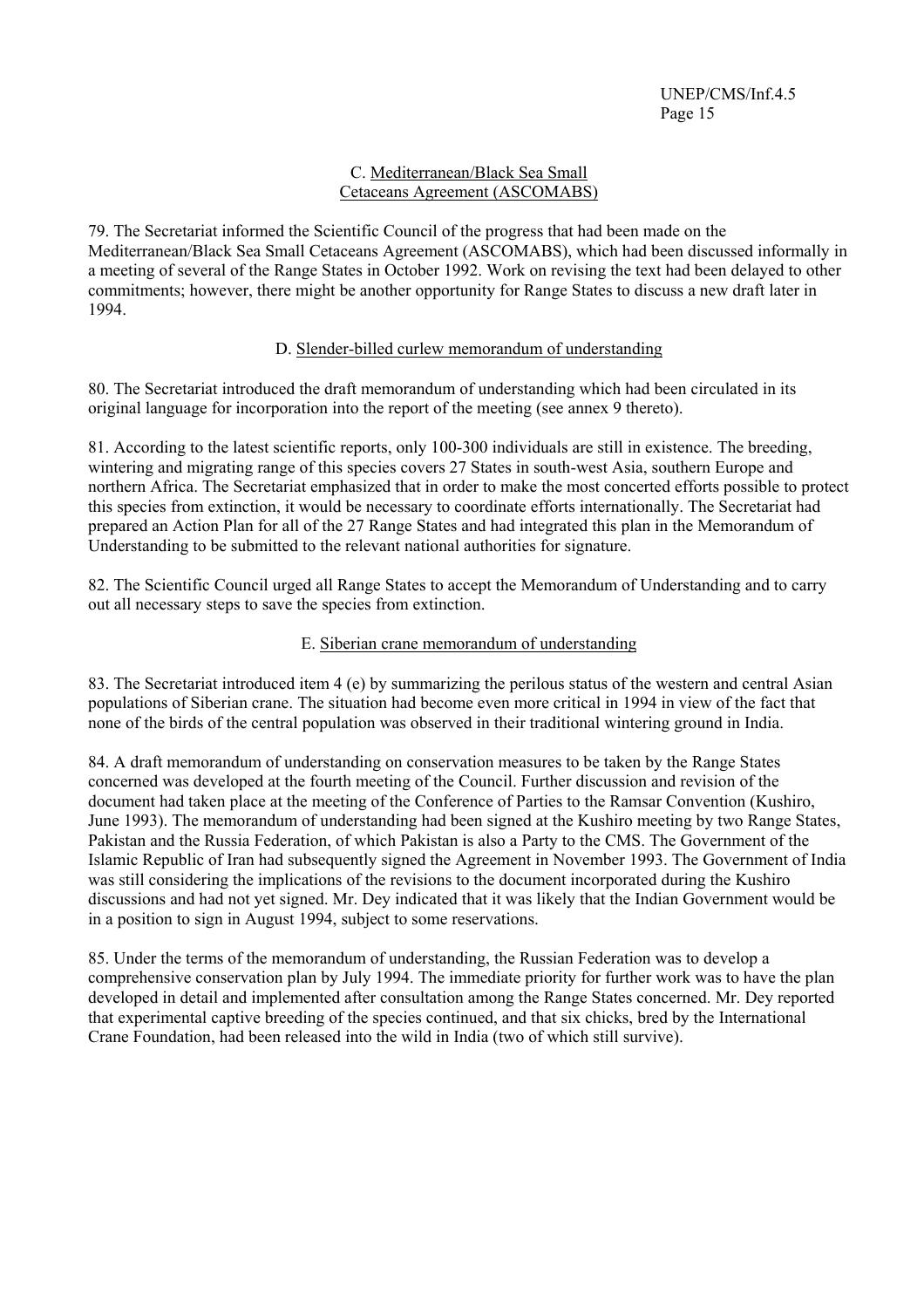### C. Mediterranean/Black Sea Small Cetaceans Agreement (ASCOMABS)

79. The Secretariat informed the Scientific Council of the progress that had been made on the Mediterranean/Black Sea Small Cetaceans Agreement (ASCOMABS), which had been discussed informally in a meeting of several of the Range States in October 1992. Work on revising the text had been delayed to other commitments; however, there might be another opportunity for Range States to discuss a new draft later in 1994.

### D. Slender-billed curlew memorandum of understanding

80. The Secretariat introduced the draft memorandum of understanding which had been circulated in its original language for incorporation into the report of the meeting (see annex 9 thereto).

81. According to the latest scientific reports, only 100-300 individuals are still in existence. The breeding, wintering and migrating range of this species covers 27 States in south-west Asia, southern Europe and northern Africa. The Secretariat emphasized that in order to make the most concerted efforts possible to protect this species from extinction, it would be necessary to coordinate efforts internationally. The Secretariat had prepared an Action Plan for all of the 27 Range States and had integrated this plan in the Memorandum of Understanding to be submitted to the relevant national authorities for signature.

82. The Scientific Council urged all Range States to accept the Memorandum of Understanding and to carry out all necessary steps to save the species from extinction.

### E. Siberian crane memorandum of understanding

83. The Secretariat introduced item 4 (e) by summarizing the perilous status of the western and central Asian populations of Siberian crane. The situation had become even more critical in 1994 in view of the fact that none of the birds of the central population was observed in their traditional wintering ground in India.

84. A draft memorandum of understanding on conservation measures to be taken by the Range States concerned was developed at the fourth meeting of the Council. Further discussion and revision of the document had taken place at the meeting of the Conference of Parties to the Ramsar Convention (Kushiro, June 1993). The memorandum of understanding had been signed at the Kushiro meeting by two Range States, Pakistan and the Russia Federation, of which Pakistan is also a Party to the CMS. The Government of the Islamic Republic of Iran had subsequently signed the Agreement in November 1993. The Government of India was still considering the implications of the revisions to the document incorporated during the Kushiro discussions and had not yet signed. Mr. Dey indicated that it was likely that the Indian Government would be in a position to sign in August 1994, subject to some reservations.

85. Under the terms of the memorandum of understanding, the Russian Federation was to develop a comprehensive conservation plan by July 1994. The immediate priority for further work was to have the plan developed in detail and implemented after consultation among the Range States concerned. Mr. Dey reported that experimental captive breeding of the species continued, and that six chicks, bred by the International Crane Foundation, had been released into the wild in India (two of which still survive).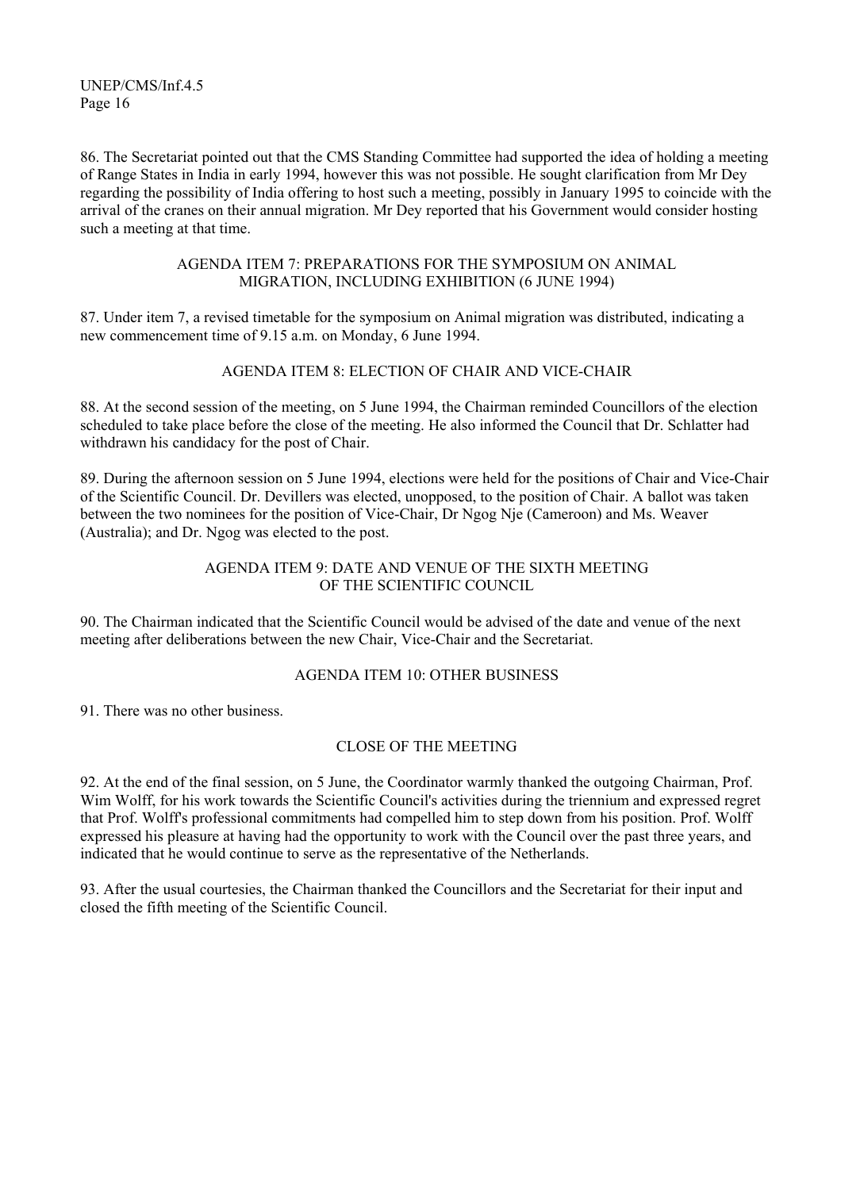86. The Secretariat pointed out that the CMS Standing Committee had supported the idea of holding a meeting of Range States in India in early 1994, however this was not possible. He sought clarification from Mr Dey regarding the possibility of India offering to host such a meeting, possibly in January 1995 to coincide with the arrival of the cranes on their annual migration. Mr Dey reported that his Government would consider hosting such a meeting at that time.

## AGENDA ITEM 7: PREPARATIONS FOR THE SYMPOSIUM ON ANIMAL MIGRATION, INCLUDING EXHIBITION (6 JUNE 1994)

87. Under item 7, a revised timetable for the symposium on Animal migration was distributed, indicating a new commencement time of 9.15 a.m. on Monday, 6 June 1994.

## AGENDA ITEM 8: ELECTION OF CHAIR AND VICE-CHAIR

88. At the second session of the meeting, on 5 June 1994, the Chairman reminded Councillors of the election scheduled to take place before the close of the meeting. He also informed the Council that Dr. Schlatter had withdrawn his candidacy for the post of Chair.

89. During the afternoon session on 5 June 1994, elections were held for the positions of Chair and Vice-Chair of the Scientific Council. Dr. Devillers was elected, unopposed, to the position of Chair. A ballot was taken between the two nominees for the position of Vice-Chair, Dr Ngog Nje (Cameroon) and Ms. Weaver (Australia); and Dr. Ngog was elected to the post.

## AGENDA ITEM 9: DATE AND VENUE OF THE SIXTH MEETING OF THE SCIENTIFIC COUNCIL

90. The Chairman indicated that the Scientific Council would be advised of the date and venue of the next meeting after deliberations between the new Chair, Vice-Chair and the Secretariat.

## AGENDA ITEM 10: OTHER BUSINESS

91. There was no other business.

## CLOSE OF THE MEETING

92. At the end of the final session, on 5 June, the Coordinator warmly thanked the outgoing Chairman, Prof. Wim Wolff, for his work towards the Scientific Council's activities during the triennium and expressed regret that Prof. Wolff's professional commitments had compelled him to step down from his position. Prof. Wolff expressed his pleasure at having had the opportunity to work with the Council over the past three years, and indicated that he would continue to serve as the representative of the Netherlands.

93. After the usual courtesies, the Chairman thanked the Councillors and the Secretariat for their input and closed the fifth meeting of the Scientific Council.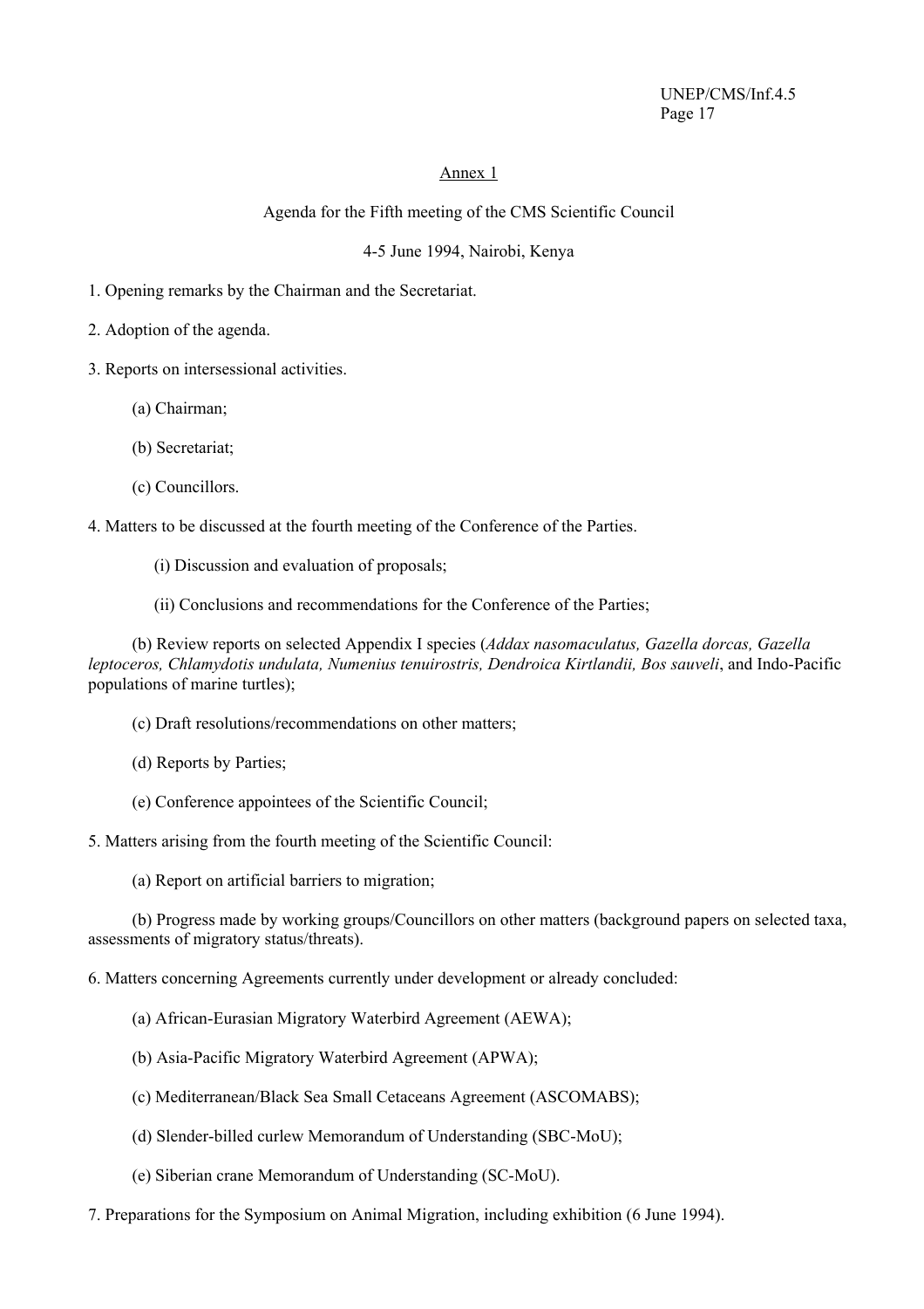<u>Annex 1</u>

Agenda for the Fifth meeting of the CMS Scientific Council

4-5 June 1994, Nairobi, Kenya

1. Opening remarks by the Chairman and the Secretariat.

2. Adoption of the agenda.

3. Reports on intersessional activities.

    (a) Chairman;

    (b) Secretariat;

    (c) Councillors.

4. Matters to be discussed at the fourth meeting of the Conference of the Parties.

        (i) Discussion and evaluation of proposals;

        (ii) Conclusions and recommendations for the Conference of the Parties;

    (b) Review reports on selected Appendix I species (*Addax nasomaculatus, Gazella dorcas, Gazella leptoceros, Chlamydotis undulata, Numenius tenuirostris, Dendroica Kirtlandii, Bos sauveli*, and Indo-Pacific populations of marine turtles);

    (c) Draft resolutions/recommendations on other matters;

    (d) Reports by Parties;

    (e) Conference appointees of the Scientific Council;

5. Matters arising from the fourth meeting of the Scientific Council:

    (a) Report on artificial barriers to migration;

    (b) Progress made by working groups/Councillors on other matters (background papers on selected taxa, assessments of migratory status/threats).

6. Matters concerning Agreements currently under development or already concluded:

    (a) African-Eurasian Migratory Waterbird Agreement (AEWA);

    (b) Asia-Pacific Migratory Waterbird Agreement (APWA);

    (c) Mediterranean/Black Sea Small Cetaceans Agreement (ASCOMABS);

    (d) Slender-billed curlew Memorandum of Understanding (SBC-MoU);

    (e) Siberian crane Memorandum of Understanding (SC-MoU).

7. Preparations for the Symposium on Animal Migration, including exhibition (6 June 1994).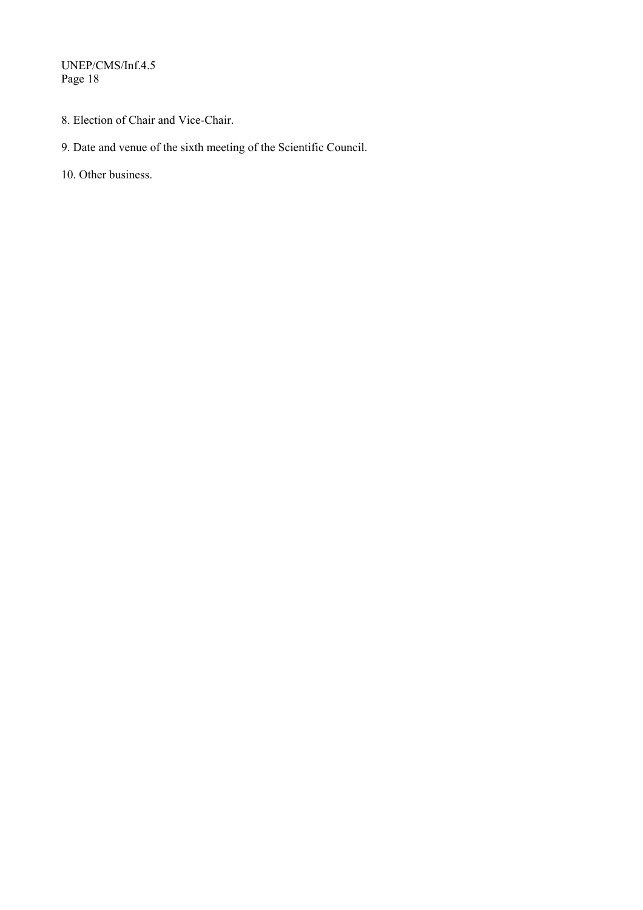8. Election of Chair and Vice-Chair.

9. Date and venue of the sixth meeting of the Scientific Council.

10. Other business.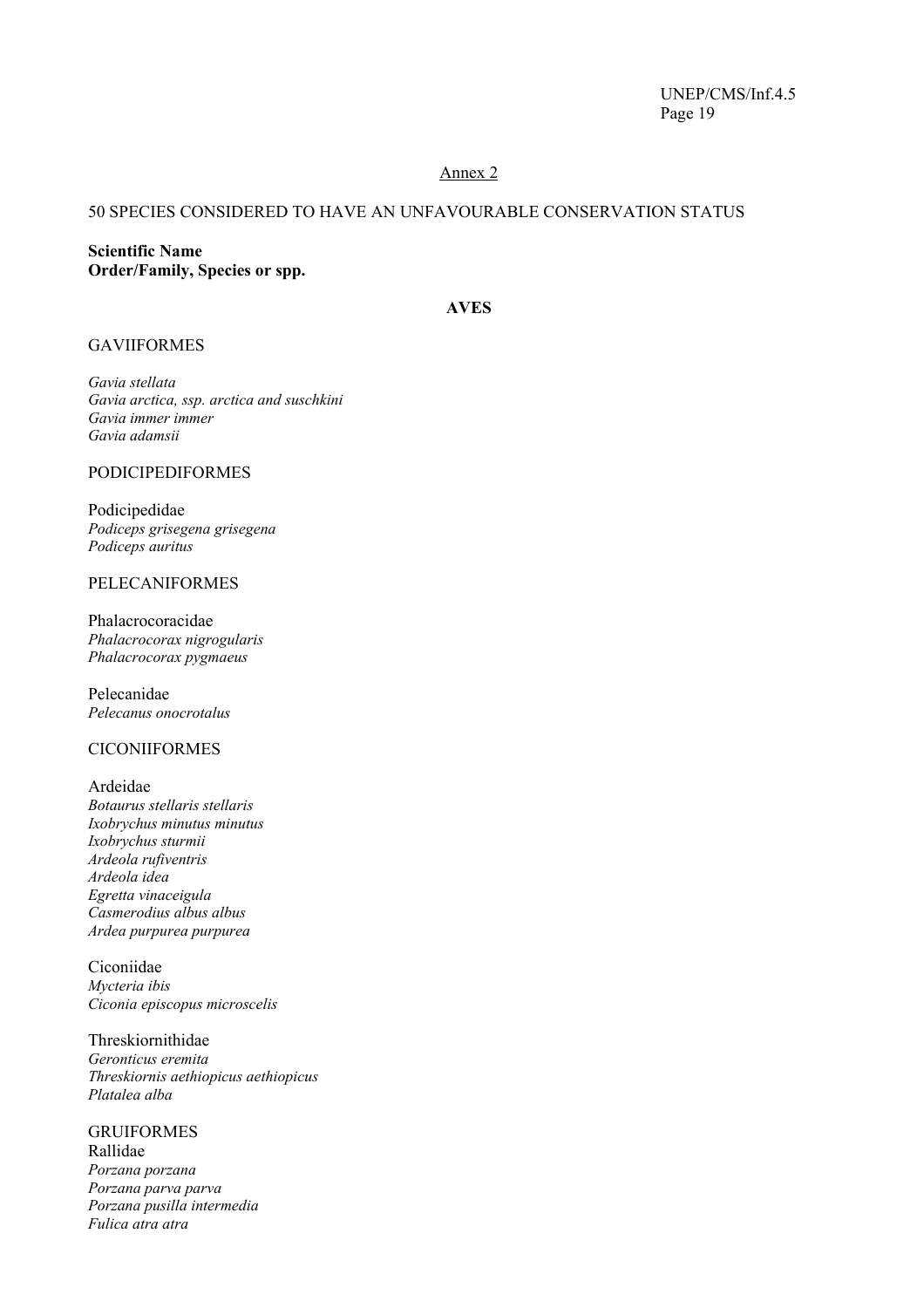Annex 2

50 SPECIES CONSIDERED TO HAVE AN UNFAVOURABLE CONSERVATION STATUS

**Scientific Name**
**Order/Family, Species or spp.**

**AVES**

GAVIIFORMES

*Gavia stellata*
*Gavia arctica, ssp. arctica and suschkini*
*Gavia immer immer*
*Gavia adamsii*

PODICIPEDIFORMES

Podicipedidae
*Podiceps grisegena grisegena*
*Podiceps auritus*

PELECANIFORMES

Phalacrocoracidae
*Phalacrocorax nigrogularis*
*Phalacrocorax pygmaeus*

Pelecanidae
*Pelecanus onocrotalus*

CICONIIFORMES

Ardeidae
*Botaurus stellaris stellaris*
*Ixobrychus minutus minutus*
*Ixobrychus sturmii*
*Ardeola rufiventris*
*Ardeola idea*
*Egretta vinaceigula*
*Casmerodius albus albus*
*Ardea purpurea purpurea*

Ciconiidae
*Mycteria ibis*
*Ciconia episcopus microscelis*

Threskiornithidae
*Geronticus eremita*
*Threskiornis aethiopicus aethiopicus*
*Platalea alba*

GRUIFORMES
Rallidae
*Porzana porzana*
*Porzana parva parva*
*Porzana pusilla intermedia*
*Fulica atra atra*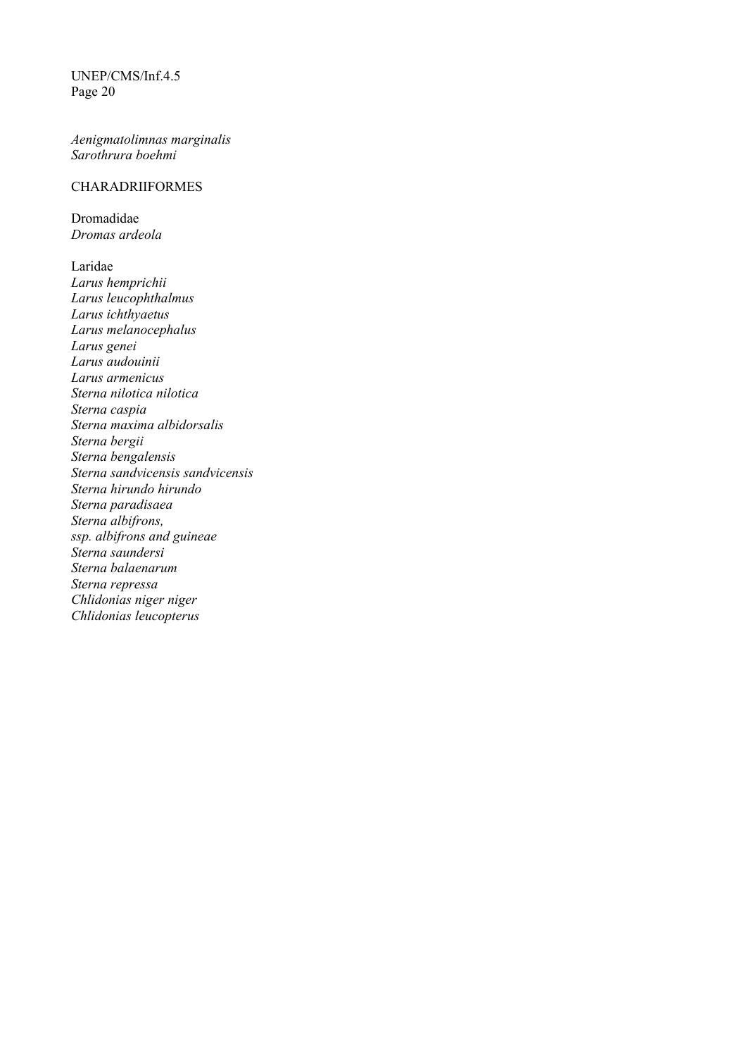*Aenigmatolimnas marginalis*
*Sarothrura boehmi*

CHARADRIIFORMES

Dromadidae
*Dromas ardeola*

Laridae
*Larus hemprichii*
*Larus leucophthalmus*
*Larus ichthyaetus*
*Larus melanocephalus*
*Larus genei*
*Larus audouinii*
*Larus armenicus*
*Sterna nilotica nilotica*
*Sterna caspia*
*Sterna maxima albidorsalis*
*Sterna bergii*
*Sterna bengalensis*
*Sterna sandvicensis sandvicensis*
*Sterna hirundo hirundo*
*Sterna paradisaea*
*Sterna albifrons,*
*ssp. albifrons and guineae*
*Sterna saundersi*
*Sterna balaenarum*
*Sterna repressa*
*Chlidonias niger niger*
*Chlidonias leucopterus*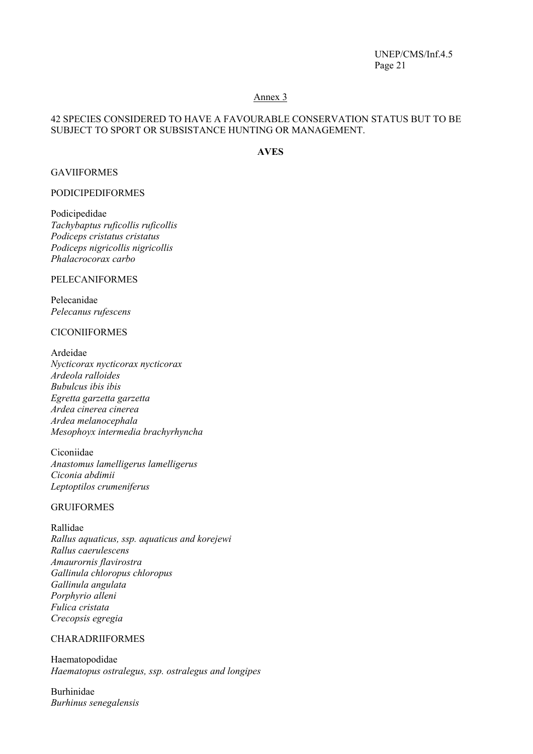Annex 3

42 SPECIES CONSIDERED TO HAVE A FAVOURABLE CONSERVATION STATUS BUT TO BE SUBJECT TO SPORT OR SUBSISTANCE HUNTING OR MANAGEMENT.

**AVES**

GAVIIFORMES

PODICIPEDIFORMES

Podicipedidae
*Tachybaptus ruficollis ruficollis*
*Podiceps cristatus cristatus*
*Podiceps nigricollis nigricollis*
*Phalacrocorax carbo*

PELECANIFORMES

Pelecanidae
*Pelecanus rufescens*

CICONIIFORMES

Ardeidae
*Nycticorax nycticorax nycticorax*
*Ardeola ralloides*
*Bubulcus ibis ibis*
*Egretta garzetta garzetta*
*Ardea cinerea cinerea*
*Ardea melanocephala*
*Mesophoyx intermedia brachyrhyncha*

Ciconiidae
*Anastomus lamelligerus lamelligerus*
*Ciconia abdimii*
*Leptoptilos crumeniferus*

GRUIFORMES

Rallidae
*Rallus aquaticus, ssp. aquaticus and korejewi*
*Rallus caerulescens*
*Amaurornis flavirostra*
*Gallinula chloropus chloropus*
*Gallinula angulata*
*Porphyrio alleni*
*Fulica cristata*
*Crecopsis egregia*

CHARADRIIFORMES

Haematopodidae
*Haematopus ostralegus, ssp. ostralegus and longipes*

Burhinidae
*Burhinus senegalensis*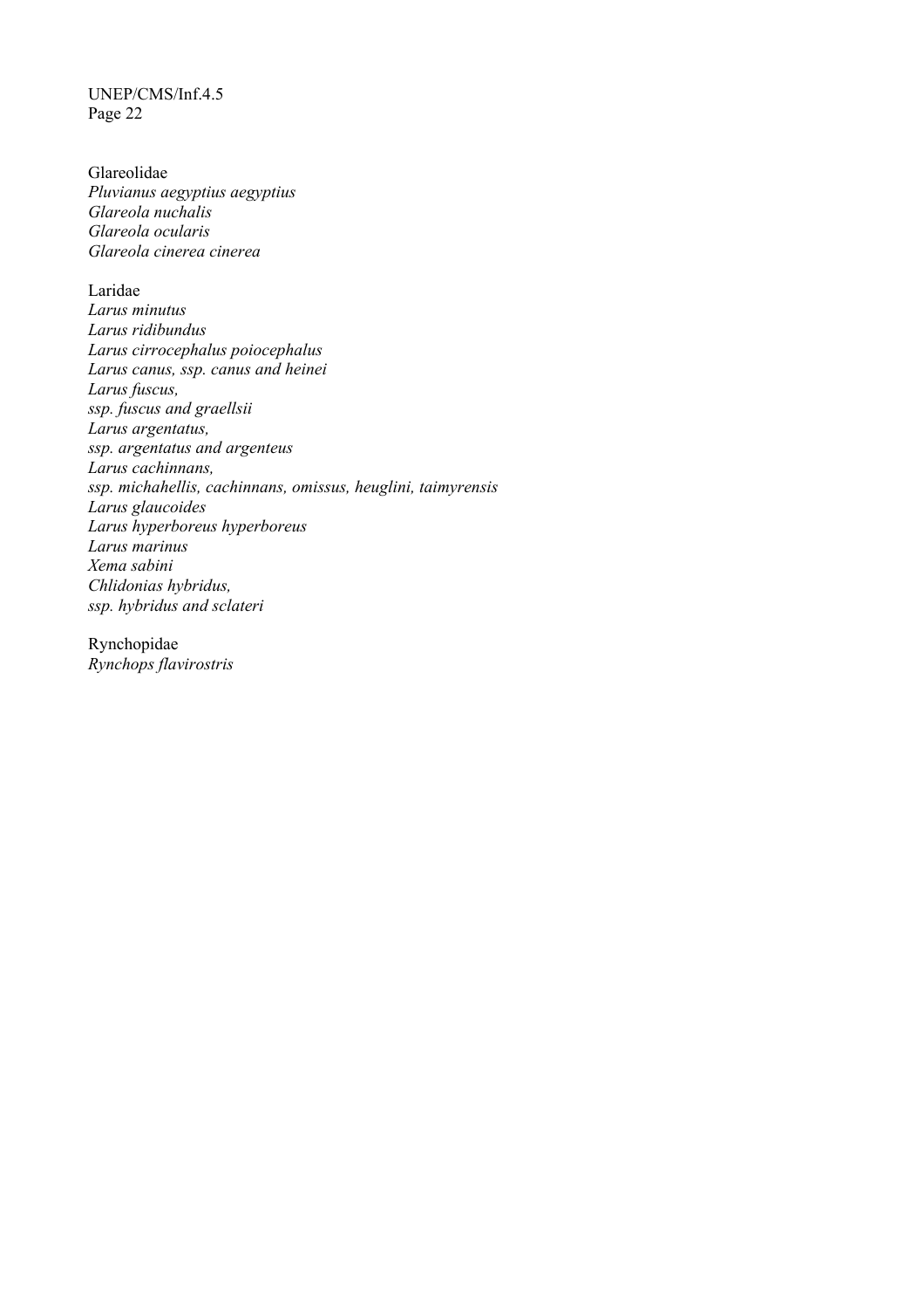Glareolidae

*Pluvianus aegyptius aegyptius*
*Glareola nuchalis*
*Glareola ocularis*
*Glareola cinerea cinerea*

Laridae

*Larus minutus*
*Larus ridibundus*
*Larus cirrocephalus poiocephalus*
*Larus canus, ssp. canus and heinei*
*Larus fuscus,*
*ssp. fuscus and graellsii*
*Larus argentatus,*
*ssp. argentatus and argenteus*
*Larus cachinnans,*
*ssp. michahellis, cachinnans, omissus, heuglini, taimyrensis*
*Larus glaucoides*
*Larus hyperboreus hyperboreus*
*Larus marinus*
*Xema sabini*
*Chlidonias hybridus,*
*ssp. hybridus and sclateri*

Rynchopidae

*Rynchops flavirostris*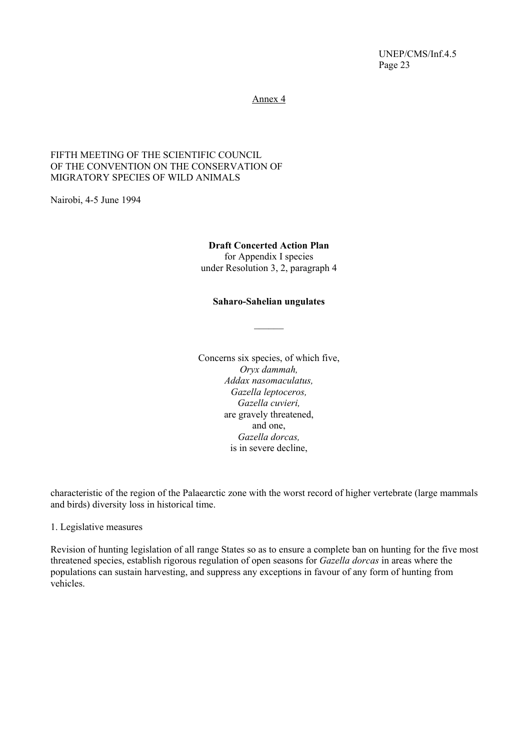Annex 4

FIFTH MEETING OF THE SCIENTIFIC COUNCIL
OF THE CONVENTION ON THE CONSERVATION OF
MIGRATORY SPECIES OF WILD ANIMALS

Nairobi, 4-5 June 1994

**Draft Concerted Action Plan**
for Appendix I species
under Resolution 3, 2, paragraph 4

**Saharo-Sahelian ungulates**

______

Concerns six species, of which five,
*Oryx dammah,*
*Addax nasomaculatus,*
*Gazella leptoceros,*
*Gazella cuvieri,*
are gravely threatened,
and one,
*Gazella dorcas,*
is in severe decline,

characteristic of the region of the Palaearctic zone with the worst record of higher vertebrate (large mammals and birds) diversity loss in historical time.

1. Legislative measures

Revision of hunting legislation of all range States so as to ensure a complete ban on hunting for the five most threatened species, establish rigorous regulation of open seasons for *Gazella dorcas* in areas where the populations can sustain harvesting, and suppress any exceptions in favour of any form of hunting from vehicles.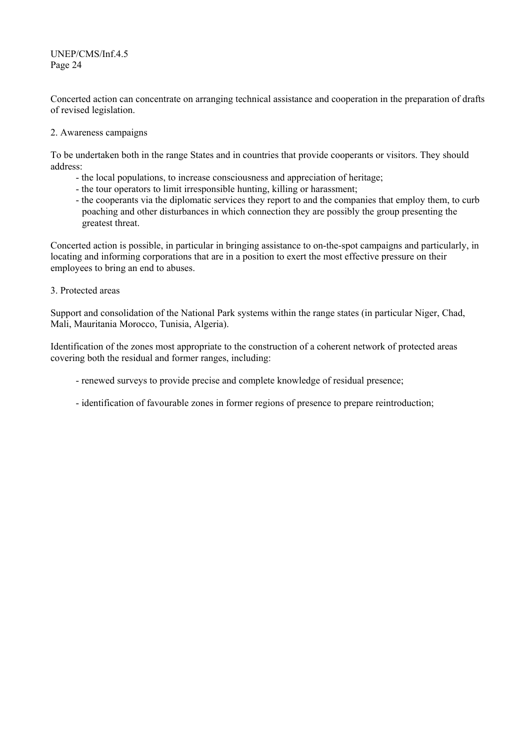Concerted action can concentrate on arranging technical assistance and cooperation in the preparation of drafts of revised legislation.

2. Awareness campaigns

To be undertaken both in the range States and in countries that provide cooperants or visitors. They should address:

- the local populations, to increase consciousness and appreciation of heritage;
- the tour operators to limit irresponsible hunting, killing or harassment;
- the cooperants via the diplomatic services they report to and the companies that employ them, to curb poaching and other disturbances in which connection they are possibly the group presenting the greatest threat.

Concerted action is possible, in particular in bringing assistance to on-the-spot campaigns and particularly, in locating and informing corporations that are in a position to exert the most effective pressure on their employees to bring an end to abuses.

3. Protected areas

Support and consolidation of the National Park systems within the range states (in particular Niger, Chad, Mali, Mauritania Morocco, Tunisia, Algeria).

Identification of the zones most appropriate to the construction of a coherent network of protected areas covering both the residual and former ranges, including:

- renewed surveys to provide precise and complete knowledge of residual presence;

- identification of favourable zones in former regions of presence to prepare reintroduction;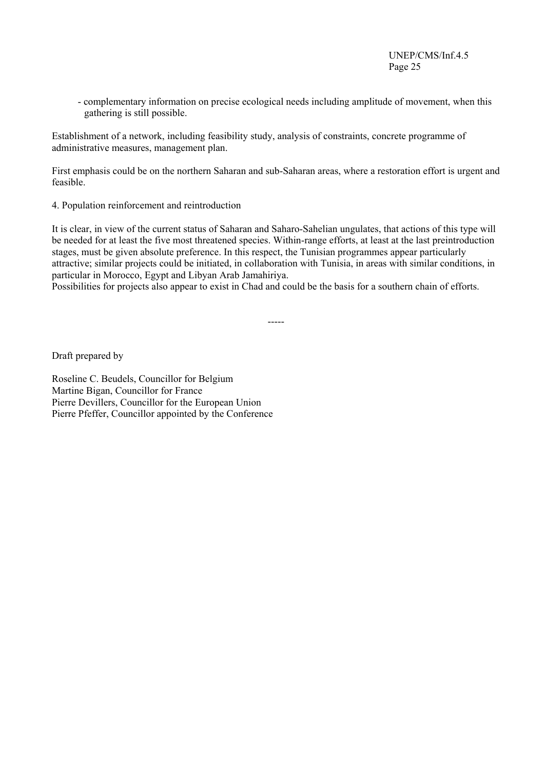- complementary information on precise ecological needs including amplitude of movement, when this gathering is still possible.

Establishment of a network, including feasibility study, analysis of constraints, concrete programme of administrative measures, management plan.

First emphasis could be on the northern Saharan and sub-Saharan areas, where a restoration effort is urgent and feasible.

4. Population reinforcement and reintroduction

It is clear, in view of the current status of Saharan and Saharo-Sahelian ungulates, that actions of this type will be needed for at least the five most threatened species. Within-range efforts, at least at the last preintroduction stages, must be given absolute preference. In this respect, the Tunisian programmes appear particularly attractive; similar projects could be initiated, in collaboration with Tunisia, in areas with similar conditions, in particular in Morocco, Egypt and Libyan Arab Jamahiriya.
Possibilities for projects also appear to exist in Chad and could be the basis for a southern chain of efforts.

-----

Draft prepared by

Roseline C. Beudels, Councillor for Belgium
Martine Bigan, Councillor for France
Pierre Devillers, Councillor for the European Union
Pierre Pfeffer, Councillor appointed by the Conference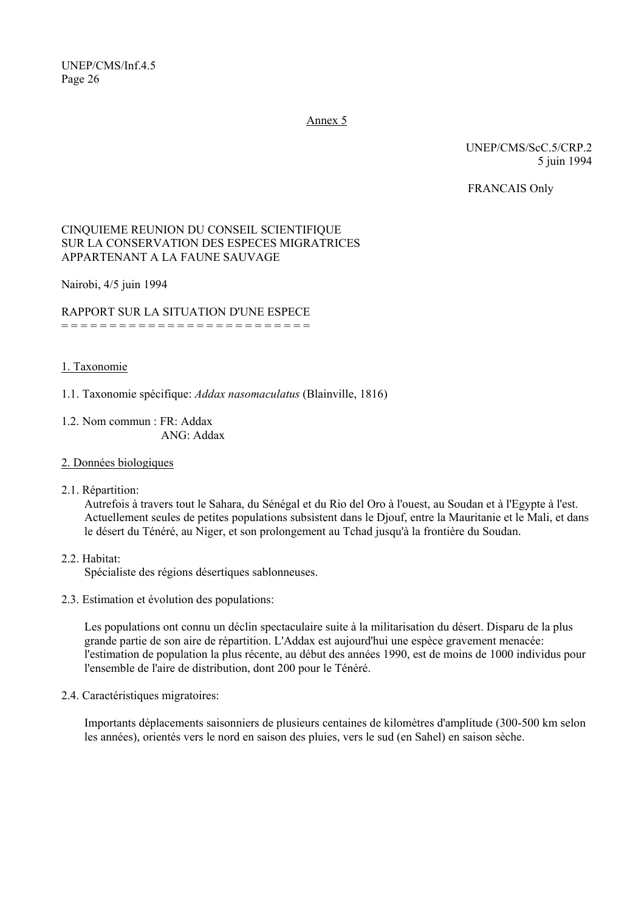Annex 5

UNEP/CMS/ScC.5/CRP.2
5 juin 1994

FRANCAIS Only

CINQUIEME REUNION DU CONSEIL SCIENTIFIQUE
SUR LA CONSERVATION DES ESPECES MIGRATRICES
APPARTENANT A LA FAUNE SAUVAGE

Nairobi, 4/5 juin 1994

## RAPPORT SUR LA SITUATION D'UNE ESPECE

### 1. Taxonomie

1.1. Taxonomie spécifique: *Addax nasomaculatus* (Blainville, 1816)

1.2. Nom commun : FR: Addax
ANG: Addax

### 2. Données biologiques

2.1. Répartition:
Autrefois à travers tout le Sahara, du Sénégal et du Rio del Oro à l'ouest, au Soudan et à l'Egypte à l'est. Actuellement seules de petites populations subsistent dans le Djouf, entre la Mauritanie et le Mali, et dans le désert du Ténéré, au Niger, et son prolongement au Tchad jusqu'à la frontière du Soudan.

2.2. Habitat:
Spécialiste des régions désertiques sablonneuses.

2.3. Estimation et évolution des populations:

Les populations ont connu un déclin spectaculaire suite à la militarisation du désert. Disparu de la plus grande partie de son aire de répartition. L'Addax est aujourd'hui une espèce gravement menacée: l'estimation de population la plus récente, au début des années 1990, est de moins de 1000 individus pour l'ensemble de l'aire de distribution, dont 200 pour le Ténéré.

2.4. Caractéristiques migratoires:

Importants déplacements saisonniers de plusieurs centaines de kilomètres d'amplitude (300-500 km selon les années), orientés vers le nord en saison des pluies, vers le sud (en Sahel) en saison sèche.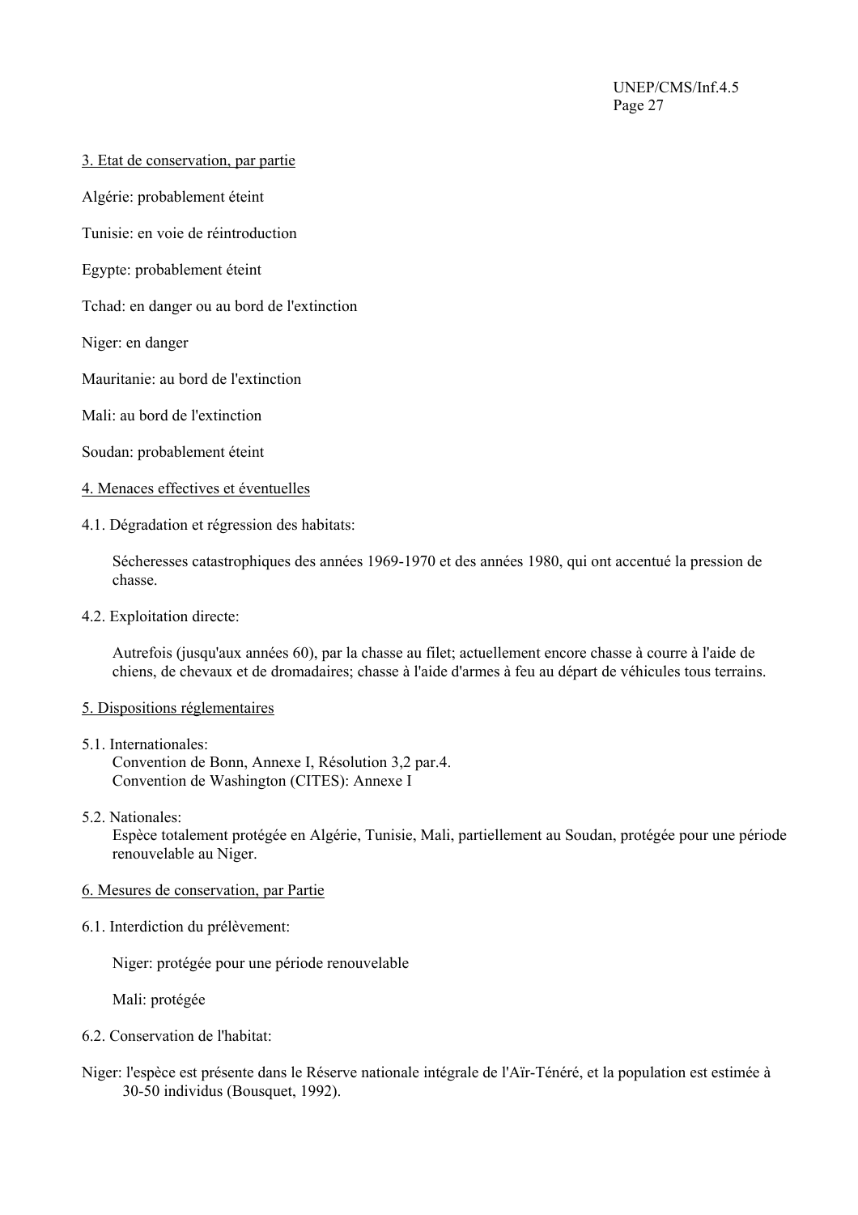3. Etat de conservation, par partie

Algérie: probablement éteint

Tunisie: en voie de réintroduction

Egypte: probablement éteint

Tchad: en danger ou au bord de l'extinction

Niger: en danger

Mauritanie: au bord de l'extinction

Mali: au bord de l'extinction

Soudan: probablement éteint

4. Menaces effectives et éventuelles

4.1. Dégradation et régression des habitats:

Sécheresses catastrophiques des années 1969-1970 et des années 1980, qui ont accentué la pression de chasse.

4.2. Exploitation directe:

Autrefois (jusqu'aux années 60), par la chasse au filet; actuellement encore chasse à courre à l'aide de chiens, de chevaux et de dromadaires; chasse à l'aide d'armes à feu au départ de véhicules tous terrains.

5. Dispositions réglementaires

5.1. Internationales:
Convention de Bonn, Annexe I, Résolution 3,2 par.4.
Convention de Washington (CITES): Annexe I

5.2. Nationales:
Espèce totalement protégée en Algérie, Tunisie, Mali, partiellement au Soudan, protégée pour une période renouvelable au Niger.

6. Mesures de conservation, par Partie

6.1. Interdiction du prélèvement:

Niger: protégée pour une période renouvelable

Mali: protégée

6.2. Conservation de l'habitat:

Niger: l'espèce est présente dans le Réserve nationale intégrale de l'Aïr-Ténéré, et la population est estimée à 30-50 individus (Bousquet, 1992).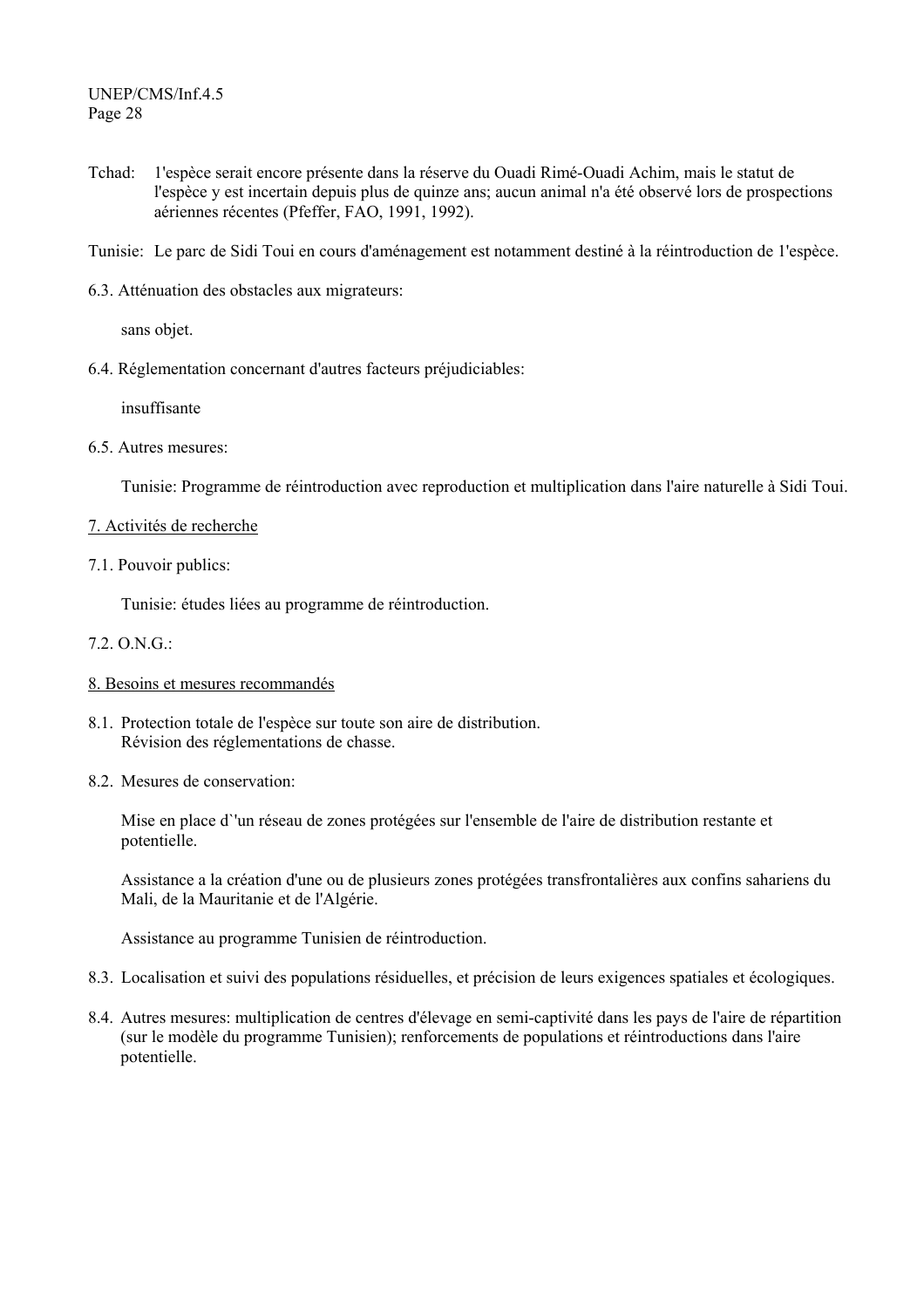Tchad: 1'espèce serait encore présente dans la réserve du Ouadi Rimé-Ouadi Achim, mais le statut de l'espèce y est incertain depuis plus de quinze ans; aucun animal n'a été observé lors de prospections aériennes récentes (Pfeffer, FAO, 1991, 1992).

Tunisie: Le parc de Sidi Toui en cours d'aménagement est notamment destiné à la réintroduction de 1'espèce.

6.3. Atténuation des obstacles aux migrateurs:

sans objet.

6.4. Réglementation concernant d'autres facteurs préjudiciables:

insuffisante

6.5. Autres mesures:

Tunisie: Programme de réintroduction avec reproduction et multiplication dans l'aire naturelle à Sidi Toui.

7. Activités de recherche

7.1. Pouvoir publics:

Tunisie: études liées au programme de réintroduction.

7.2. O.N.G.:

8. Besoins et mesures recommandés

8.1. Protection totale de l'espèce sur toute son aire de distribution.
Révision des réglementations de chasse.

8.2. Mesures de conservation:

Mise en place d`'un réseau de zones protégées sur l'ensemble de l'aire de distribution restante et potentielle.

Assistance a la création d'une ou de plusieurs zones protégées transfrontalières aux confins sahariens du Mali, de la Mauritanie et de l'Algérie.

Assistance au programme Tunisien de réintroduction.

8.3. Localisation et suivi des populations résiduelles, et précision de leurs exigences spatiales et écologiques.

8.4. Autres mesures: multiplication de centres d'élevage en semi-captivité dans les pays de l'aire de répartition (sur le modèle du programme Tunisien); renforcements de populations et réintroductions dans l'aire potentielle.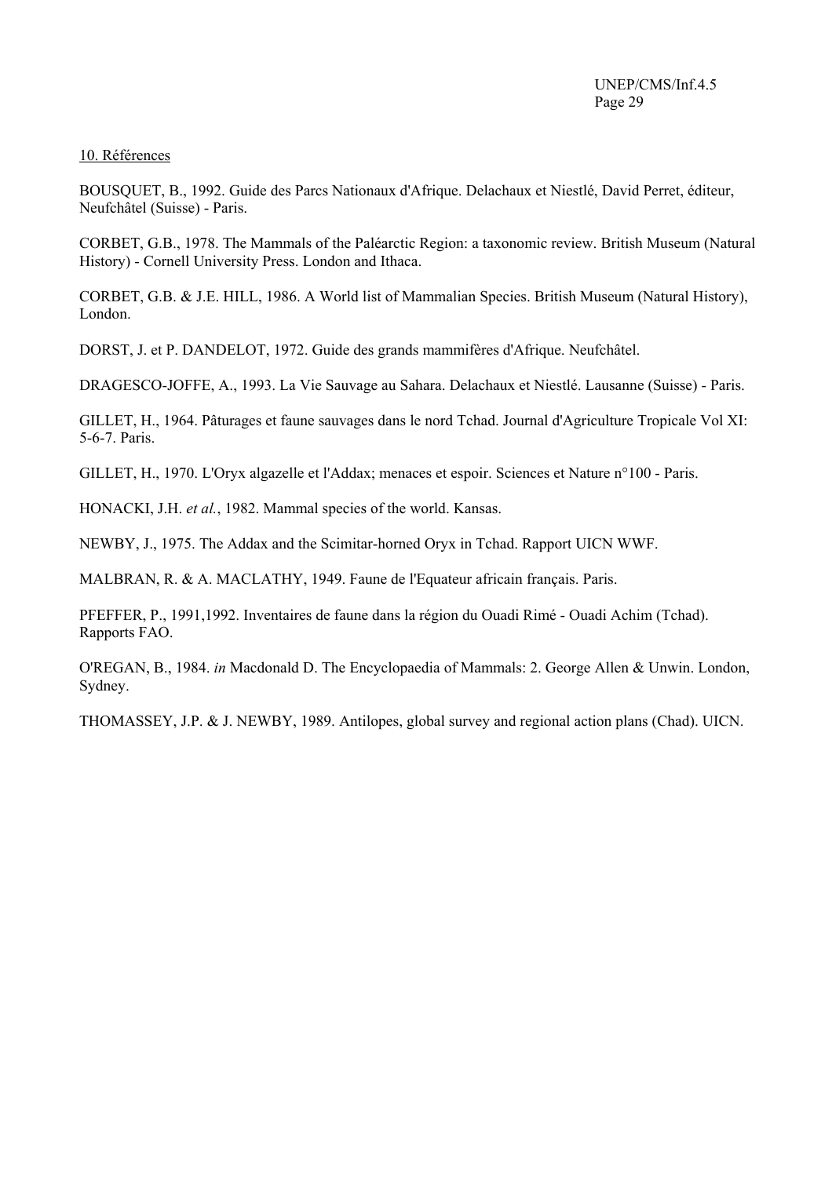## 10. Références

BOUSQUET, B., 1992. Guide des Parcs Nationaux d'Afrique. Delachaux et Niestlé, David Perret, éditeur, Neufchâtel (Suisse) - Paris.

CORBET, G.B., 1978. The Mammals of the Paléarctic Region: a taxonomic review. British Museum (Natural History) - Cornell University Press. London and Ithaca.

CORBET, G.B. & J.E. HILL, 1986. A World list of Mammalian Species. British Museum (Natural History), London.

DORST, J. et P. DANDELOT, 1972. Guide des grands mammifères d'Afrique. Neufchâtel.

DRAGESCO-JOFFE, A., 1993. La Vie Sauvage au Sahara. Delachaux et Niestlé. Lausanne (Suisse) - Paris.

GILLET, H., 1964. Pâturages et faune sauvages dans le nord Tchad. Journal d'Agriculture Tropicale Vol XI: 5-6-7. Paris.

GILLET, H., 1970. L'Oryx algazelle et l'Addax; menaces et espoir. Sciences et Nature n°100 - Paris.

HONACKI, J.H. *et al.*, 1982. Mammal species of the world. Kansas.

NEWBY, J., 1975. The Addax and the Scimitar-horned Oryx in Tchad. Rapport UICN WWF.

MALBRAN, R. & A. MACLATHY, 1949. Faune de l'Equateur africain français. Paris.

PFEFFER, P., 1991,1992. Inventaires de faune dans la région du Ouadi Rimé - Ouadi Achim (Tchad). Rapports FAO.

O'REGAN, B., 1984. *in* Macdonald D. The Encyclopaedia of Mammals: 2. George Allen & Unwin. London, Sydney.

THOMASSEY, J.P. & J. NEWBY, 1989. Antilopes, global survey and regional action plans (Chad). UICN.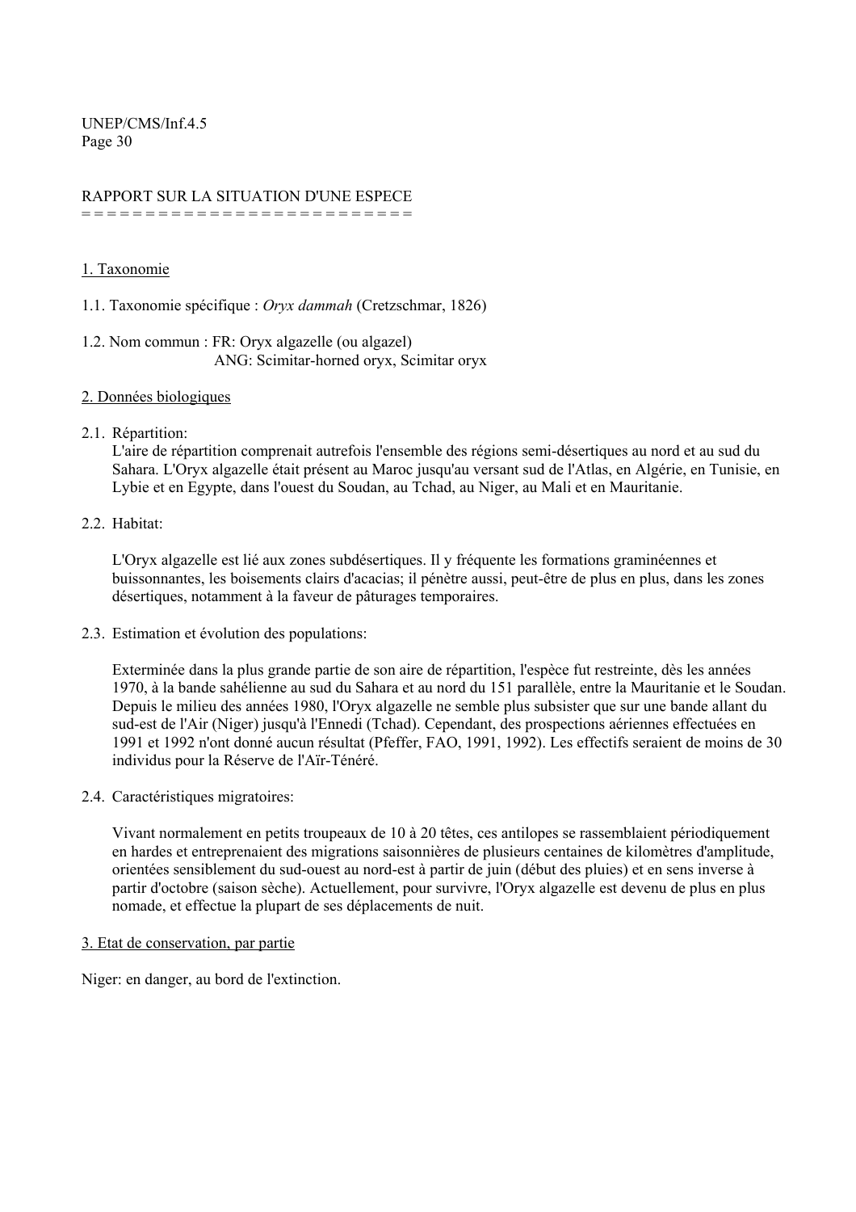RAPPORT SUR LA SITUATION D'UNE ESPECE

## 1. Taxonomie

1.1. Taxonomie spécifique : *Oryx dammah* (Cretzschmar, 1826)

1.2. Nom commun : FR: Oryx algazelle (ou algazel)
ANG: Scimitar-horned oryx, Scimitar oryx

## 2. Données biologiques

2.1. Répartition:
L'aire de répartition comprenait autrefois l'ensemble des régions semi-désertiques au nord et au sud du Sahara. L'Oryx algazelle était présent au Maroc jusqu'au versant sud de l'Atlas, en Algérie, en Tunisie, en Lybie et en Egypte, dans l'ouest du Soudan, au Tchad, au Niger, au Mali et en Mauritanie.

2.2. Habitat:

L'Oryx algazelle est lié aux zones subdésertiques. Il y fréquente les formations graminéennes et buissonnantes, les boisements clairs d'acacias; il pénètre aussi, peut-être de plus en plus, dans les zones désertiques, notamment à la faveur de pâturages temporaires.

2.3. Estimation et évolution des populations:

Exterminée dans la plus grande partie de son aire de répartition, l'espèce fut restreinte, dès les années 1970, à la bande sahélienne au sud du Sahara et au nord du 151 parallèle, entre la Mauritanie et le Soudan. Depuis le milieu des années 1980, l'Oryx algazelle ne semble plus subsister que sur une bande allant du sud-est de l'Air (Niger) jusqu'à l'Ennedi (Tchad). Cependant, des prospections aériennes effectuées en 1991 et 1992 n'ont donné aucun résultat (Pfeffer, FAO, 1991, 1992). Les effectifs seraient de moins de 30 individus pour la Réserve de l'Aïr-Ténéré.

2.4. Caractéristiques migratoires:

Vivant normalement en petits troupeaux de 10 à 20 têtes, ces antilopes se rassemblaient périodiquement en hardes et entreprenaient des migrations saisonnières de plusieurs centaines de kilomètres d'amplitude, orientées sensiblement du sud-ouest au nord-est à partir de juin (début des pluies) et en sens inverse à partir d'octobre (saison sèche). Actuellement, pour survivre, l'Oryx algazelle est devenu de plus en plus nomade, et effectue la plupart de ses déplacements de nuit.

## 3. Etat de conservation, par partie

Niger: en danger, au bord de l'extinction.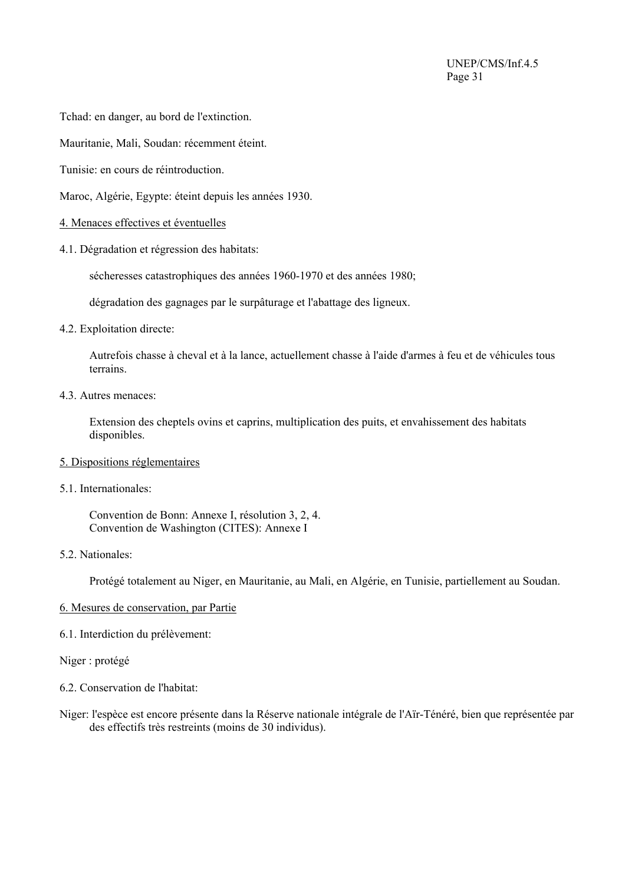Tchad: en danger, au bord de l'extinction.

Mauritanie, Mali, Soudan: récemment éteint.

Tunisie: en cours de réintroduction.

Maroc, Algérie, Egypte: éteint depuis les années 1930.

4. Menaces effectives et éventuelles

4.1. Dégradation et régression des habitats:

sécheresses catastrophiques des années 1960-1970 et des années 1980;

dégradation des gagnages par le surpâturage et l'abattage des ligneux.

4.2. Exploitation directe:

Autrefois chasse à cheval et à la lance, actuellement chasse à l'aide d'armes à feu et de véhicules tous terrains.

4.3. Autres menaces:

Extension des cheptels ovins et caprins, multiplication des puits, et envahissement des habitats disponibles.

5. Dispositions réglementaires

5.1. Internationales:

Convention de Bonn: Annexe I, résolution 3, 2, 4.
Convention de Washington (CITES): Annexe I

5.2. Nationales:

Protégé totalement au Niger, en Mauritanie, au Mali, en Algérie, en Tunisie, partiellement au Soudan.

6. Mesures de conservation, par Partie

6.1. Interdiction du prélèvement:

Niger : protégé

6.2. Conservation de l'habitat:

Niger: l'espèce est encore présente dans la Réserve nationale intégrale de l'Aïr-Ténéré, bien que représentée par des effectifs très restreints (moins de 30 individus).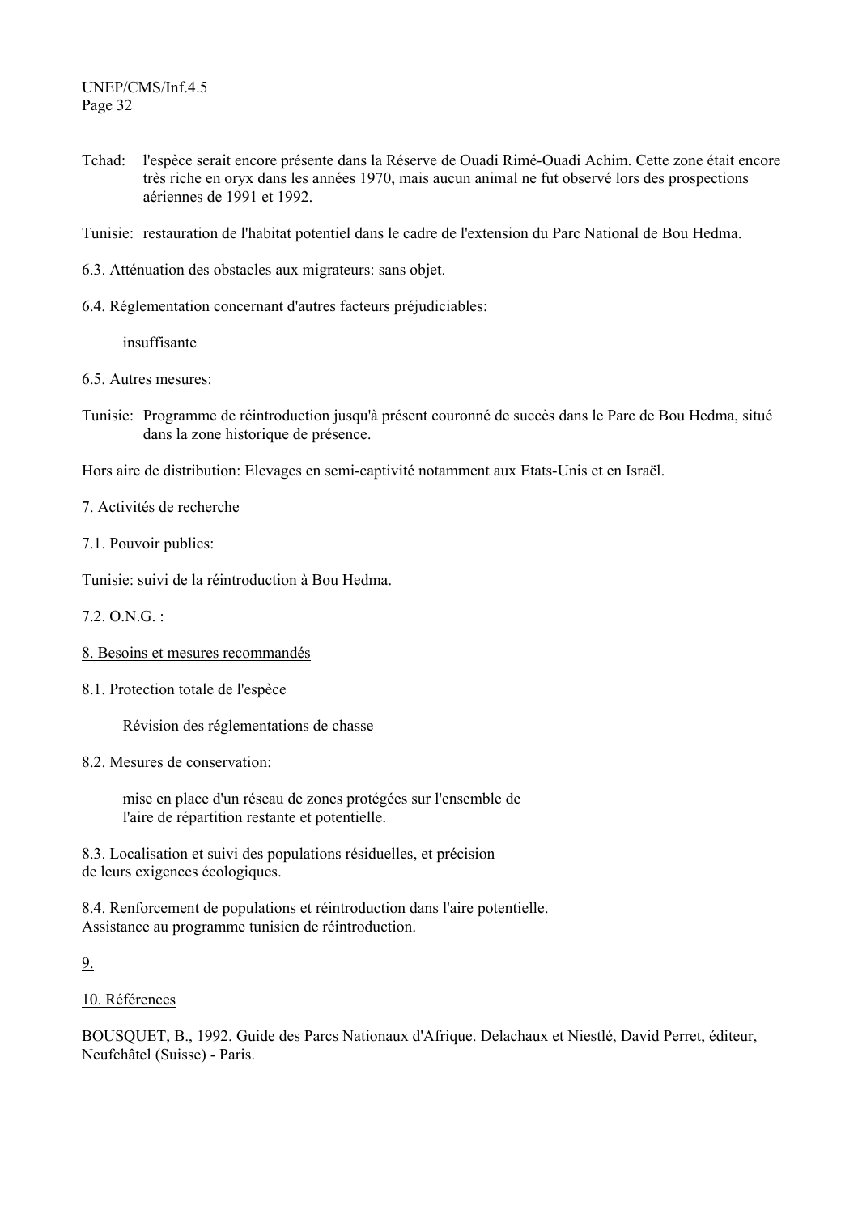Tchad: l'espèce serait encore présente dans la Réserve de Ouadi Rimé-Ouadi Achim. Cette zone était encore très riche en oryx dans les années 1970, mais aucun animal ne fut observé lors des prospections aériennes de 1991 et 1992.

Tunisie: restauration de l'habitat potentiel dans le cadre de l'extension du Parc National de Bou Hedma.

6.3. Atténuation des obstacles aux migrateurs: sans objet.

6.4. Réglementation concernant d'autres facteurs préjudiciables:

insuffisante

6.5. Autres mesures:

Tunisie: Programme de réintroduction jusqu'à présent couronné de succès dans le Parc de Bou Hedma, situé dans la zone historique de présence.

Hors aire de distribution: Elevages en semi-captivité notamment aux Etats-Unis et en Israël.

<u>7. Activités de recherche</u>

7.1. Pouvoir publics:

Tunisie: suivi de la réintroduction à Bou Hedma.

7.2. O.N.G. :

<u>8. Besoins et mesures recommandés</u>

8.1. Protection totale de l'espèce

Révision des réglementations de chasse

8.2. Mesures de conservation:

mise en place d'un réseau de zones protégées sur l'ensemble de l'aire de répartition restante et potentielle.

8.3. Localisation et suivi des populations résiduelles, et précision de leurs exigences écologiques.

8.4. Renforcement de populations et réintroduction dans l'aire potentielle.
Assistance au programme tunisien de réintroduction.

<u>9.</u>

<u>10. Références</u>

BOUSQUET, B., 1992. Guide des Parcs Nationaux d'Afrique. Delachaux et Niestlé, David Perret, éditeur, Neufchâtel (Suisse) - Paris.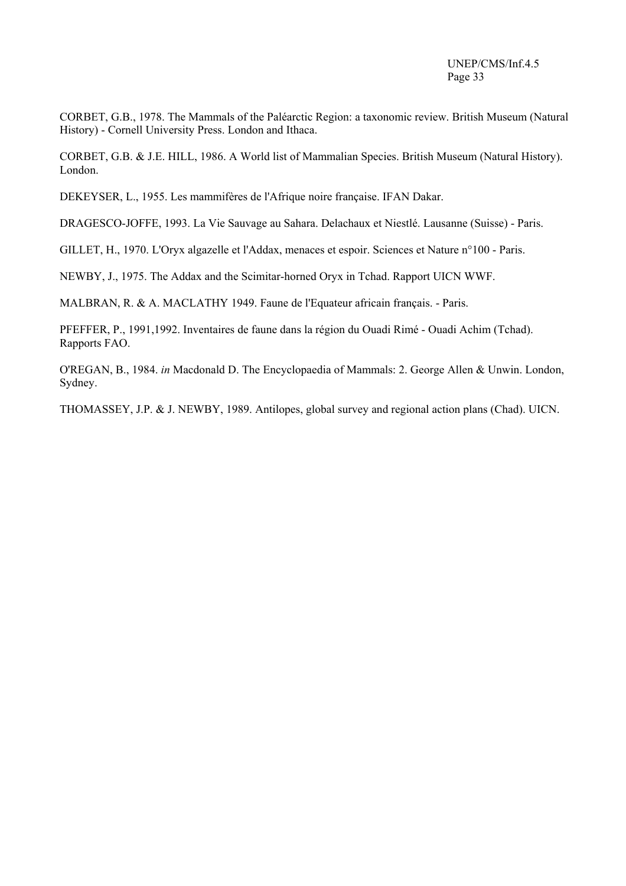CORBET, G.B., 1978. The Mammals of the Paléarctic Region: a taxonomic review. British Museum (Natural History) - Cornell University Press. London and Ithaca.

CORBET, G.B. & J.E. HILL, 1986. A World list of Mammalian Species. British Museum (Natural History). London.

DEKEYSER, L., 1955. Les mammifères de l'Afrique noire française. IFAN Dakar.

DRAGESCO-JOFFE, 1993. La Vie Sauvage au Sahara. Delachaux et Niestlé. Lausanne (Suisse) - Paris.

GILLET, H., 1970. L'Oryx algazelle et l'Addax, menaces et espoir. Sciences et Nature n°100 - Paris.

NEWBY, J., 1975. The Addax and the Scimitar-horned Oryx in Tchad. Rapport UICN WWF.

MALBRAN, R. & A. MACLATHY 1949. Faune de l'Equateur africain français. - Paris.

PFEFFER, P., 1991,1992. Inventaires de faune dans la région du Ouadi Rimé - Ouadi Achim (Tchad). Rapports FAO.

O'REGAN, B., 1984. *in* Macdonald D. The Encyclopaedia of Mammals: 2. George Allen & Unwin. London, Sydney.

THOMASSEY, J.P. & J. NEWBY, 1989. Antilopes, global survey and regional action plans (Chad). UICN.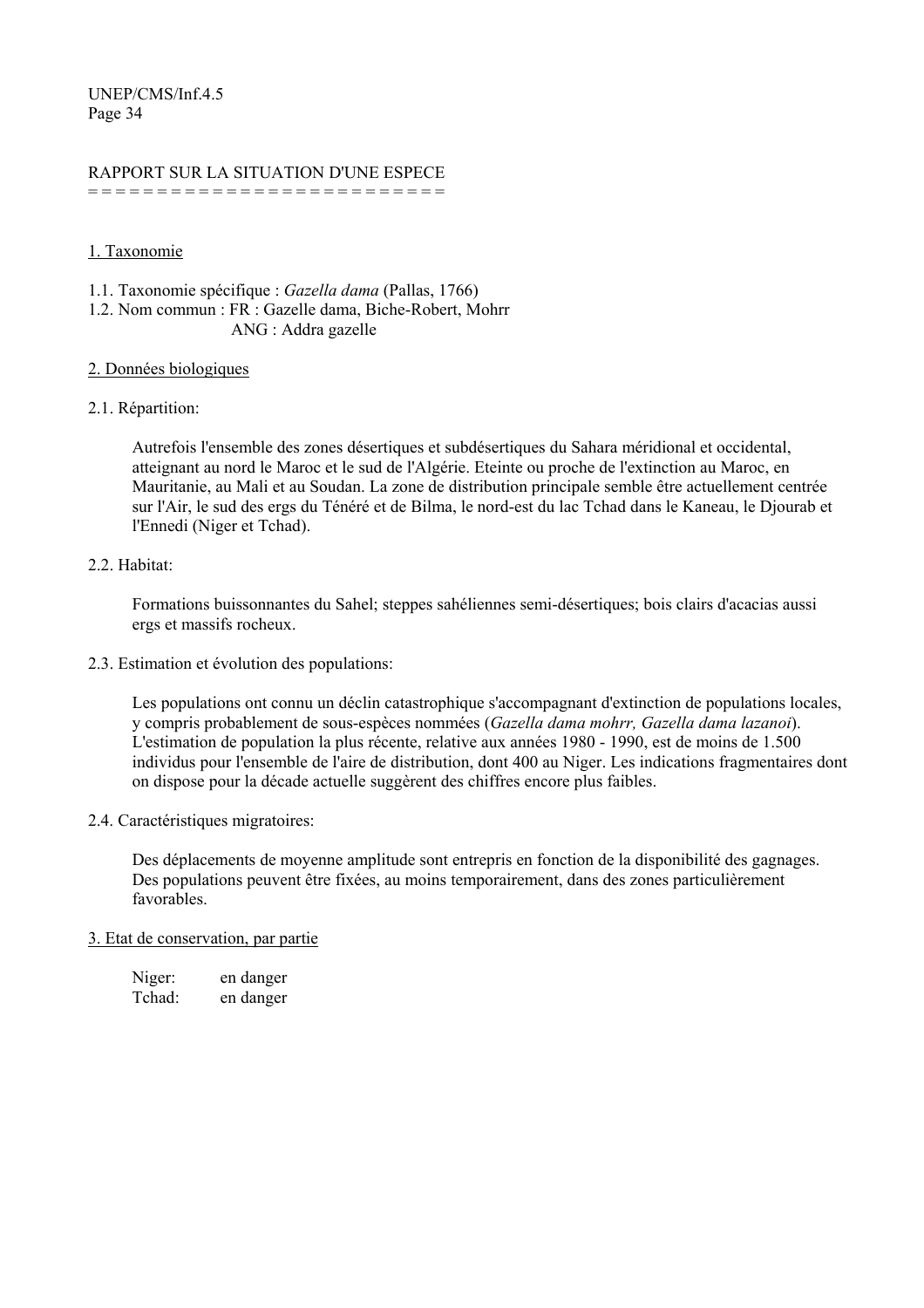# RAPPORT SUR LA SITUATION D'UNE ESPECE

## 1. Taxonomie

1.1. Taxonomie spécifique : *Gazella dama* (Pallas, 1766)
1.2. Nom commun : FR : Gazelle dama, Biche-Robert, Mohrr
ANG : Addra gazelle

## 2. Données biologiques

### 2.1. Répartition:

Autrefois l'ensemble des zones désertiques et subdésertiques du Sahara méridional et occidental, atteignant au nord le Maroc et le sud de l'Algérie. Eteinte ou proche de l'extinction au Maroc, en Mauritanie, au Mali et au Soudan. La zone de distribution principale semble être actuellement centrée sur l'Air, le sud des ergs du Ténéré et de Bilma, le nord-est du lac Tchad dans le Kaneau, le Djourab et l'Ennedi (Niger et Tchad).

### 2.2. Habitat:

Formations buissonnantes du Sahel; steppes sahéliennes semi-désertiques; bois clairs d'acacias aussi ergs et massifs rocheux.

### 2.3. Estimation et évolution des populations:

Les populations ont connu un déclin catastrophique s'accompagnant d'extinction de populations locales, y compris probablement de sous-espèces nommées (*Gazella dama mohrr, Gazella dama lazanoi*). L'estimation de population la plus récente, relative aux années 1980 - 1990, est de moins de 1.500 individus pour l'ensemble de l'aire de distribution, dont 400 au Niger. Les indications fragmentaires dont on dispose pour la décade actuelle suggèrent des chiffres encore plus faibles.

### 2.4. Caractéristiques migratoires:

Des déplacements de moyenne amplitude sont entrepris en fonction de la disponibilité des gagnages. Des populations peuvent être fixées, au moins temporairement, dans des zones particulièrement favorables.

## 3. Etat de conservation, par partie

Niger: en danger
Tchad: en danger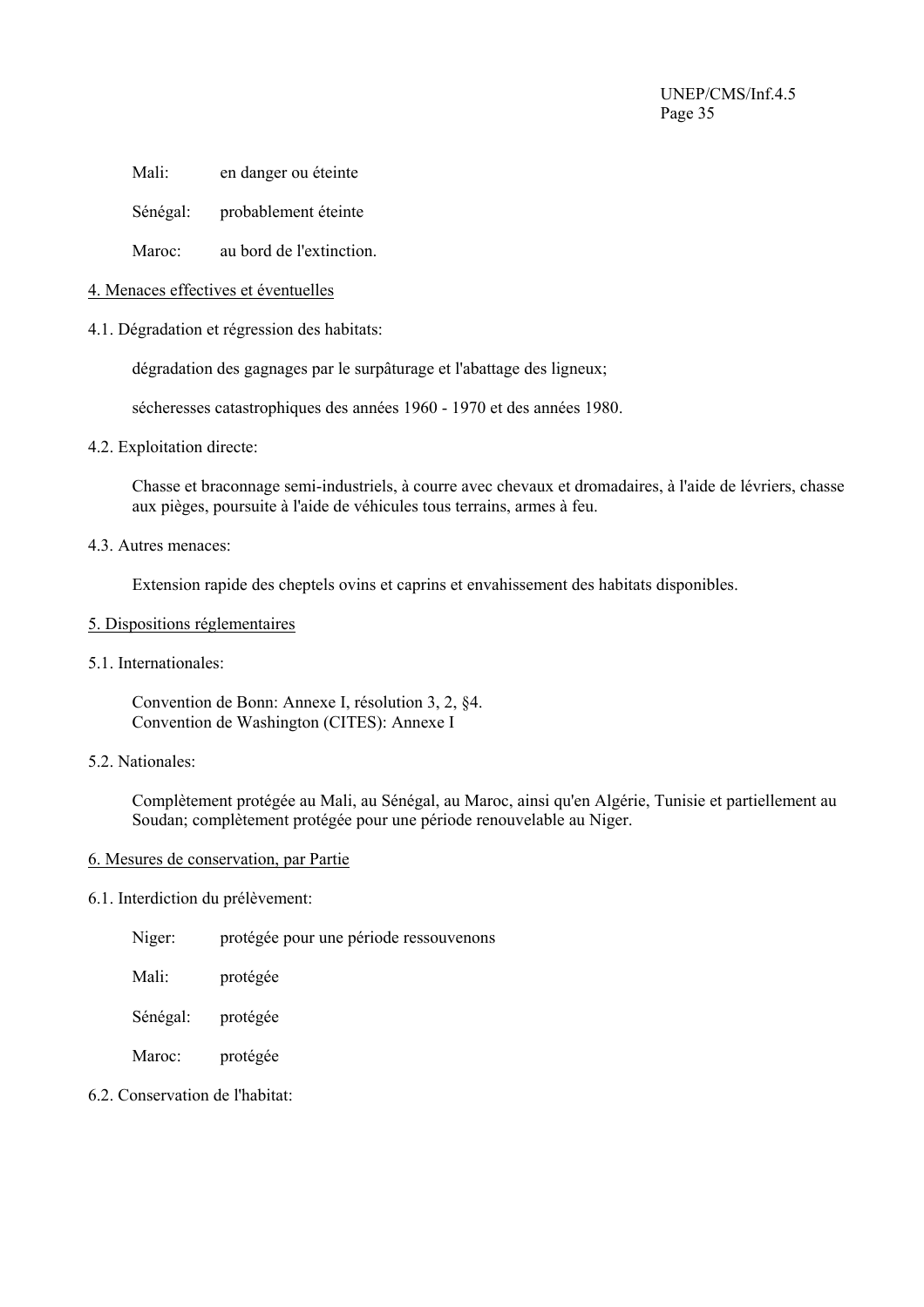Mali: en danger ou éteinte

Sénégal: probablement éteinte

Maroc: au bord de l'extinction.

4. Menaces effectives et éventuelles

4.1. Dégradation et régression des habitats:

dégradation des gagnages par le surpâturage et l'abattage des ligneux;

sécheresses catastrophiques des années 1960 - 1970 et des années 1980.

4.2. Exploitation directe:

Chasse et braconnage semi-industriels, à courre avec chevaux et dromadaires, à l'aide de lévriers, chasse aux pièges, poursuite à l'aide de véhicules tous terrains, armes à feu.

4.3. Autres menaces:

Extension rapide des cheptels ovins et caprins et envahissement des habitats disponibles.

5. Dispositions réglementaires

5.1. Internationales:

Convention de Bonn: Annexe I, résolution 3, 2, §4.
Convention de Washington (CITES): Annexe I

5.2. Nationales:

Complètement protégée au Mali, au Sénégal, au Maroc, ainsi qu'en Algérie, Tunisie et partiellement au Soudan; complètement protégée pour une période renouvelable au Niger.

6. Mesures de conservation, par Partie

6.1. Interdiction du prélèvement:

Niger: protégée pour une période ressouvenons

Mali: protégée

Sénégal: protégée

Maroc: protégée

6.2. Conservation de l'habitat: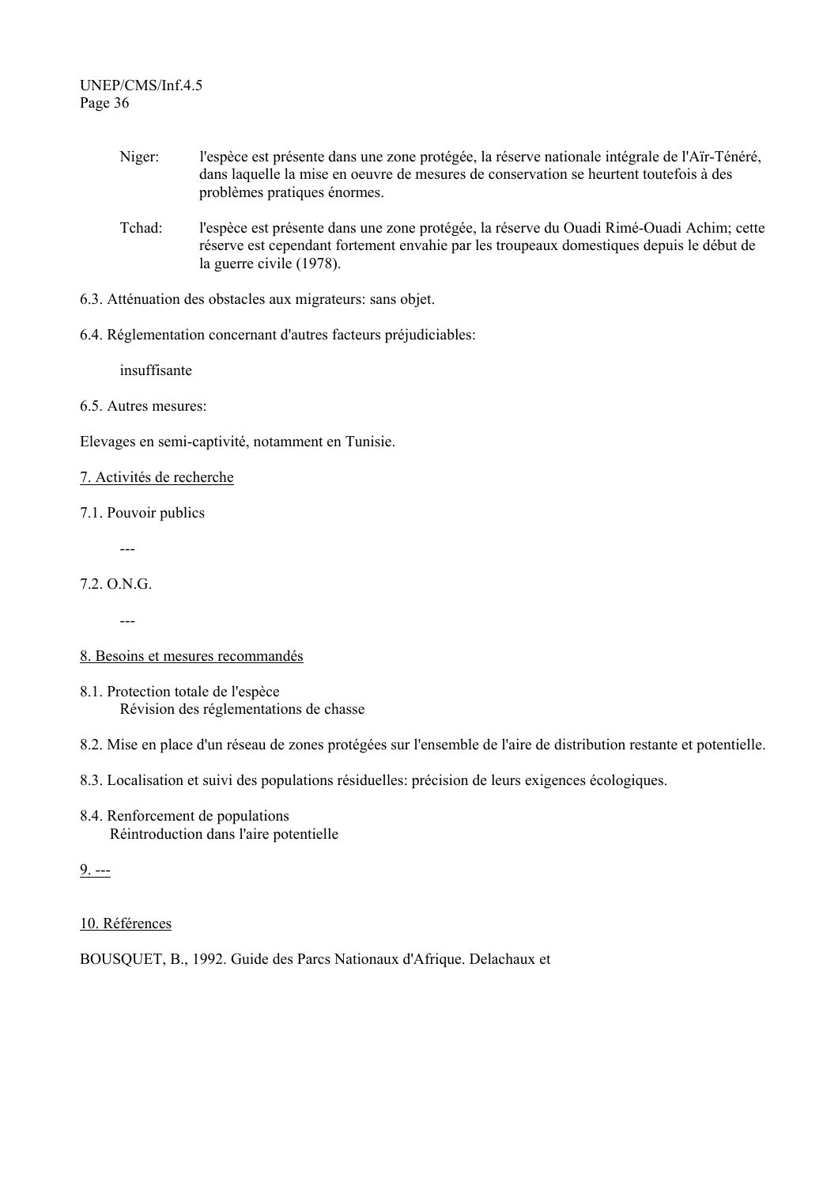Niger: l'espèce est présente dans une zone protégée, la réserve nationale intégrale de l'Aïr-Ténéré, dans laquelle la mise en oeuvre de mesures de conservation se heurtent toutefois à des problèmes pratiques énormes.

Tchad: l'espèce est présente dans une zone protégée, la réserve du Ouadi Rimé-Ouadi Achim; cette réserve est cependant fortement envahie par les troupeaux domestiques depuis le début de la guerre civile (1978).

6.3. Atténuation des obstacles aux migrateurs: sans objet.

6.4. Réglementation concernant d'autres facteurs préjudiciables:

insuffisante

6.5. Autres mesures:

Elevages en semi-captivité, notamment en Tunisie.

7. Activités de recherche

7.1. Pouvoir publics

---

7.2. O.N.G.

---

8. Besoins et mesures recommandés

8.1. Protection totale de l'espèce
Révision des réglementations de chasse

8.2. Mise en place d'un réseau de zones protégées sur l'ensemble de l'aire de distribution restante et potentielle.

8.3. Localisation et suivi des populations résiduelles: précision de leurs exigences écologiques.

8.4. Renforcement de populations
Réintroduction dans l'aire potentielle

9. ---

10. Références

BOUSQUET, B., 1992. Guide des Parcs Nationaux d'Afrique. Delachaux et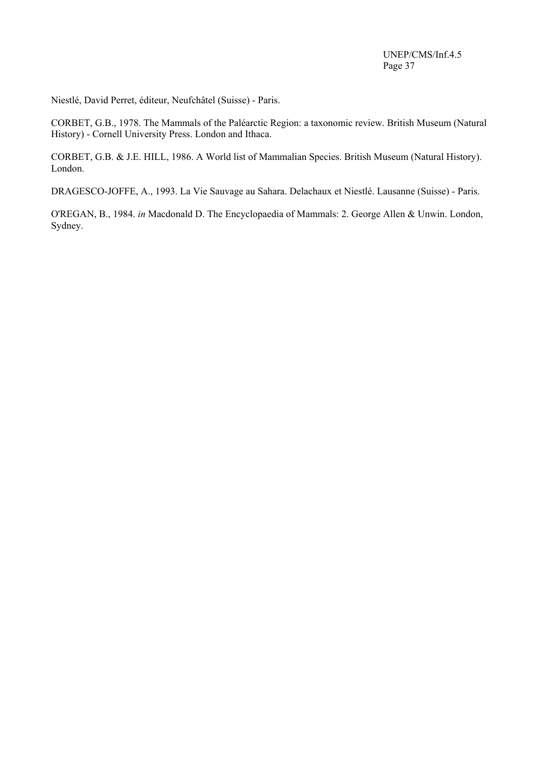Niestlé, David Perret, éditeur, Neufchâtel (Suisse) - Paris.

CORBET, G.B., 1978. The Mammals of the Paléarctic Region: a taxonomic review. British Museum (Natural History) - Cornell University Press. London and Ithaca.

CORBET, G.B. & J.E. HILL, 1986. A World list of Mammalian Species. British Museum (Natural History). London.

DRAGESCO-JOFFE, A., 1993. La Vie Sauvage au Sahara. Delachaux et Niestlé. Lausanne (Suisse) - Paris.

O'REGAN, B., 1984. *in* Macdonald D. The Encyclopaedia of Mammals: 2. George Allen & Unwin. London, Sydney.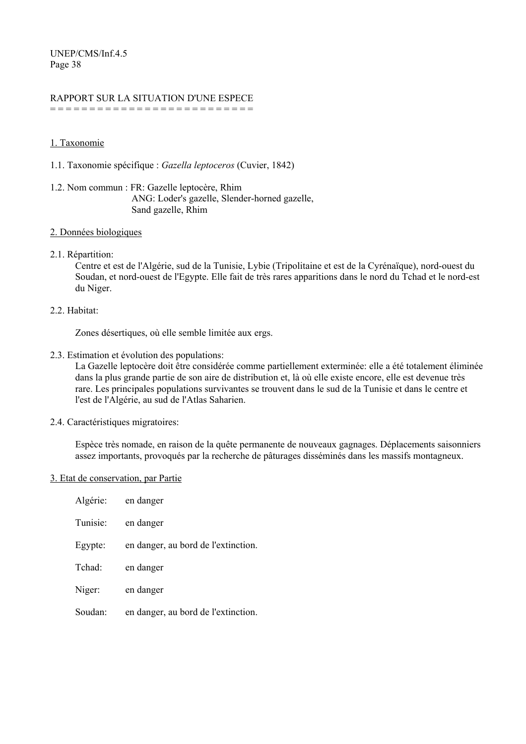# RAPPORT SUR LA SITUATION D'UNE ESPECE

## 1. Taxonomie

1.1. Taxonomie spécifique : *Gazella leptoceros* (Cuvier, 1842)

1.2. Nom commun : FR: Gazelle leptocère, Rhim
ANG: Loder's gazelle, Slender-horned gazelle, Sand gazelle, Rhim

## 2. Données biologiques

2.1. Répartition:

Centre et est de l'Algérie, sud de la Tunisie, Lybie (Tripolitaine et est de la Cyrénaïque), nord-ouest du Soudan, et nord-ouest de l'Egypte. Elle fait de très rares apparitions dans le nord du Tchad et le nord-est du Niger.

2.2. Habitat:

Zones désertiques, où elle semble limitée aux ergs.

2.3. Estimation et évolution des populations:

La Gazelle leptocère doit être considérée comme partiellement exterminée: elle a été totalement éliminée dans la plus grande partie de son aire de distribution et, là où elle existe encore, elle est devenue très rare. Les principales populations survivantes se trouvent dans le sud de la Tunisie et dans le centre et l'est de l'Algérie, au sud de l'Atlas Saharien.

2.4. Caractéristiques migratoires:

Espèce très nomade, en raison de la quête permanente de nouveaux gagnages. Déplacements saisonniers assez importants, provoqués par la recherche de pâturages disséminés dans les massifs montagneux.

## 3. Etat de conservation, par Partie

| | |
|---|---|
| Algérie: | en danger |
| Tunisie: | en danger |
| Egypte: | en danger, au bord de l'extinction. |
| Tchad: | en danger |
| Niger: | en danger |
| Soudan: | en danger, au bord de l'extinction. |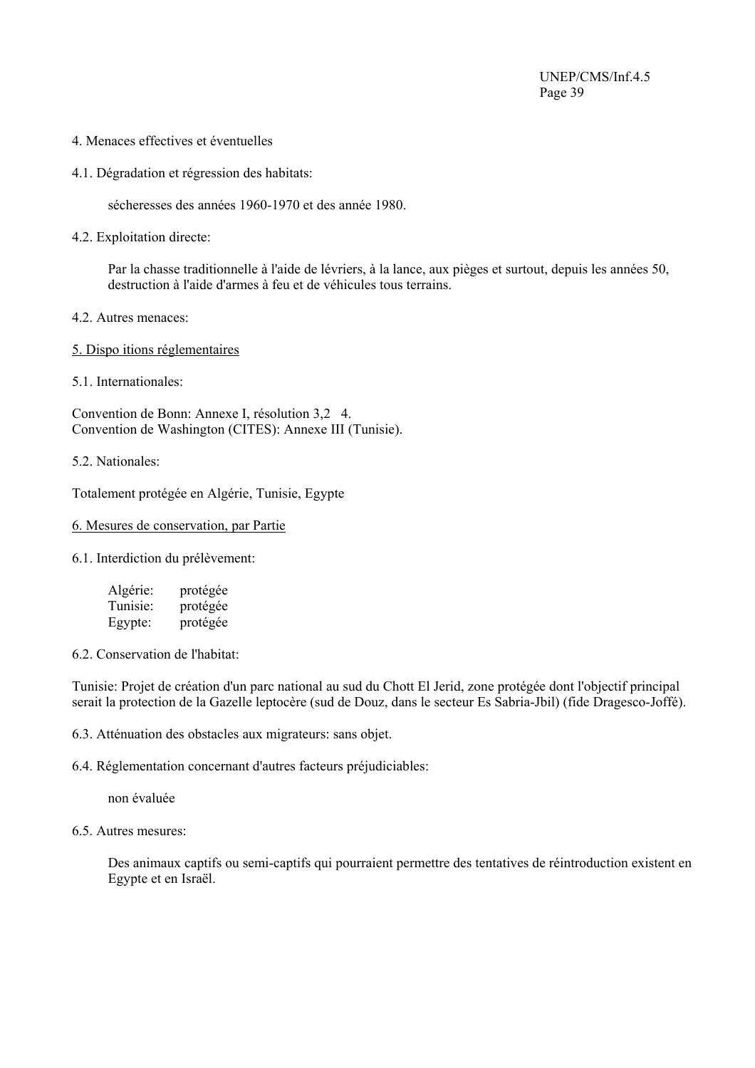4. Menaces effectives et éventuelles

4.1. Dégradation et régression des habitats:

sécheresses des années 1960-1970 et des année 1980.

4.2. Exploitation directe:

Par la chasse traditionnelle à l'aide de lévriers, à la lance, aux pièges et surtout, depuis les années 50, destruction à l'aide d'armes à feu et de véhicules tous terrains.

4.2. Autres menaces:

5. Dispo itions réglementaires

5.1. Internationales:

Convention de Bonn: Annexe I, résolution 3,2 4.
Convention de Washington (CITES): Annexe III (Tunisie).

5.2. Nationales:

Totalement protégée en Algérie, Tunisie, Egypte

6. Mesures de conservation, par Partie

6.1. Interdiction du prélèvement:

Algérie: protégée
Tunisie: protégée
Egypte: protégée

6.2. Conservation de l'habitat:

Tunisie: Projet de création d'un parc national au sud du Chott El Jerid, zone protégée dont l'objectif principal serait la protection de la Gazelle leptocère (sud de Douz, dans le secteur Es Sabria-Jbil) (fide Dragesco-Joffé).

6.3. Atténuation des obstacles aux migrateurs: sans objet.

6.4. Réglementation concernant d'autres facteurs préjudiciables:

non évaluée

6.5. Autres mesures:

Des animaux captifs ou semi-captifs qui pourraient permettre des tentatives de réintroduction existent en Egypte et en Israël.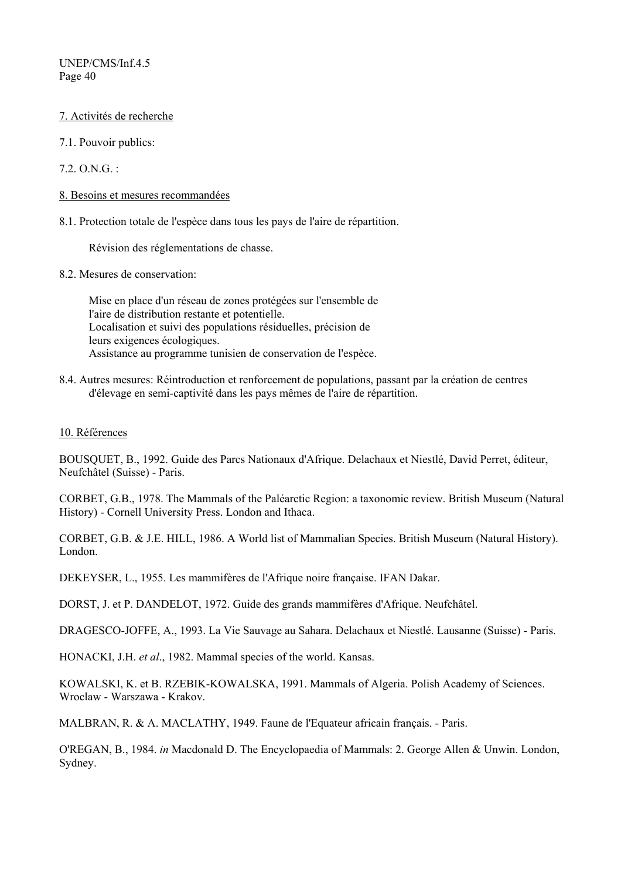7. Activités de recherche

7.1. Pouvoir publics:

7.2. O.N.G. :

8. Besoins et mesures recommandées

8.1. Protection totale de l'espèce dans tous les pays de l'aire de répartition.

Révision des réglementations de chasse.

8.2. Mesures de conservation:

Mise en place d'un réseau de zones protégées sur l'ensemble de l'aire de distribution restante et potentielle.
Localisation et suivi des populations résiduelles, précision de leurs exigences écologiques.
Assistance au programme tunisien de conservation de l'espèce.

8.4. Autres mesures: Réintroduction et renforcement de populations, passant par la création de centres d'élevage en semi-captivité dans les pays mêmes de l'aire de répartition.

10. Références

BOUSQUET, B., 1992. Guide des Parcs Nationaux d'Afrique. Delachaux et Niestlé, David Perret, éditeur, Neufchâtel (Suisse) - Paris.

CORBET, G.B., 1978. The Mammals of the Paléarctic Region: a taxonomic review. British Museum (Natural History) - Cornell University Press. London and Ithaca.

CORBET, G.B. & J.E. HILL, 1986. A World list of Mammalian Species. British Museum (Natural History). London.

DEKEYSER, L., 1955. Les mammifères de l'Afrique noire française. IFAN Dakar.

DORST, J. et P. DANDELOT, 1972. Guide des grands mammifères d'Afrique. Neufchâtel.

DRAGESCO-JOFFE, A., 1993. La Vie Sauvage au Sahara. Delachaux et Niestlé. Lausanne (Suisse) - Paris.

HONACKI, J.H. *et al*., 1982. Mammal species of the world. Kansas.

KOWALSKI, K. et B. RZEBIK-KOWALSKA, 1991. Mammals of Algeria. Polish Academy of Sciences. Wroclaw - Warszawa - Krakov.

MALBRAN, R. & A. MACLATHY, 1949. Faune de l'Equateur africain français. - Paris.

O'REGAN, B., 1984. *in* Macdonald D. The Encyclopaedia of Mammals: 2. George Allen & Unwin. London, Sydney.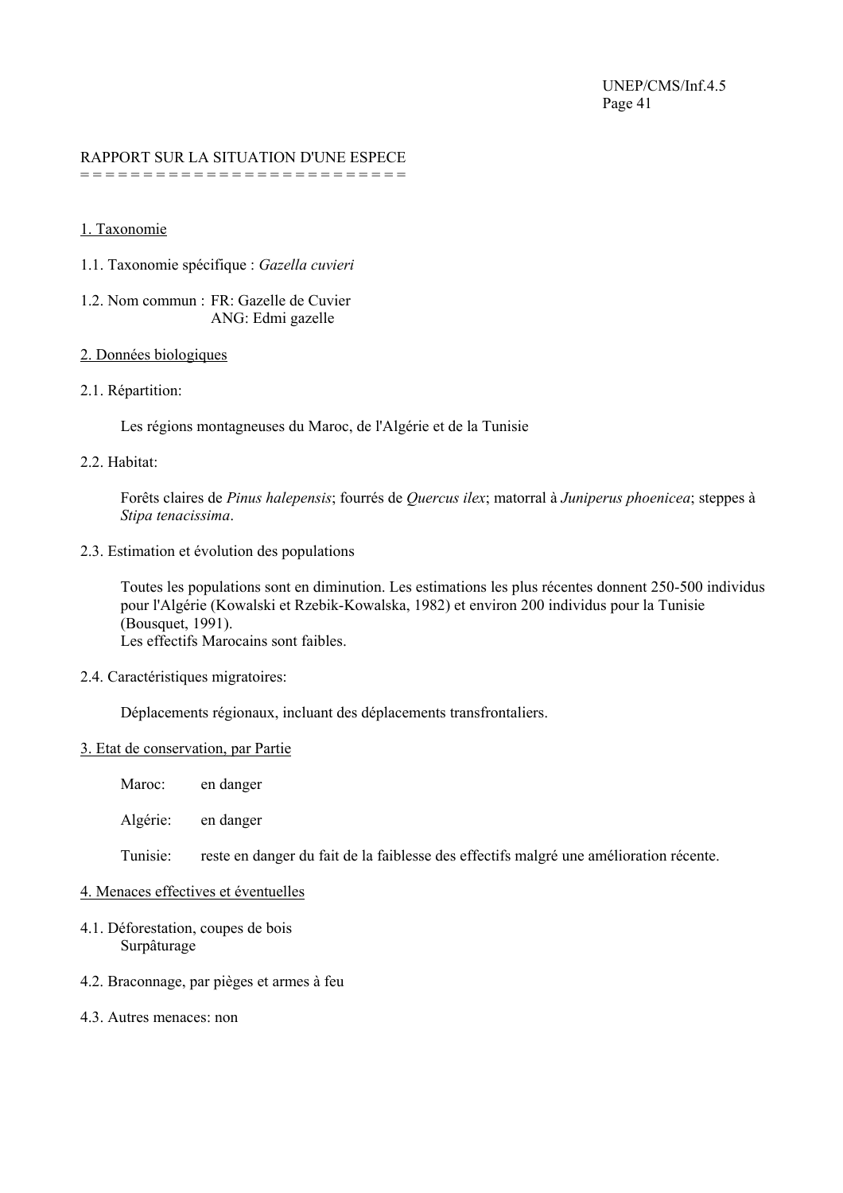RAPPORT SUR LA SITUATION D'UNE ESPECE
= = = = = = = = = = = = = = = = = = = = = = = = =

1. Taxonomie

1.1. Taxonomie spécifique : *Gazella cuvieri*

1.2. Nom commun : FR: Gazelle de Cuvier
ANG: Edmi gazelle

2. Données biologiques

2.1. Répartition:

Les régions montagneuses du Maroc, de l'Algérie et de la Tunisie

2.2. Habitat:

Forêts claires de *Pinus halepensis*; fourrés de *Quercus ilex*; matorral à *Juniperus phoenicea*; steppes à *Stipa tenacissima*.

2.3. Estimation et évolution des populations

Toutes les populations sont en diminution. Les estimations les plus récentes donnent 250-500 individus pour l'Algérie (Kowalski et Rzebik-Kowalska, 1982) et environ 200 individus pour la Tunisie (Bousquet, 1991).
Les effectifs Marocains sont faibles.

2.4. Caractéristiques migratoires:

Déplacements régionaux, incluant des déplacements transfrontaliers.

3. Etat de conservation, par Partie

Maroc: en danger

Algérie: en danger

Tunisie: reste en danger du fait de la faiblesse des effectifs malgré une amélioration récente.

4. Menaces effectives et éventuelles

4.1. Déforestation, coupes de bois
Surpâturage

4.2. Braconnage, par pièges et armes à feu

4.3. Autres menaces: non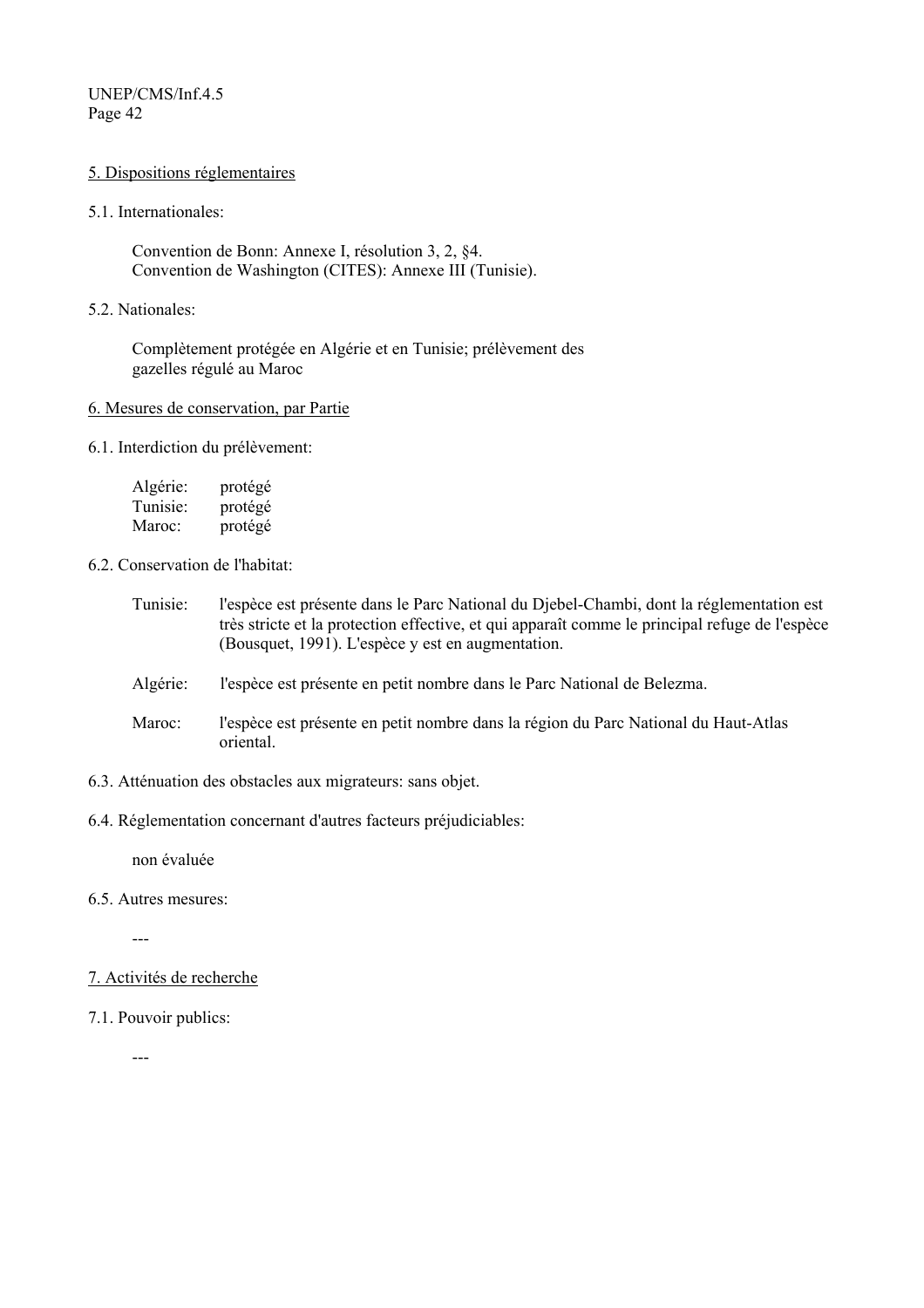5. Dispositions réglementaires

5.1. Internationales:

Convention de Bonn: Annexe I, résolution 3, 2, §4.
Convention de Washington (CITES): Annexe III (Tunisie).

5.2. Nationales:

Complètement protégée en Algérie et en Tunisie; prélèvement des gazelles régulé au Maroc

6. Mesures de conservation, par Partie

6.1. Interdiction du prélèvement:

Algérie: protégé
Tunisie: protégé
Maroc: protégé

6.2. Conservation de l'habitat:

Tunisie: l'espèce est présente dans le Parc National du Djebel-Chambi, dont la réglementation est très stricte et la protection effective, et qui apparaît comme le principal refuge de l'espèce (Bousquet, 1991). L'espèce y est en augmentation.

Algérie: l'espèce est présente en petit nombre dans le Parc National de Belezma.

Maroc: l'espèce est présente en petit nombre dans la région du Parc National du Haut-Atlas oriental.

6.3. Atténuation des obstacles aux migrateurs: sans objet.

6.4. Réglementation concernant d'autres facteurs préjudiciables:

non évaluée

6.5. Autres mesures:

---

7. Activités de recherche

7.1. Pouvoir publics:

---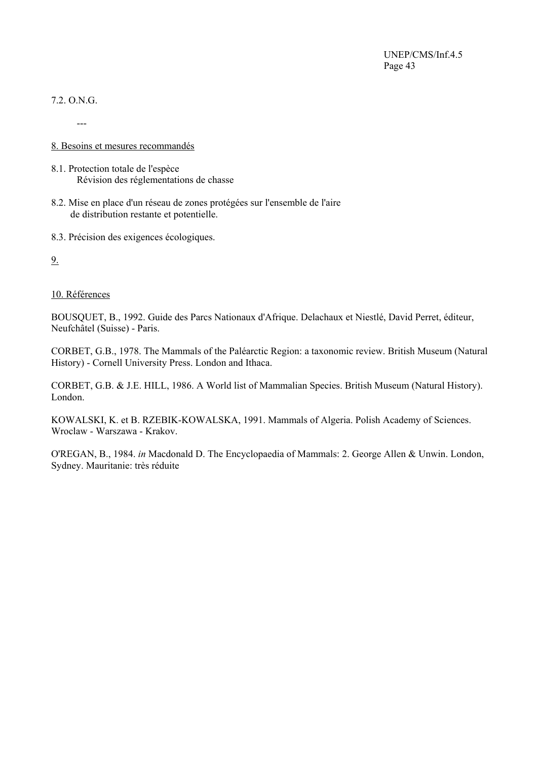7.2. O.N.G.

---

<u>8. Besoins et mesures recommandés</u>

8.1. Protection totale de l'espèce
Révision des réglementations de chasse

8.2. Mise en place d'un réseau de zones protégées sur l'ensemble de l'aire de distribution restante et potentielle.

8.3. Précision des exigences écologiques.

<u>9.</u>

<u>10. Références</u>

BOUSQUET, B., 1992. Guide des Parcs Nationaux d'Afrique. Delachaux et Niestlé, David Perret, éditeur, Neufchâtel (Suisse) - Paris.

CORBET, G.B., 1978. The Mammals of the Paléarctic Region: a taxonomic review. British Museum (Natural History) - Cornell University Press. London and Ithaca.

CORBET, G.B. & J.E. HILL, 1986. A World list of Mammalian Species. British Museum (Natural History). London.

KOWALSKI, K. et B. RZEBIK-KOWALSKA, 1991. Mammals of Algeria. Polish Academy of Sciences. Wroclaw - Warszawa - Krakov.

O'REGAN, B., 1984. *in* Macdonald D. The Encyclopaedia of Mammals: 2. George Allen & Unwin. London, Sydney. Mauritanie: très réduite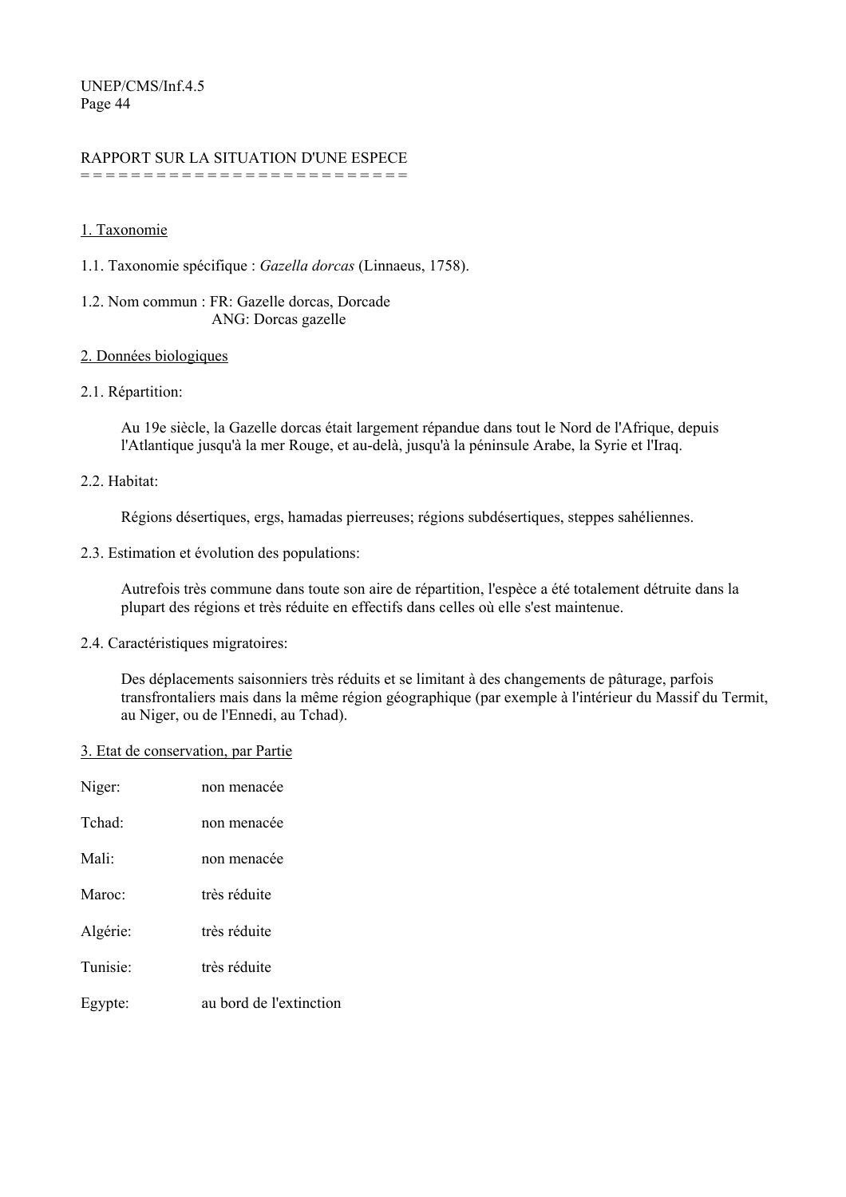# RAPPORT SUR LA SITUATION D'UNE ESPECE

## 1. Taxonomie

1.1. Taxonomie spécifique : *Gazella dorcas* (Linnaeus, 1758).

1.2. Nom commun : FR: Gazelle dorcas, Dorcade
ANG: Dorcas gazelle

## 2. Données biologiques

2.1. Répartition:

Au 19e siècle, la Gazelle dorcas était largement répandue dans tout le Nord de l'Afrique, depuis l'Atlantique jusqu'à la mer Rouge, et au-delà, jusqu'à la péninsule Arabe, la Syrie et l'Iraq.

2.2. Habitat:

Régions désertiques, ergs, hamadas pierreuses; régions subdésertiques, steppes sahéliennes.

2.3. Estimation et évolution des populations:

Autrefois très commune dans toute son aire de répartition, l'espèce a été totalement détruite dans la plupart des régions et très réduite en effectifs dans celles où elle s'est maintenue.

2.4. Caractéristiques migratoires:

Des déplacements saisonniers très réduits et se limitant à des changements de pâturage, parfois transfrontaliers mais dans la même région géographique (par exemple à l'intérieur du Massif du Termit, au Niger, ou de l'Ennedi, au Tchad).

## 3. Etat de conservation, par Partie

| | |
|---|---|
| Niger: | non menacée |
| Tchad: | non menacée |
| Mali: | non menacée |
| Maroc: | très réduite |
| Algérie: | très réduite |
| Tunisie: | très réduite |
| Egypte: | au bord de l'extinction |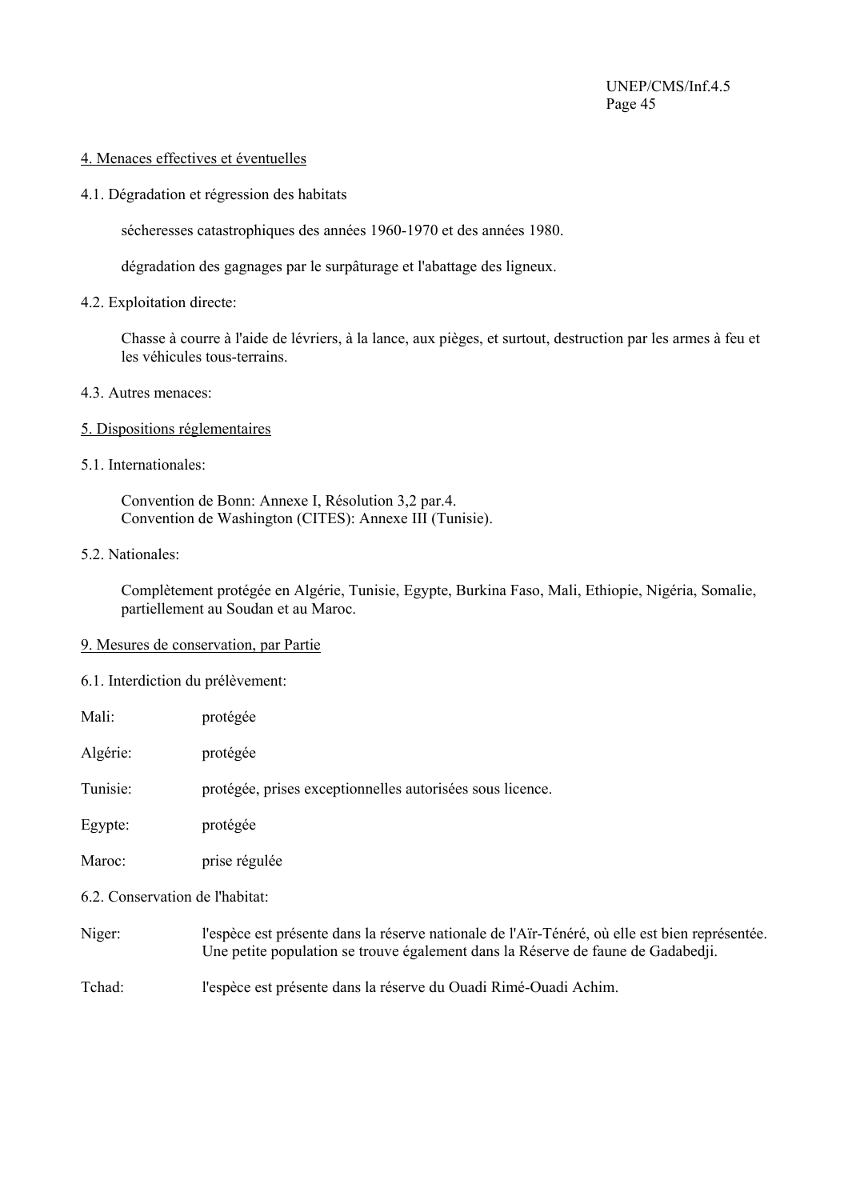## 4. Menaces effectives et éventuelles

4.1. Dégradation et régression des habitats

sécheresses catastrophiques des années 1960-1970 et des années 1980.

dégradation des gagnages par le surpâturage et l'abattage des ligneux.

4.2. Exploitation directe:

Chasse à courre à l'aide de lévriers, à la lance, aux pièges, et surtout, destruction par les armes à feu et les véhicules tous-terrains.

4.3. Autres menaces:

## 5. Dispositions réglementaires

5.1. Internationales:

Convention de Bonn: Annexe I, Résolution 3,2 par.4.
Convention de Washington (CITES): Annexe III (Tunisie).

5.2. Nationales:

Complètement protégée en Algérie, Tunisie, Egypte, Burkina Faso, Mali, Ethiopie, Nigéria, Somalie, partiellement au Soudan et au Maroc.

## 9. Mesures de conservation, par Partie

6.1. Interdiction du prélèvement:

Mali: protégée

Algérie: protégée

Tunisie: protégée, prises exceptionnelles autorisées sous licence.

Egypte: protégée

Maroc: prise régulée

6.2. Conservation de l'habitat:

Niger: l'espèce est présente dans la réserve nationale de l'Aïr-Ténéré, où elle est bien représentée. Une petite population se trouve également dans la Réserve de faune de Gadabedji.

Tchad: l'espèce est présente dans la réserve du Ouadi Rimé-Ouadi Achim.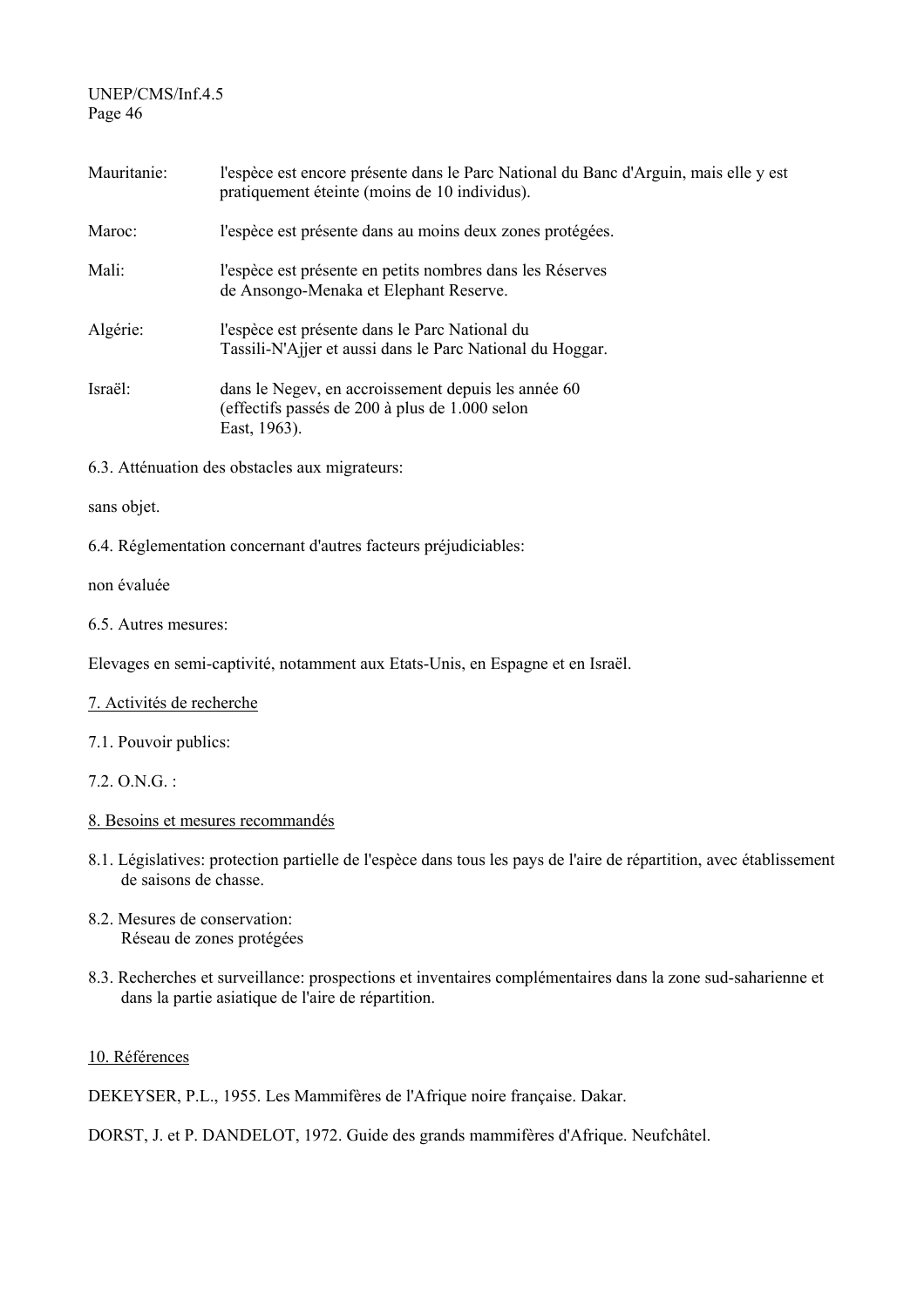Mauritanie: l'espèce est encore présente dans le Parc National du Banc d'Arguin, mais elle y est pratiquement éteinte (moins de 10 individus).

Maroc: l'espèce est présente dans au moins deux zones protégées.

Mali: l'espèce est présente en petits nombres dans les Réserves de Ansongo-Menaka et Elephant Reserve.

Algérie: l'espèce est présente dans le Parc National du Tassili-N'Ajjer et aussi dans le Parc National du Hoggar.

Israël: dans le Negev, en accroissement depuis les année 60 (effectifs passés de 200 à plus de 1.000 selon East, 1963).

6.3. Atténuation des obstacles aux migrateurs:

sans objet.

6.4. Réglementation concernant d'autres facteurs préjudiciables:

non évaluée

6.5. Autres mesures:

Elevages en semi-captivité, notamment aux Etats-Unis, en Espagne et en Israël.

## 7. Activités de recherche

7.1. Pouvoir publics:

7.2. O.N.G. :

## 8. Besoins et mesures recommandés

8.1. Législatives: protection partielle de l'espèce dans tous les pays de l'aire de répartition, avec établissement de saisons de chasse.

8.2. Mesures de conservation:
Réseau de zones protégées

8.3. Recherches et surveillance: prospections et inventaires complémentaires dans la zone sud-saharienne et dans la partie asiatique de l'aire de répartition.

## 10. Références

DEKEYSER, P.L., 1955. Les Mammifères de l'Afrique noire française. Dakar.

DORST, J. et P. DANDELOT, 1972. Guide des grands mammifères d'Afrique. Neufchâtel.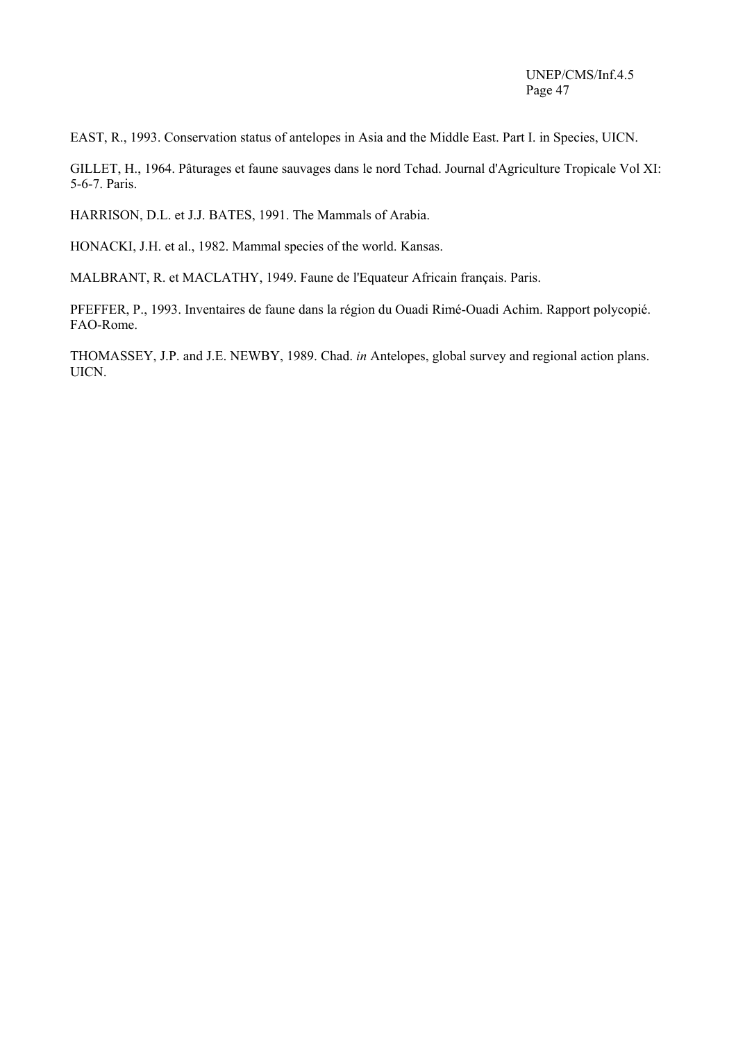EAST, R., 1993. Conservation status of antelopes in Asia and the Middle East. Part I. in Species, UICN.

GILLET, H., 1964. Pâturages et faune sauvages dans le nord Tchad. Journal d'Agriculture Tropicale Vol XI: 5-6-7. Paris.

HARRISON, D.L. et J.J. BATES, 1991. The Mammals of Arabia.

HONACKI, J.H. et al., 1982. Mammal species of the world. Kansas.

MALBRANT, R. et MACLATHY, 1949. Faune de l'Equateur Africain français. Paris.

PFEFFER, P., 1993. Inventaires de faune dans la région du Ouadi Rimé-Ouadi Achim. Rapport polycopié. FAO-Rome.

THOMASSEY, J.P. and J.E. NEWBY, 1989. Chad. *in* Antelopes, global survey and regional action plans. UICN.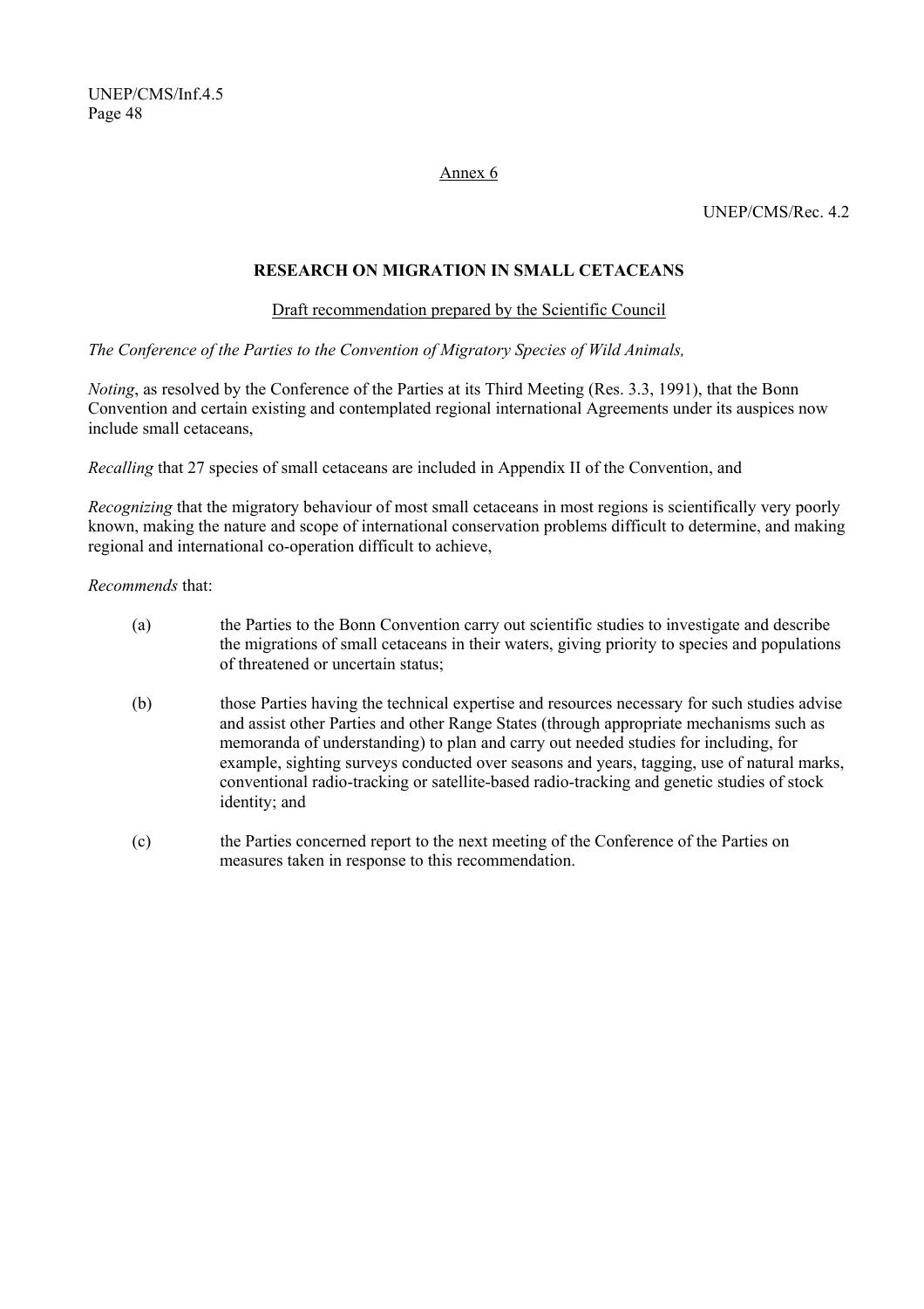Annex 6

UNEP/CMS/Rec. 4.2

## RESEARCH ON MIGRATION IN SMALL CETACEANS

Draft recommendation prepared by the Scientific Council

*The Conference of the Parties to the Convention of Migratory Species of Wild Animals,*

*Noting*, as resolved by the Conference of the Parties at its Third Meeting (Res. 3.3, 1991), that the Bonn Convention and certain existing and contemplated regional international Agreements under its auspices now include small cetaceans,

*Recalling* that 27 species of small cetaceans are included in Appendix II of the Convention, and

*Recognizing* that the migratory behaviour of most small cetaceans in most regions is scientifically very poorly known, making the nature and scope of international conservation problems difficult to determine, and making regional and international co-operation difficult to achieve,

*Recommends* that:

(a) the Parties to the Bonn Convention carry out scientific studies to investigate and describe the migrations of small cetaceans in their waters, giving priority to species and populations of threatened or uncertain status;

(b) those Parties having the technical expertise and resources necessary for such studies advise and assist other Parties and other Range States (through appropriate mechanisms such as memoranda of understanding) to plan and carry out needed studies for including, for example, sighting surveys conducted over seasons and years, tagging, use of natural marks, conventional radio-tracking or satellite-based radio-tracking and genetic studies of stock identity; and

(c) the Parties concerned report to the next meeting of the Conference of the Parties on measures taken in response to this recommendation.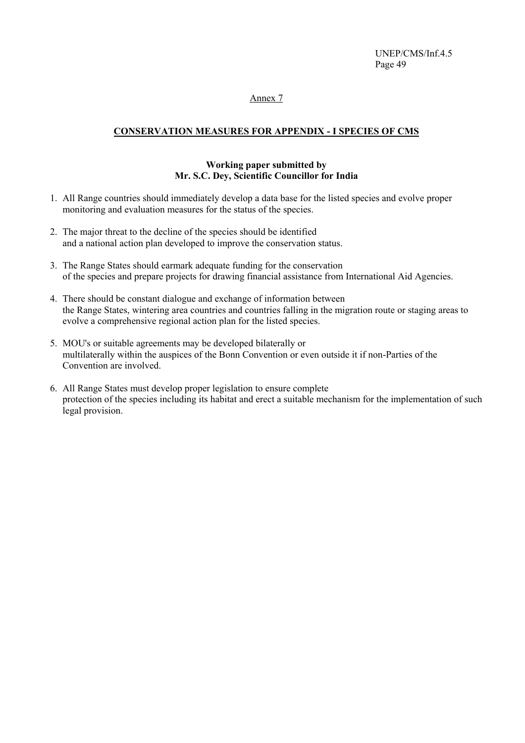Annex 7

## CONSERVATION MEASURES FOR APPENDIX - I SPECIES OF CMS

**Working paper submitted by**
**Mr. S.C. Dey, Scientific Councillor for India**

1. All Range countries should immediately develop a data base for the listed species and evolve proper monitoring and evaluation measures for the status of the species.

2. The major threat to the decline of the species should be identified and a national action plan developed to improve the conservation status.

3. The Range States should earmark adequate funding for the conservation of the species and prepare projects for drawing financial assistance from International Aid Agencies.

4. There should be constant dialogue and exchange of information between the Range States, wintering area countries and countries falling in the migration route or staging areas to evolve a comprehensive regional action plan for the listed species.

5. MOU's or suitable agreements may be developed bilaterally or multilaterally within the auspices of the Bonn Convention or even outside it if non-Parties of the Convention are involved.

6. All Range States must develop proper legislation to ensure complete protection of the species including its habitat and erect a suitable mechanism for the implementation of such legal provision.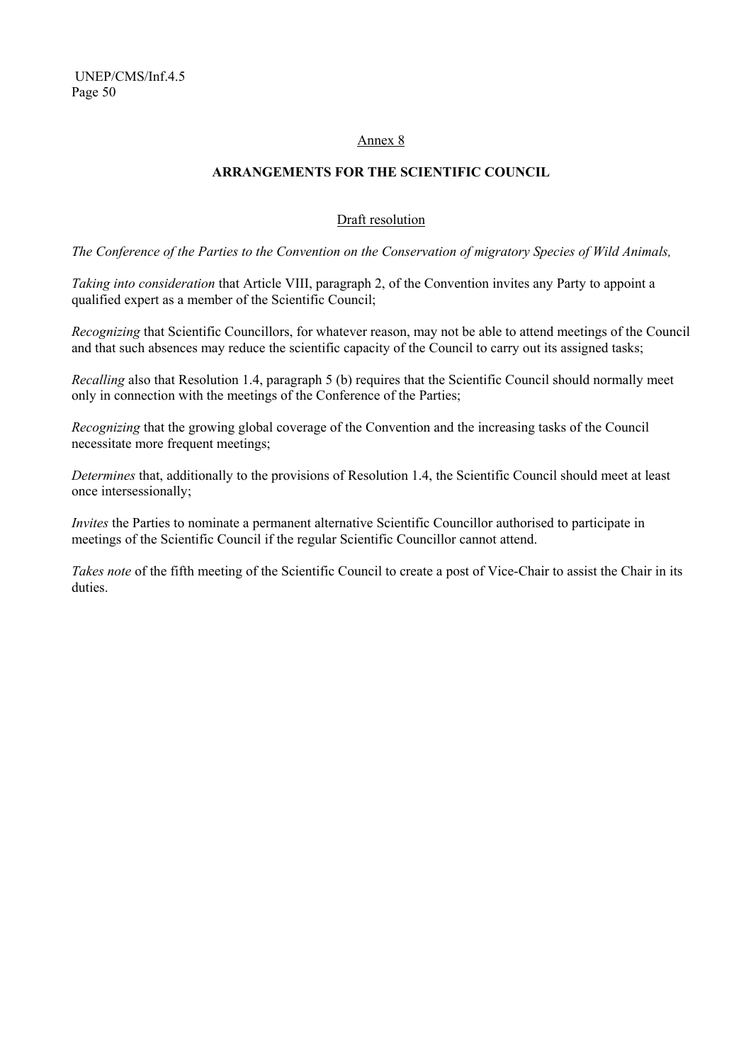Annex 8

**ARRANGEMENTS FOR THE SCIENTIFIC COUNCIL**

Draft resolution

*The Conference of the Parties to the Convention on the Conservation of migratory Species of Wild Animals,*

*Taking into consideration* that Article VIII, paragraph 2, of the Convention invites any Party to appoint a qualified expert as a member of the Scientific Council;

*Recognizing* that Scientific Councillors, for whatever reason, may not be able to attend meetings of the Council and that such absences may reduce the scientific capacity of the Council to carry out its assigned tasks;

*Recalling* also that Resolution 1.4, paragraph 5 (b) requires that the Scientific Council should normally meet only in connection with the meetings of the Conference of the Parties;

*Recognizing* that the growing global coverage of the Convention and the increasing tasks of the Council necessitate more frequent meetings;

*Determines* that, additionally to the provisions of Resolution 1.4, the Scientific Council should meet at least once intersessionally;

*Invites* the Parties to nominate a permanent alternative Scientific Councillor authorised to participate in meetings of the Scientific Council if the regular Scientific Councillor cannot attend.

*Takes note* of the fifth meeting of the Scientific Council to create a post of Vice-Chair to assist the Chair in its duties.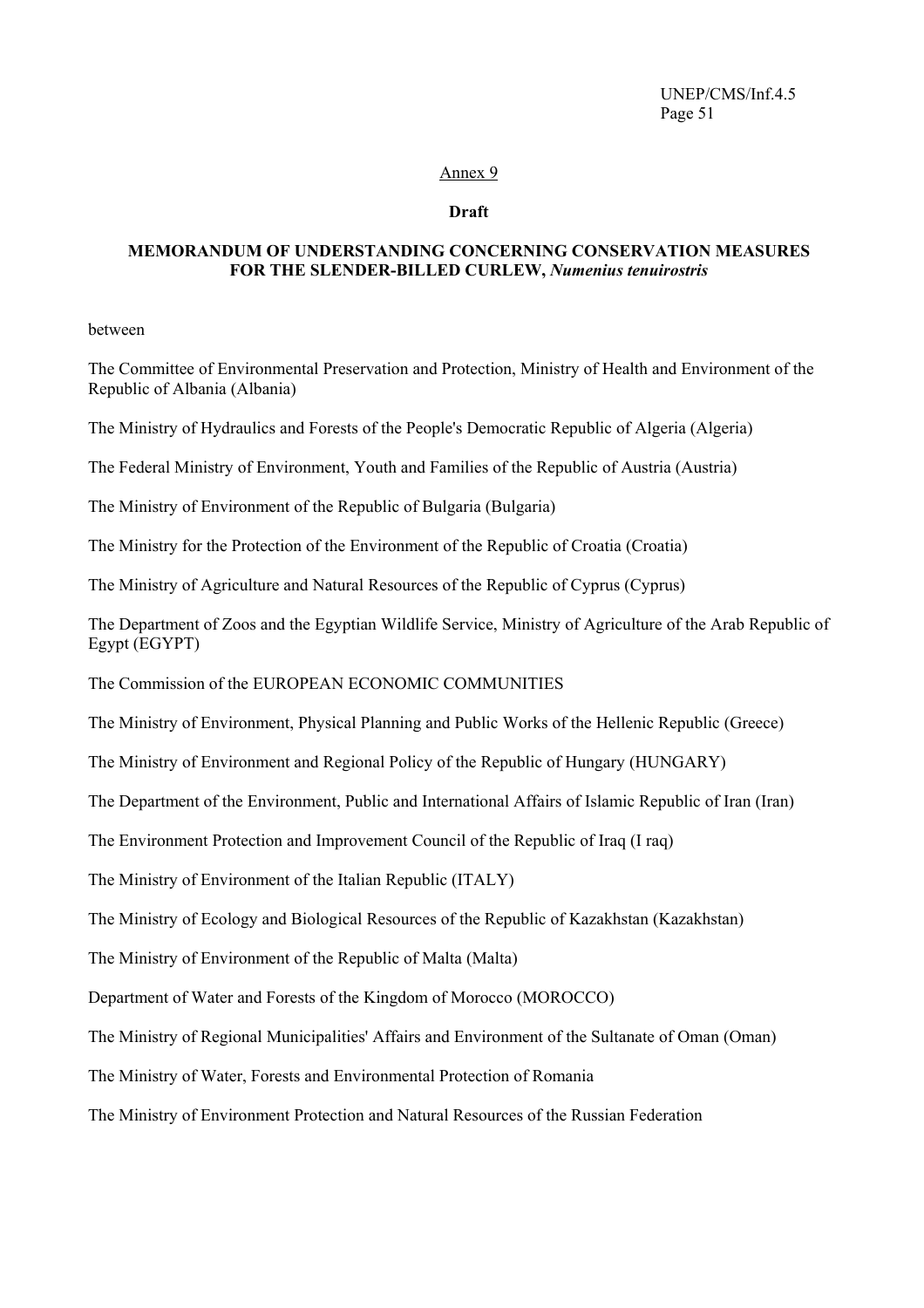Annex 9

**Draft**

**MEMORANDUM OF UNDERSTANDING CONCERNING CONSERVATION MEASURES FOR THE SLENDER-BILLED CURLEW, *Numenius tenuirostris***

between

The Committee of Environmental Preservation and Protection, Ministry of Health and Environment of the Republic of Albania (Albania)

The Ministry of Hydraulics and Forests of the People's Democratic Republic of Algeria (Algeria)

The Federal Ministry of Environment, Youth and Families of the Republic of Austria (Austria)

The Ministry of Environment of the Republic of Bulgaria (Bulgaria)

The Ministry for the Protection of the Environment of the Republic of Croatia (Croatia)

The Ministry of Agriculture and Natural Resources of the Republic of Cyprus (Cyprus)

The Department of Zoos and the Egyptian Wildlife Service, Ministry of Agriculture of the Arab Republic of Egypt (EGYPT)

The Commission of the EUROPEAN ECONOMIC COMMUNITIES

The Ministry of Environment, Physical Planning and Public Works of the Hellenic Republic (Greece)

The Ministry of Environment and Regional Policy of the Republic of Hungary (HUNGARY)

The Department of the Environment, Public and International Affairs of Islamic Republic of Iran (Iran)

The Environment Protection and Improvement Council of the Republic of Iraq (I raq)

The Ministry of Environment of the Italian Republic (ITALY)

The Ministry of Ecology and Biological Resources of the Republic of Kazakhstan (Kazakhstan)

The Ministry of Environment of the Republic of Malta (Malta)

Department of Water and Forests of the Kingdom of Morocco (MOROCCO)

The Ministry of Regional Municipalities' Affairs and Environment of the Sultanate of Oman (Oman)

The Ministry of Water, Forests and Environmental Protection of Romania

The Ministry of Environment Protection and Natural Resources of the Russian Federation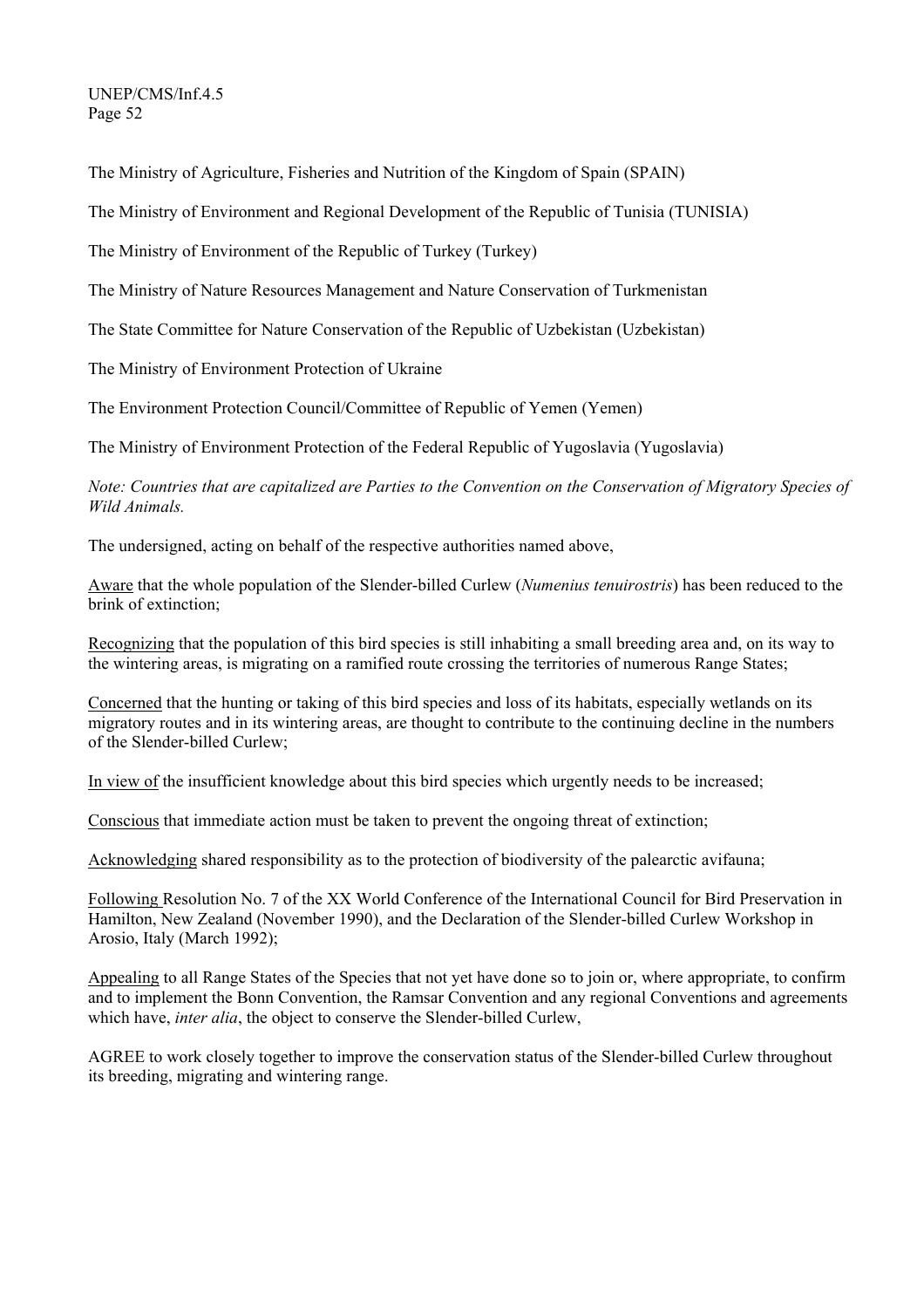The Ministry of Agriculture, Fisheries and Nutrition of the Kingdom of Spain (SPAIN)

The Ministry of Environment and Regional Development of the Republic of Tunisia (TUNISIA)

The Ministry of Environment of the Republic of Turkey (Turkey)

The Ministry of Nature Resources Management and Nature Conservation of Turkmenistan

The State Committee for Nature Conservation of the Republic of Uzbekistan (Uzbekistan)

The Ministry of Environment Protection of Ukraine

The Environment Protection Council/Committee of Republic of Yemen (Yemen)

The Ministry of Environment Protection of the Federal Republic of Yugoslavia (Yugoslavia)

*Note: Countries that are capitalized are Parties to the Convention on the Conservation of Migratory Species of Wild Animals.*

The undersigned, acting on behalf of the respective authorities named above,

Aware that the whole population of the Slender-billed Curlew (*Numenius tenuirostris*) has been reduced to the brink of extinction;

Recognizing that the population of this bird species is still inhabiting a small breeding area and, on its way to the wintering areas, is migrating on a ramified route crossing the territories of numerous Range States;

Concerned that the hunting or taking of this bird species and loss of its habitats, especially wetlands on its migratory routes and in its wintering areas, are thought to contribute to the continuing decline in the numbers of the Slender-billed Curlew;

In view of the insufficient knowledge about this bird species which urgently needs to be increased;

Conscious that immediate action must be taken to prevent the ongoing threat of extinction;

Acknowledging shared responsibility as to the protection of biodiversity of the palearctic avifauna;

Following Resolution No. 7 of the XX World Conference of the International Council for Bird Preservation in Hamilton, New Zealand (November 1990), and the Declaration of the Slender-billed Curlew Workshop in Arosio, Italy (March 1992);

Appealing to all Range States of the Species that not yet have done so to join or, where appropriate, to confirm and to implement the Bonn Convention, the Ramsar Convention and any regional Conventions and agreements which have, *inter alia*, the object to conserve the Slender-billed Curlew,

AGREE to work closely together to improve the conservation status of the Slender-billed Curlew throughout its breeding, migrating and wintering range.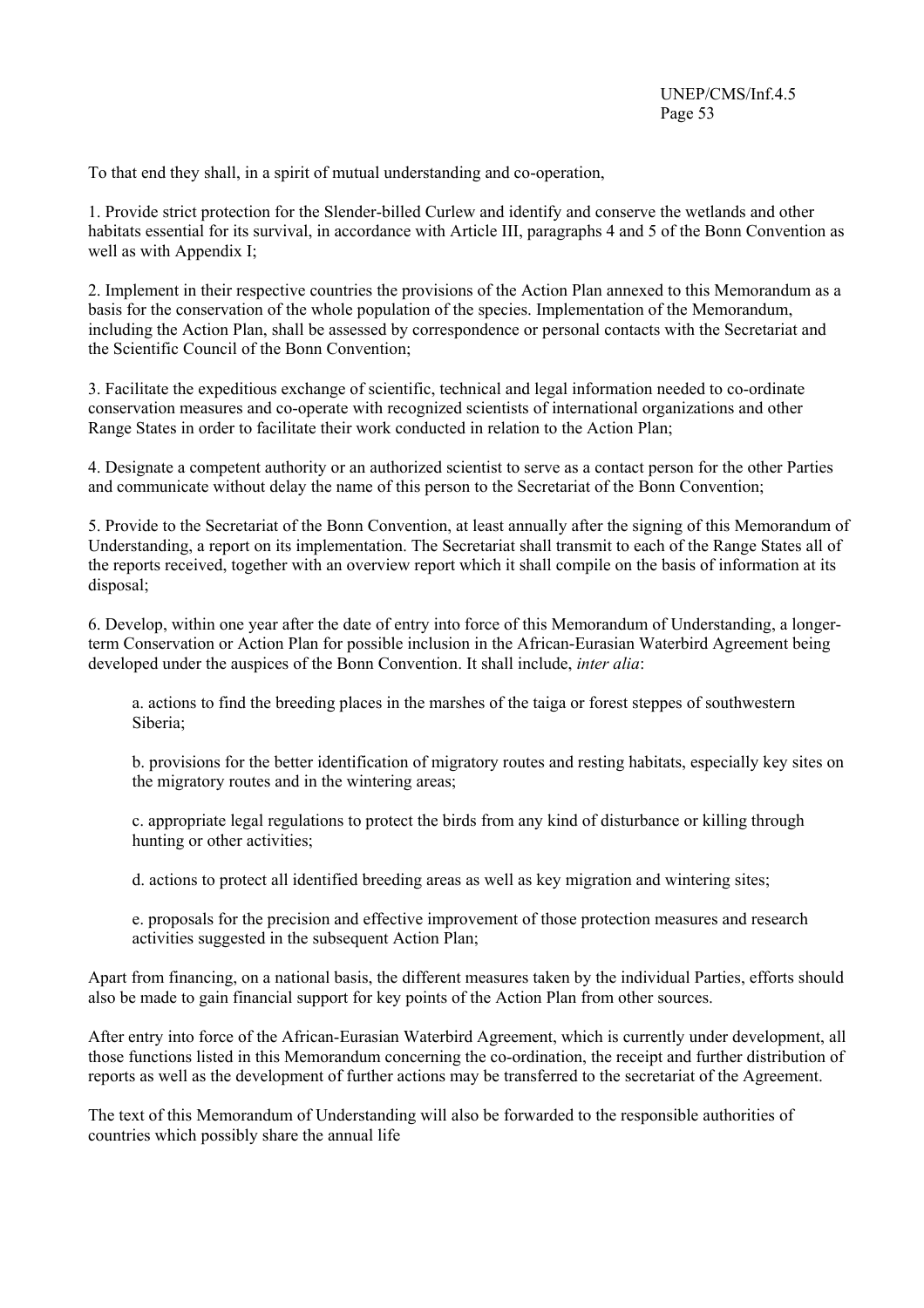To that end they shall, in a spirit of mutual understanding and co-operation,

1. Provide strict protection for the Slender-billed Curlew and identify and conserve the wetlands and other habitats essential for its survival, in accordance with Article III, paragraphs 4 and 5 of the Bonn Convention as well as with Appendix I;

2. Implement in their respective countries the provisions of the Action Plan annexed to this Memorandum as a basis for the conservation of the whole population of the species. Implementation of the Memorandum, including the Action Plan, shall be assessed by correspondence or personal contacts with the Secretariat and the Scientific Council of the Bonn Convention;

3. Facilitate the expeditious exchange of scientific, technical and legal information needed to co-ordinate conservation measures and co-operate with recognized scientists of international organizations and other Range States in order to facilitate their work conducted in relation to the Action Plan;

4. Designate a competent authority or an authorized scientist to serve as a contact person for the other Parties and communicate without delay the name of this person to the Secretariat of the Bonn Convention;

5. Provide to the Secretariat of the Bonn Convention, at least annually after the signing of this Memorandum of Understanding, a report on its implementation. The Secretariat shall transmit to each of the Range States all of the reports received, together with an overview report which it shall compile on the basis of information at its disposal;

6. Develop, within one year after the date of entry into force of this Memorandum of Understanding, a longer-term Conservation or Action Plan for possible inclusion in the African-Eurasian Waterbird Agreement being developed under the auspices of the Bonn Convention. It shall include, *inter alia*:

   a. actions to find the breeding places in the marshes of the taiga or forest steppes of southwestern Siberia;

   b. provisions for the better identification of migratory routes and resting habitats, especially key sites on the migratory routes and in the wintering areas;

   c. appropriate legal regulations to protect the birds from any kind of disturbance or killing through hunting or other activities;

   d. actions to protect all identified breeding areas as well as key migration and wintering sites;

   e. proposals for the precision and effective improvement of those protection measures and research activities suggested in the subsequent Action Plan;

Apart from financing, on a national basis, the different measures taken by the individual Parties, efforts should also be made to gain financial support for key points of the Action Plan from other sources.

After entry into force of the African-Eurasian Waterbird Agreement, which is currently under development, all those functions listed in this Memorandum concerning the co-ordination, the receipt and further distribution of reports as well as the development of further actions may be transferred to the secretariat of the Agreement.

The text of this Memorandum of Understanding will also be forwarded to the responsible authorities of countries which possibly share the annual life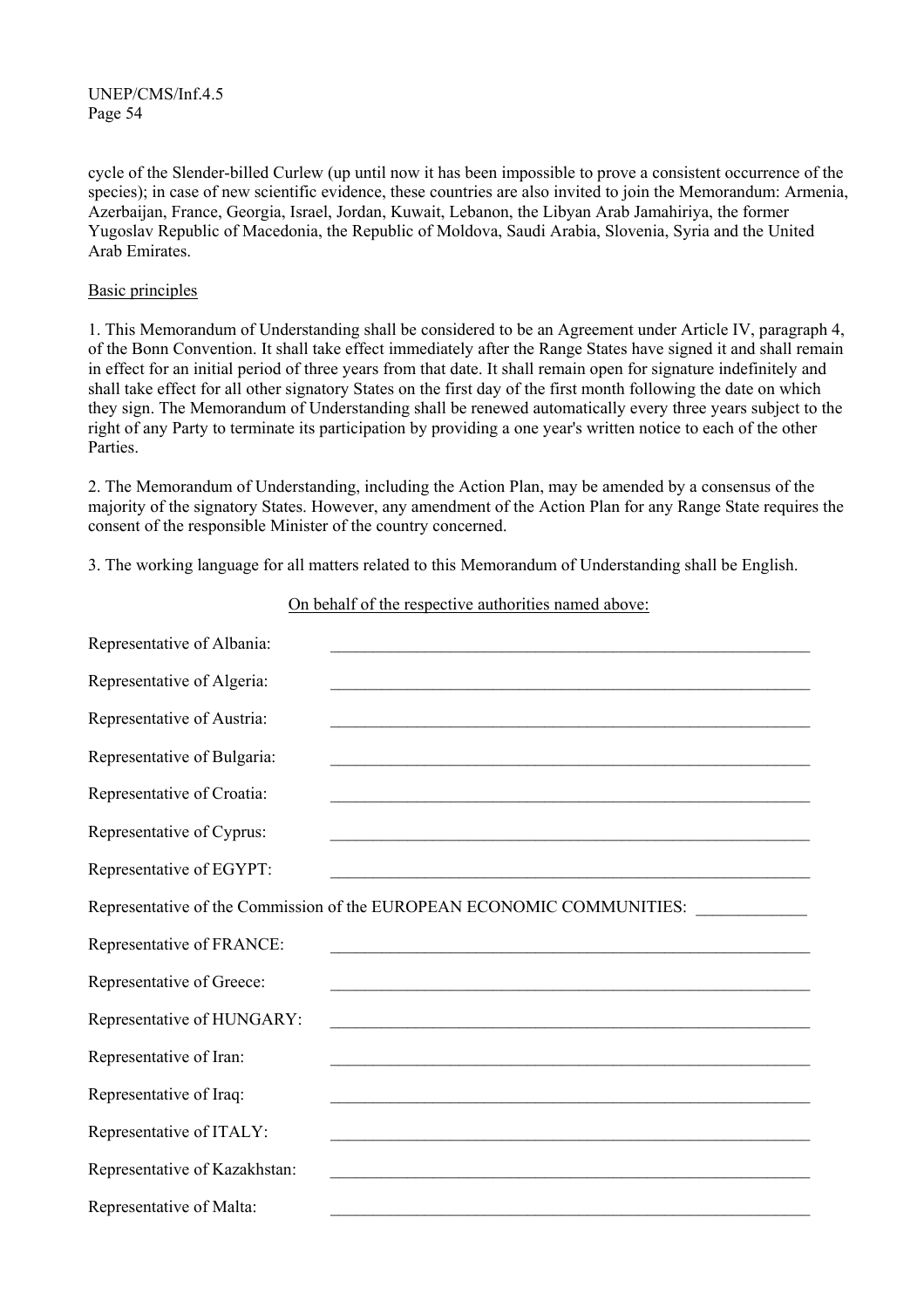cycle of the Slender-billed Curlew (up until now it has been impossible to prove a consistent occurrence of the species); in case of new scientific evidence, these countries are also invited to join the Memorandum: Armenia, Azerbaijan, France, Georgia, Israel, Jordan, Kuwait, Lebanon, the Libyan Arab Jamahiriya, the former Yugoslav Republic of Macedonia, the Republic of Moldova, Saudi Arabia, Slovenia, Syria and the United Arab Emirates.

Basic principles

1. This Memorandum of Understanding shall be considered to be an Agreement under Article IV, paragraph 4, of the Bonn Convention. It shall take effect immediately after the Range States have signed it and shall remain in effect for an initial period of three years from that date. It shall remain open for signature indefinitely and shall take effect for all other signatory States on the first day of the first month following the date on which they sign. The Memorandum of Understanding shall be renewed automatically every three years subject to the right of any Party to terminate its participation by providing a one year's written notice to each of the other Parties.

2. The Memorandum of Understanding, including the Action Plan, may be amended by a consensus of the majority of the signatory States. However, any amendment of the Action Plan for any Range State requires the consent of the responsible Minister of the country concerned.

3. The working language for all matters related to this Memorandum of Understanding shall be English.

On behalf of the respective authorities named above:

Representative of Albania: ____________________

Representative of Algeria: ____________________

Representative of Austria: ____________________

Representative of Bulgaria: ____________________

Representative of Croatia: ____________________

Representative of Cyprus: ____________________

Representative of EGYPT: ____________________

Representative of the Commission of the EUROPEAN ECONOMIC COMMUNITIES: ____________

Representative of FRANCE: ____________________

Representative of Greece: ____________________

Representative of HUNGARY: ____________________

Representative of Iran: ____________________

Representative of Iraq: ____________________

Representative of ITALY: ____________________

Representative of Kazakhstan: ____________________

Representative of Malta: ____________________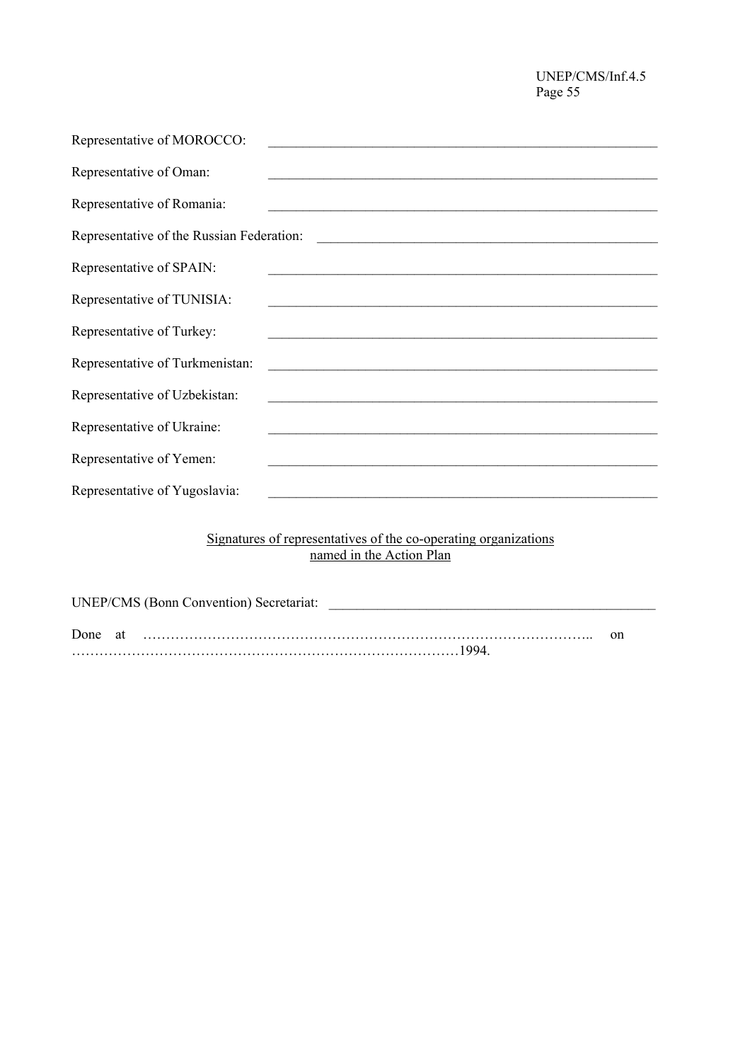Representative of MOROCCO: ____________________________________________________________

Representative of Oman: ____________________________________________________________

Representative of Romania: ____________________________________________________________

Representative of the Russian Federation: ____________________________________________________

Representative of SPAIN: ____________________________________________________________

Representative of TUNISIA: ____________________________________________________________

Representative of Turkey: ____________________________________________________________

Representative of Turkmenistan: ____________________________________________________________

Representative of Uzbekistan: ____________________________________________________________

Representative of Ukraine: ____________________________________________________________

Representative of Yemen: ____________________________________________________________

Representative of Yugoslavia: ____________________________________________________________

<u>Signatures of representatives of the co-operating organizations named in the Action Plan</u>

UNEP/CMS (Bonn Convention) Secretariat: ________________________________________________

Done at ……………………………………………………………………………………….. on …………………………………………………………………………1994.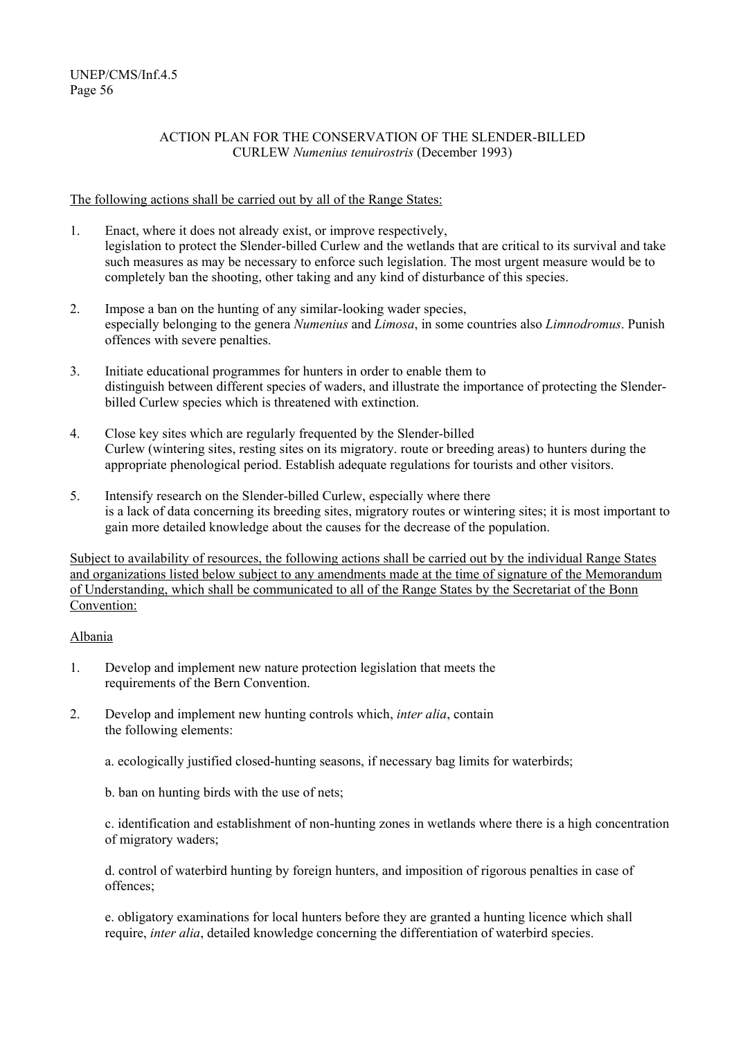## ACTION PLAN FOR THE CONSERVATION OF THE SLENDER-BILLED CURLEW *Numenius tenuirostris* (December 1993)

The following actions shall be carried out by all of the Range States:

1. Enact, where it does not already exist, or improve respectively, legislation to protect the Slender-billed Curlew and the wetlands that are critical to its survival and take such measures as may be necessary to enforce such legislation. The most urgent measure would be to completely ban the shooting, other taking and any kind of disturbance of this species.

2. Impose a ban on the hunting of any similar-looking wader species, especially belonging to the genera *Numenius* and *Limosa*, in some countries also *Limnodromus*. Punish offences with severe penalties.

3. Initiate educational programmes for hunters in order to enable them to distinguish between different species of waders, and illustrate the importance of protecting the Slender-billed Curlew species which is threatened with extinction.

4. Close key sites which are regularly frequented by the Slender-billed Curlew (wintering sites, resting sites on its migratory. route or breeding areas) to hunters during the appropriate phenological period. Establish adequate regulations for tourists and other visitors.

5. Intensify research on the Slender-billed Curlew, especially where there is a lack of data concerning its breeding sites, migratory routes or wintering sites; it is most important to gain more detailed knowledge about the causes for the decrease of the population.

Subject to availability of resources, the following actions shall be carried out by the individual Range States and organizations listed below subject to any amendments made at the time of signature of the Memorandum of Understanding, which shall be communicated to all of the Range States by the Secretariat of the Bonn Convention:

### Albania

1. Develop and implement new nature protection legislation that meets the requirements of the Bern Convention.

2. Develop and implement new hunting controls which, *inter alia*, contain the following elements:

   a. ecologically justified closed-hunting seasons, if necessary bag limits for waterbirds;

   b. ban on hunting birds with the use of nets;

   c. identification and establishment of non-hunting zones in wetlands where there is a high concentration of migratory waders;

   d. control of waterbird hunting by foreign hunters, and imposition of rigorous penalties in case of offences;

   e. obligatory examinations for local hunters before they are granted a hunting licence which shall require, *inter alia*, detailed knowledge concerning the differentiation of waterbird species.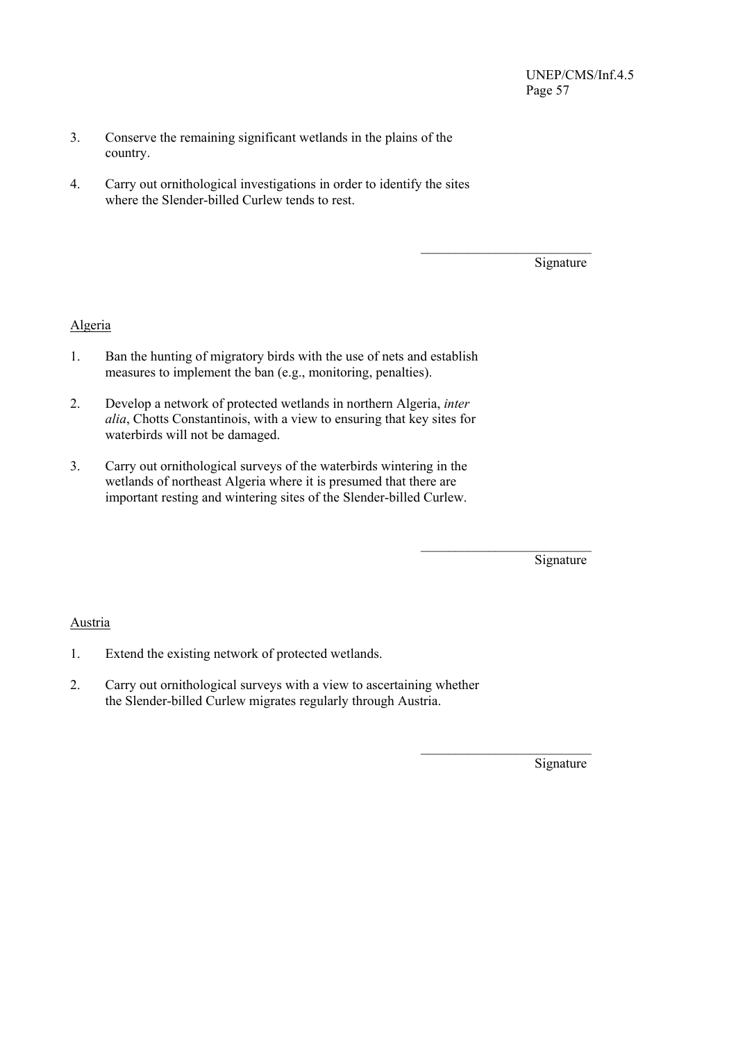3. Conserve the remaining significant wetlands in the plains of the country.

4. Carry out ornithological investigations in order to identify the sites where the Slender-billed Curlew tends to rest.

_________________________
Signature

Algeria

1. Ban the hunting of migratory birds with the use of nets and establish measures to implement the ban (e.g., monitoring, penalties).

2. Develop a network of protected wetlands in northern Algeria, *inter alia*, Chotts Constantinois, with a view to ensuring that key sites for waterbirds will not be damaged.

3. Carry out ornithological surveys of the waterbirds wintering in the wetlands of northeast Algeria where it is presumed that there are important resting and wintering sites of the Slender-billed Curlew.

_________________________
Signature

Austria

1. Extend the existing network of protected wetlands.

2. Carry out ornithological surveys with a view to ascertaining whether the Slender-billed Curlew migrates regularly through Austria.

_________________________
Signature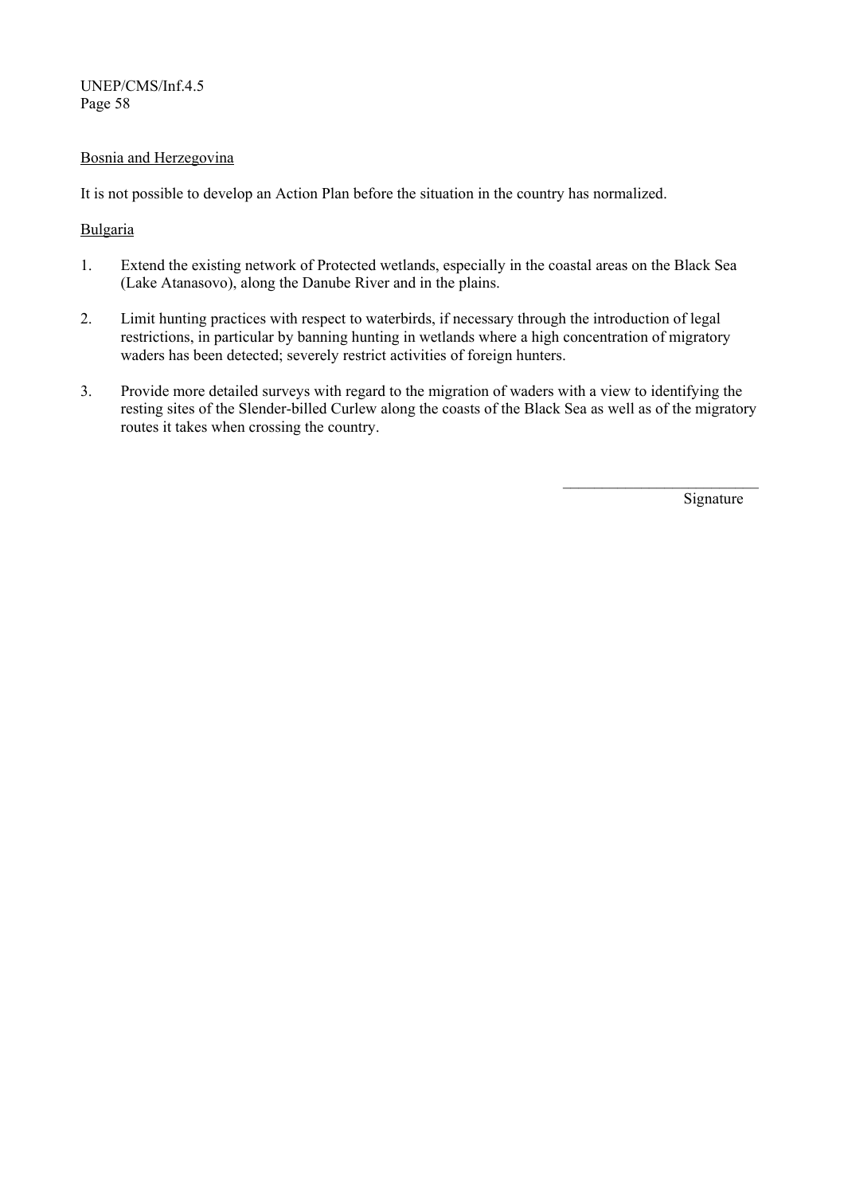<u>Bosnia and Herzegovina</u>

It is not possible to develop an Action Plan before the situation in the country has normalized.

<u>Bulgaria</u>

1. Extend the existing network of Protected wetlands, especially in the coastal areas on the Black Sea (Lake Atanasovo), along the Danube River and in the plains.

2. Limit hunting practices with respect to waterbirds, if necessary through the introduction of legal restrictions, in particular by banning hunting in wetlands where a high concentration of migratory waders has been detected; severely restrict activities of foreign hunters.

3. Provide more detailed surveys with regard to the migration of waders with a view to identifying the resting sites of the Slender-billed Curlew along the coasts of the Black Sea as well as of the migratory routes it takes when crossing the country.

\_\_\_\_\_\_\_\_\_\_\_\_\_\_\_\_\_\_\_\_\_\_\_\_\_\_

Signature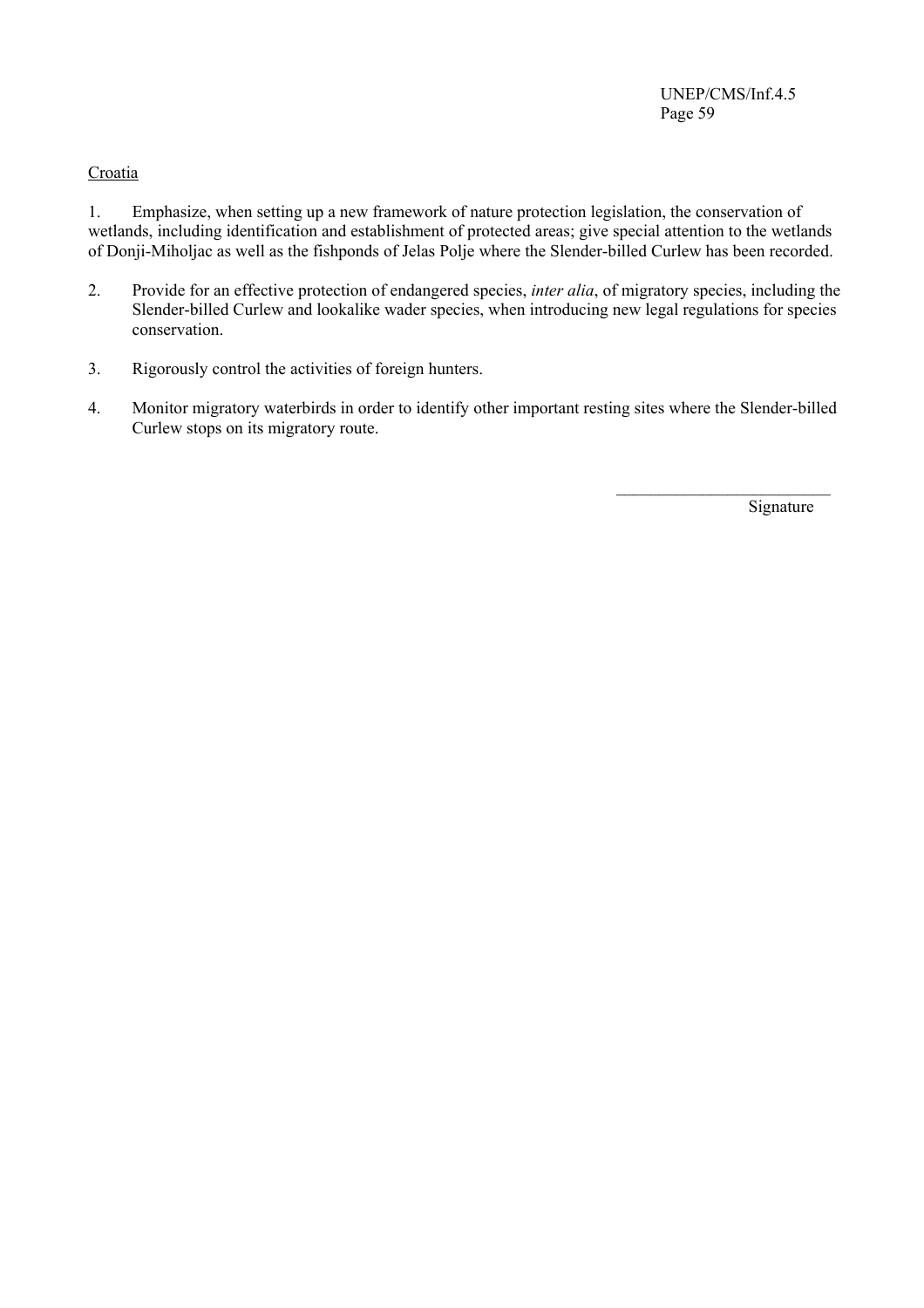Croatia

1. Emphasize, when setting up a new framework of nature protection legislation, the conservation of wetlands, including identification and establishment of protected areas; give special attention to the wetlands of Donji-Miholjac as well as the fishponds of Jelas Polje where the Slender-billed Curlew has been recorded.

2. Provide for an effective protection of endangered species, *inter alia*, of migratory species, including the Slender-billed Curlew and lookalike wader species, when introducing new legal regulations for species conservation.

3. Rigorously control the activities of foreign hunters.

4. Monitor migratory waterbirds in order to identify other important resting sites where the Slender-billed Curlew stops on its migratory route.

__________________________
Signature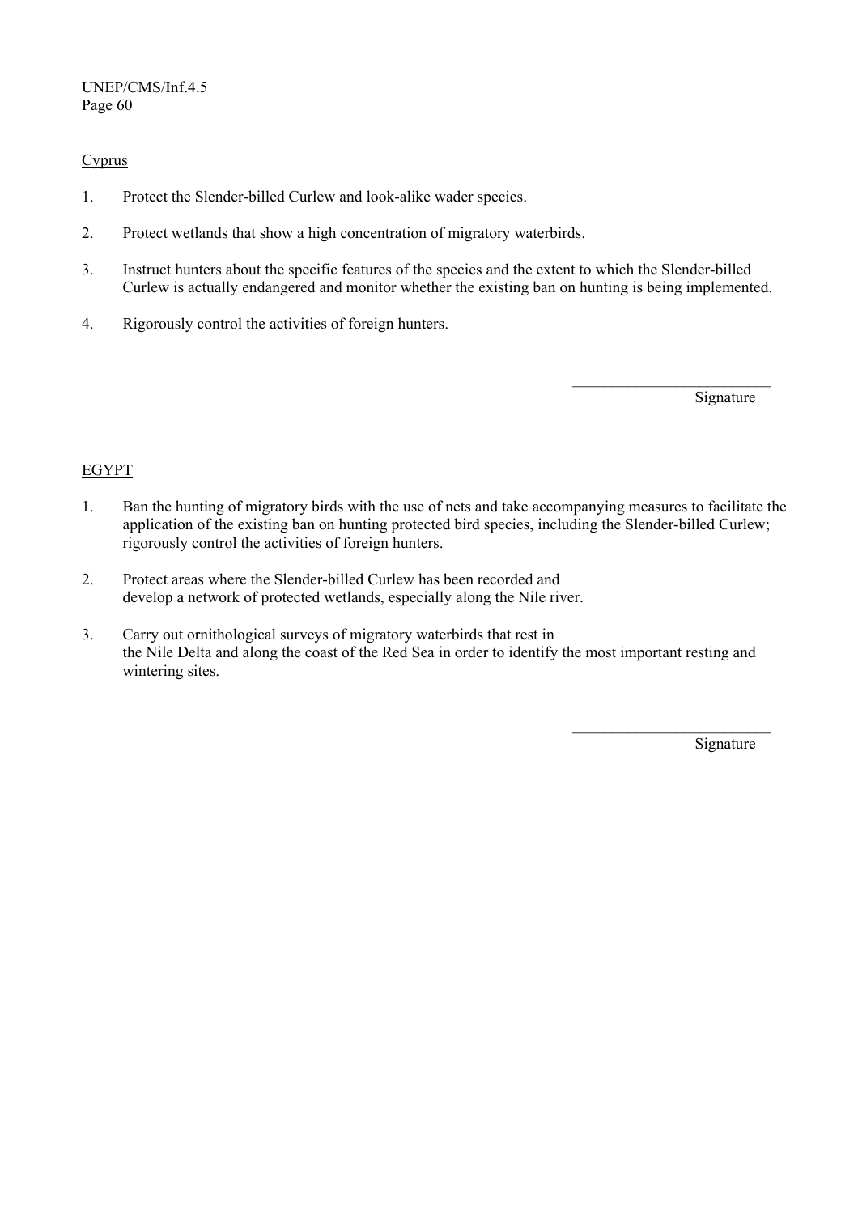<u>Cyprus</u>

1. Protect the Slender-billed Curlew and look-alike wader species.

2. Protect wetlands that show a high concentration of migratory waterbirds.

3. Instruct hunters about the specific features of the species and the extent to which the Slender-billed Curlew is actually endangered and monitor whether the existing ban on hunting is being implemented.

4. Rigorously control the activities of foreign hunters.

\_\_\_\_\_\_\_\_\_\_\_\_\_\_\_\_\_\_\_\_\_\_\_\_\_\_
Signature

<u>EGYPT</u>

1. Ban the hunting of migratory birds with the use of nets and take accompanying measures to facilitate the application of the existing ban on hunting protected bird species, including the Slender-billed Curlew; rigorously control the activities of foreign hunters.

2. Protect areas where the Slender-billed Curlew has been recorded and develop a network of protected wetlands, especially along the Nile river.

3. Carry out ornithological surveys of migratory waterbirds that rest in the Nile Delta and along the coast of the Red Sea in order to identify the most important resting and wintering sites.

\_\_\_\_\_\_\_\_\_\_\_\_\_\_\_\_\_\_\_\_\_\_\_\_\_\_
Signature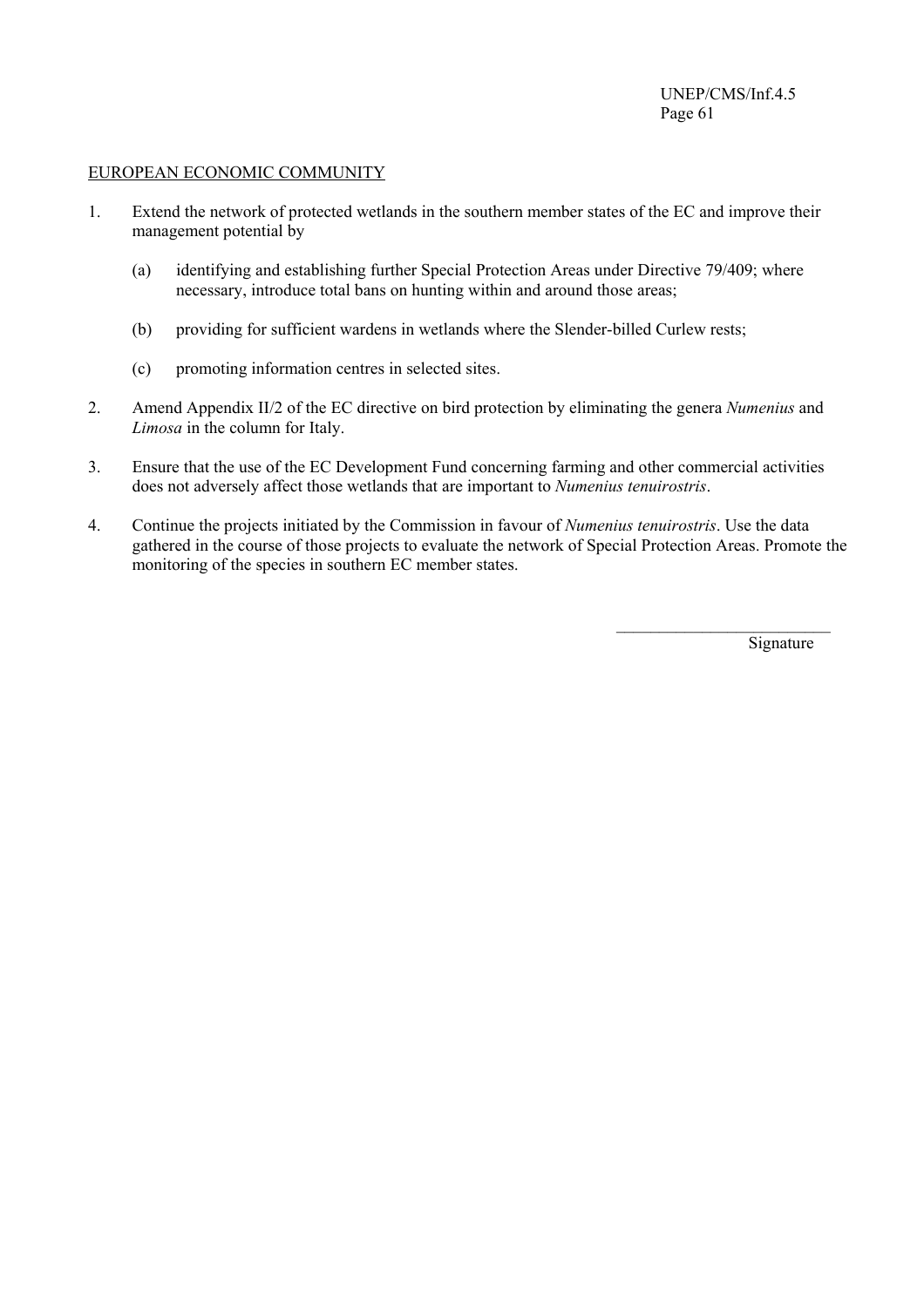EUROPEAN ECONOMIC COMMUNITY

1. Extend the network of protected wetlands in the southern member states of the EC and improve their management potential by

   (a) identifying and establishing further Special Protection Areas under Directive 79/409; where necessary, introduce total bans on hunting within and around those areas;

   (b) providing for sufficient wardens in wetlands where the Slender-billed Curlew rests;

   (c) promoting information centres in selected sites.

2. Amend Appendix II/2 of the EC directive on bird protection by eliminating the genera *Numenius* and *Limosa* in the column for Italy.

3. Ensure that the use of the EC Development Fund concerning farming and other commercial activities does not adversely affect those wetlands that are important to *Numenius tenuirostris*.

4. Continue the projects initiated by the Commission in favour of *Numenius tenuirostris*. Use the data gathered in the course of those projects to evaluate the network of Special Protection Areas. Promote the monitoring of the species in southern EC member states.

_________________________

Signature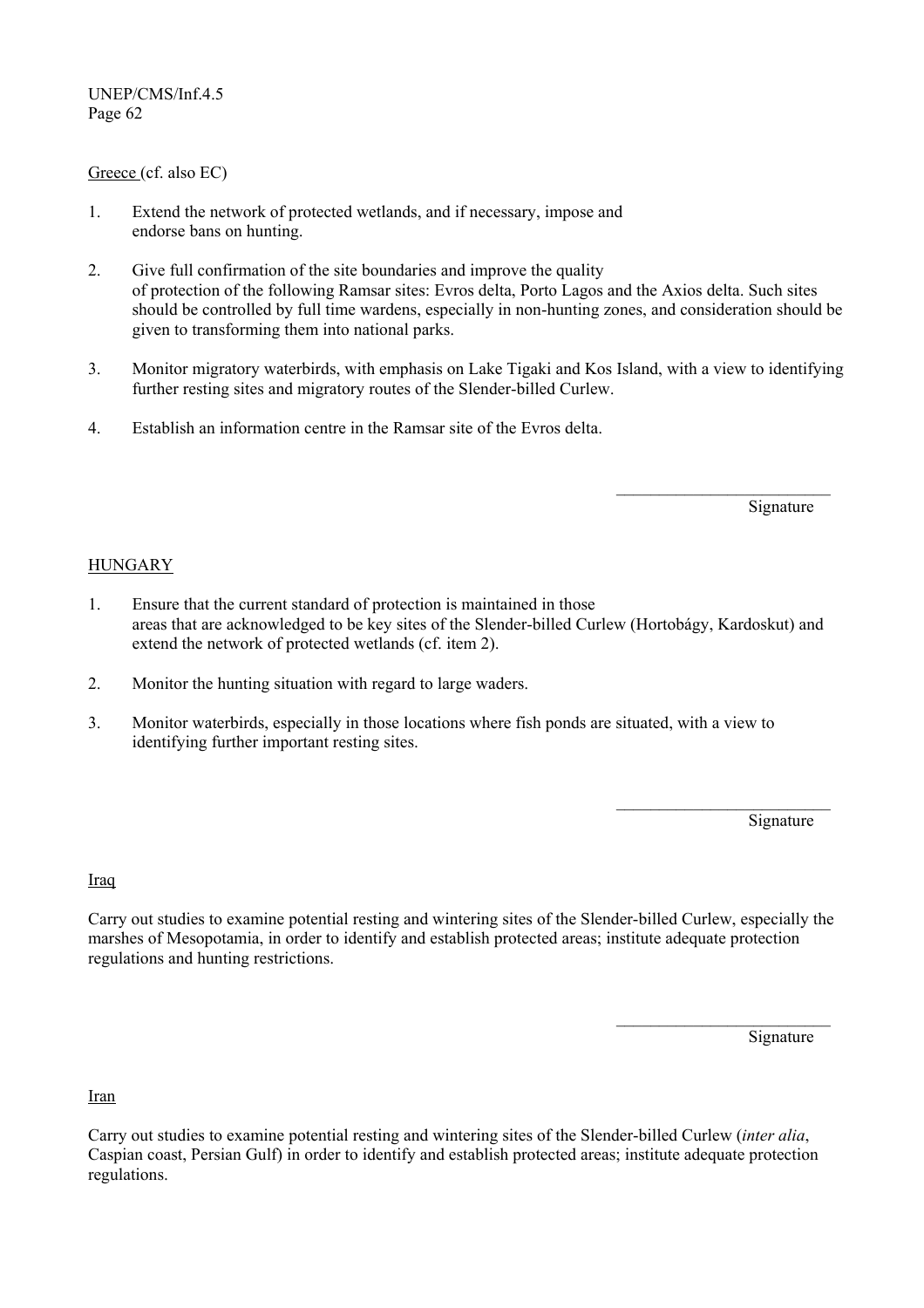Greece (cf. also EC)

1. Extend the network of protected wetlands, and if necessary, impose and endorse bans on hunting.

2. Give full confirmation of the site boundaries and improve the quality of protection of the following Ramsar sites: Evros delta, Porto Lagos and the Axios delta. Such sites should be controlled by full time wardens, especially in non-hunting zones, and consideration should be given to transforming them into national parks.

3. Monitor migratory waterbirds, with emphasis on Lake Tigaki and Kos Island, with a view to identifying further resting sites and migratory routes of the Slender-billed Curlew.

4. Establish an information centre in the Ramsar site of the Evros delta.

_________________________
Signature

HUNGARY

1. Ensure that the current standard of protection is maintained in those areas that are acknowledged to be key sites of the Slender-billed Curlew (Hortobágy, Kardoskut) and extend the network of protected wetlands (cf. item 2).

2. Monitor the hunting situation with regard to large waders.

3. Monitor waterbirds, especially in those locations where fish ponds are situated, with a view to identifying further important resting sites.

_________________________
Signature

Iraq

Carry out studies to examine potential resting and wintering sites of the Slender-billed Curlew, especially the marshes of Mesopotamia, in order to identify and establish protected areas; institute adequate protection regulations and hunting restrictions.

_________________________
Signature

Iran

Carry out studies to examine potential resting and wintering sites of the Slender-billed Curlew (*inter alia*, Caspian coast, Persian Gulf) in order to identify and establish protected areas; institute adequate protection regulations.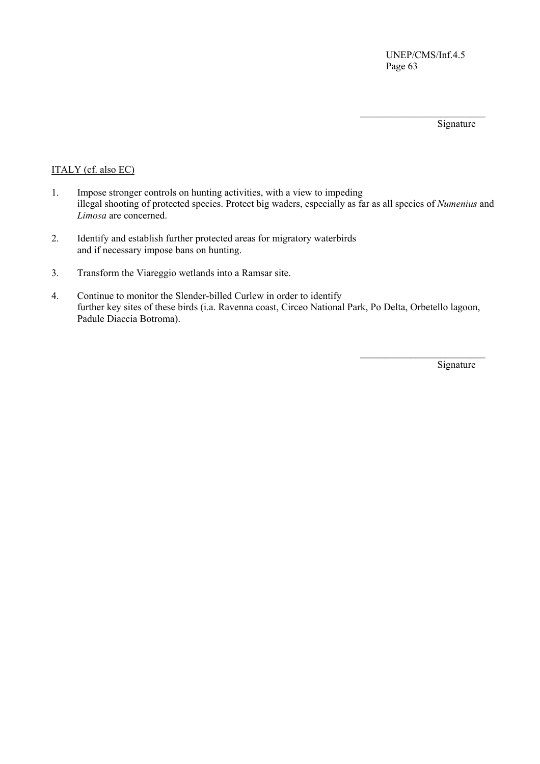\_\_\_\_\_\_\_\_\_\_\_\_\_\_\_\_\_\_\_\_\_\_\_\_\_

Signature

ITALY (cf. also EC)

1. Impose stronger controls on hunting activities, with a view to impeding illegal shooting of protected species. Protect big waders, especially as far as all species of *Numenius* and *Limosa* are concerned.

2. Identify and establish further protected areas for migratory waterbirds and if necessary impose bans on hunting.

3. Transform the Viareggio wetlands into a Ramsar site.

4. Continue to monitor the Slender-billed Curlew in order to identify further key sites of these birds (i.a. Ravenna coast, Circeo National Park, Po Delta, Orbetello lagoon, Padule Diaccia Botroma).

\_\_\_\_\_\_\_\_\_\_\_\_\_\_\_\_\_\_\_\_\_\_\_\_\_

Signature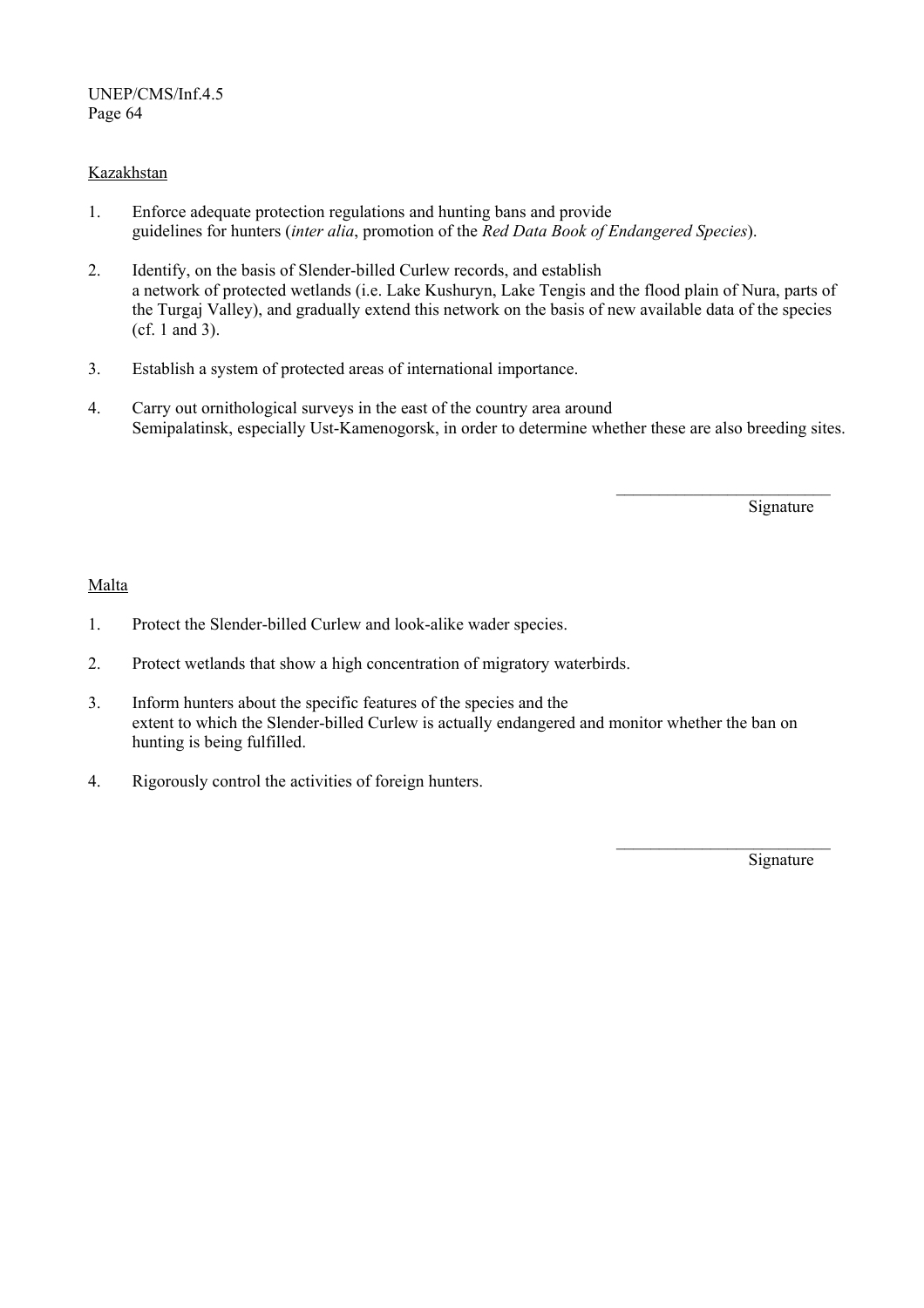Kazakhstan

1. Enforce adequate protection regulations and hunting bans and provide guidelines for hunters (*inter alia*, promotion of the *Red Data Book of Endangered Species*).

2. Identify, on the basis of Slender-billed Curlew records, and establish a network of protected wetlands (i.e. Lake Kushuryn, Lake Tengis and the flood plain of Nura, parts of the Turgaj Valley), and gradually extend this network on the basis of new available data of the species (cf. 1 and 3).

3. Establish a system of protected areas of international importance.

4. Carry out ornithological surveys in the east of the country area around Semipalatinsk, especially Ust-Kamenogorsk, in order to determine whether these are also breeding sites.

\_\_\_\_\_\_\_\_\_\_\_\_\_\_\_\_\_\_\_\_\_\_\_\_\_\_

Signature

Malta

1. Protect the Slender-billed Curlew and look-alike wader species.

2. Protect wetlands that show a high concentration of migratory waterbirds.

3. Inform hunters about the specific features of the species and the extent to which the Slender-billed Curlew is actually endangered and monitor whether the ban on hunting is being fulfilled.

4. Rigorously control the activities of foreign hunters.

\_\_\_\_\_\_\_\_\_\_\_\_\_\_\_\_\_\_\_\_\_\_\_\_\_\_

Signature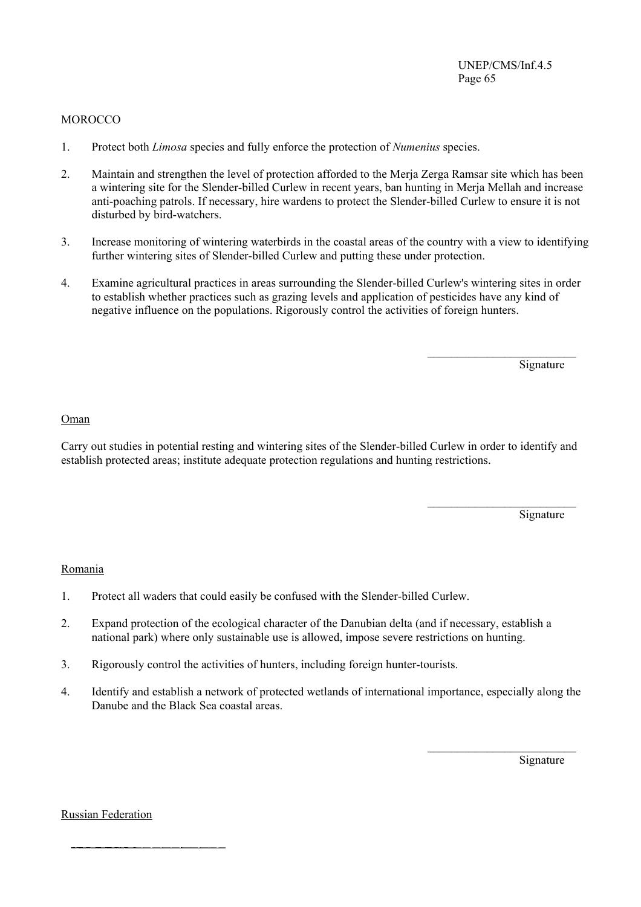MOROCCO

1. Protect both *Limosa* species and fully enforce the protection of *Numenius* species.

2. Maintain and strengthen the level of protection afforded to the Merja Zerga Ramsar site which has been a wintering site for the Slender-billed Curlew in recent years, ban hunting in Merja Mellah and increase anti-poaching patrols. If necessary, hire wardens to protect the Slender-billed Curlew to ensure it is not disturbed by bird-watchers.

3. Increase monitoring of wintering waterbirds in the coastal areas of the country with a view to identifying further wintering sites of Slender-billed Curlew and putting these under protection.

4. Examine agricultural practices in areas surrounding the Slender-billed Curlew's wintering sites in order to establish whether practices such as grazing levels and application of pesticides have any kind of negative influence on the populations. Rigorously control the activities of foreign hunters.

_________________________
Signature

Oman

Carry out studies in potential resting and wintering sites of the Slender-billed Curlew in order to identify and establish protected areas; institute adequate protection regulations and hunting restrictions.

_________________________
Signature

Romania

1. Protect all waders that could easily be confused with the Slender-billed Curlew.

2. Expand protection of the ecological character of the Danubian delta (and if necessary, establish a national park) where only sustainable use is allowed, impose severe restrictions on hunting.

3. Rigorously control the activities of hunters, including foreign hunter-tourists.

4. Identify and establish a network of protected wetlands of international importance, especially along the Danube and the Black Sea coastal areas.

_________________________
Signature

Russian Federation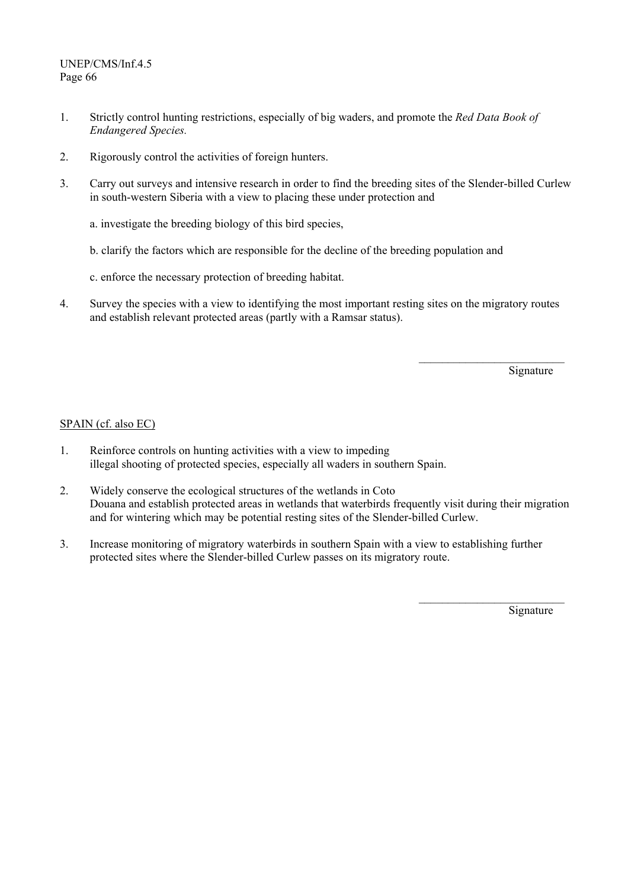1. Strictly control hunting restrictions, especially of big waders, and promote the *Red Data Book of Endangered Species.*

2. Rigorously control the activities of foreign hunters.

3. Carry out surveys and intensive research in order to find the breeding sites of the Slender-billed Curlew in south-western Siberia with a view to placing these under protection and

   a. investigate the breeding biology of this bird species,

   b. clarify the factors which are responsible for the decline of the breeding population and

   c. enforce the necessary protection of breeding habitat.

4. Survey the species with a view to identifying the most important resting sites on the migratory routes and establish relevant protected areas (partly with a Ramsar status).

\_\_\_\_\_\_\_\_\_\_\_\_\_\_\_\_\_\_\_\_\_\_\_\_\_\_

Signature

<u>SPAIN (cf. also EC)</u>

1. Reinforce controls on hunting activities with a view to impeding illegal shooting of protected species, especially all waders in southern Spain.

2. Widely conserve the ecological structures of the wetlands in Coto Douana and establish protected areas in wetlands that waterbirds frequently visit during their migration and for wintering which may be potential resting sites of the Slender-billed Curlew.

3. Increase monitoring of migratory waterbirds in southern Spain with a view to establishing further protected sites where the Slender-billed Curlew passes on its migratory route.

\_\_\_\_\_\_\_\_\_\_\_\_\_\_\_\_\_\_\_\_\_\_\_\_\_\_

Signature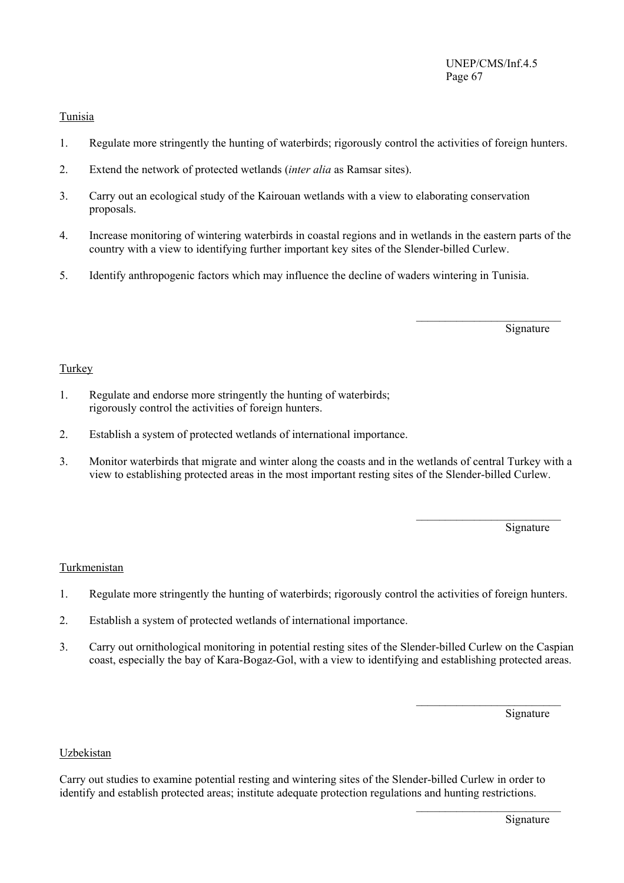Tunisia

1. Regulate more stringently the hunting of waterbirds; rigorously control the activities of foreign hunters.

2. Extend the network of protected wetlands (*inter alia* as Ramsar sites).

3. Carry out an ecological study of the Kairouan wetlands with a view to elaborating conservation proposals.

4. Increase monitoring of wintering waterbirds in coastal regions and in wetlands in the eastern parts of the country with a view to identifying further important key sites of the Slender-billed Curlew.

5. Identify anthropogenic factors which may influence the decline of waders wintering in Tunisia.

\_\_\_\_\_\_\_\_\_\_\_\_\_\_\_\_\_\_\_\_\_\_\_\_\_\_
Signature

Turkey

1. Regulate and endorse more stringently the hunting of waterbirds; rigorously control the activities of foreign hunters.

2. Establish a system of protected wetlands of international importance.

3. Monitor waterbirds that migrate and winter along the coasts and in the wetlands of central Turkey with a view to establishing protected areas in the most important resting sites of the Slender-billed Curlew.

\_\_\_\_\_\_\_\_\_\_\_\_\_\_\_\_\_\_\_\_\_\_\_\_\_\_
Signature

Turkmenistan

1. Regulate more stringently the hunting of waterbirds; rigorously control the activities of foreign hunters.

2. Establish a system of protected wetlands of international importance.

3. Carry out ornithological monitoring in potential resting sites of the Slender-billed Curlew on the Caspian coast, especially the bay of Kara-Bogaz-Gol, with a view to identifying and establishing protected areas.

\_\_\_\_\_\_\_\_\_\_\_\_\_\_\_\_\_\_\_\_\_\_\_\_\_\_
Signature

Uzbekistan

Carry out studies to examine potential resting and wintering sites of the Slender-billed Curlew in order to identify and establish protected areas; institute adequate protection regulations and hunting restrictions.

\_\_\_\_\_\_\_\_\_\_\_\_\_\_\_\_\_\_\_\_\_\_\_\_\_\_
Signature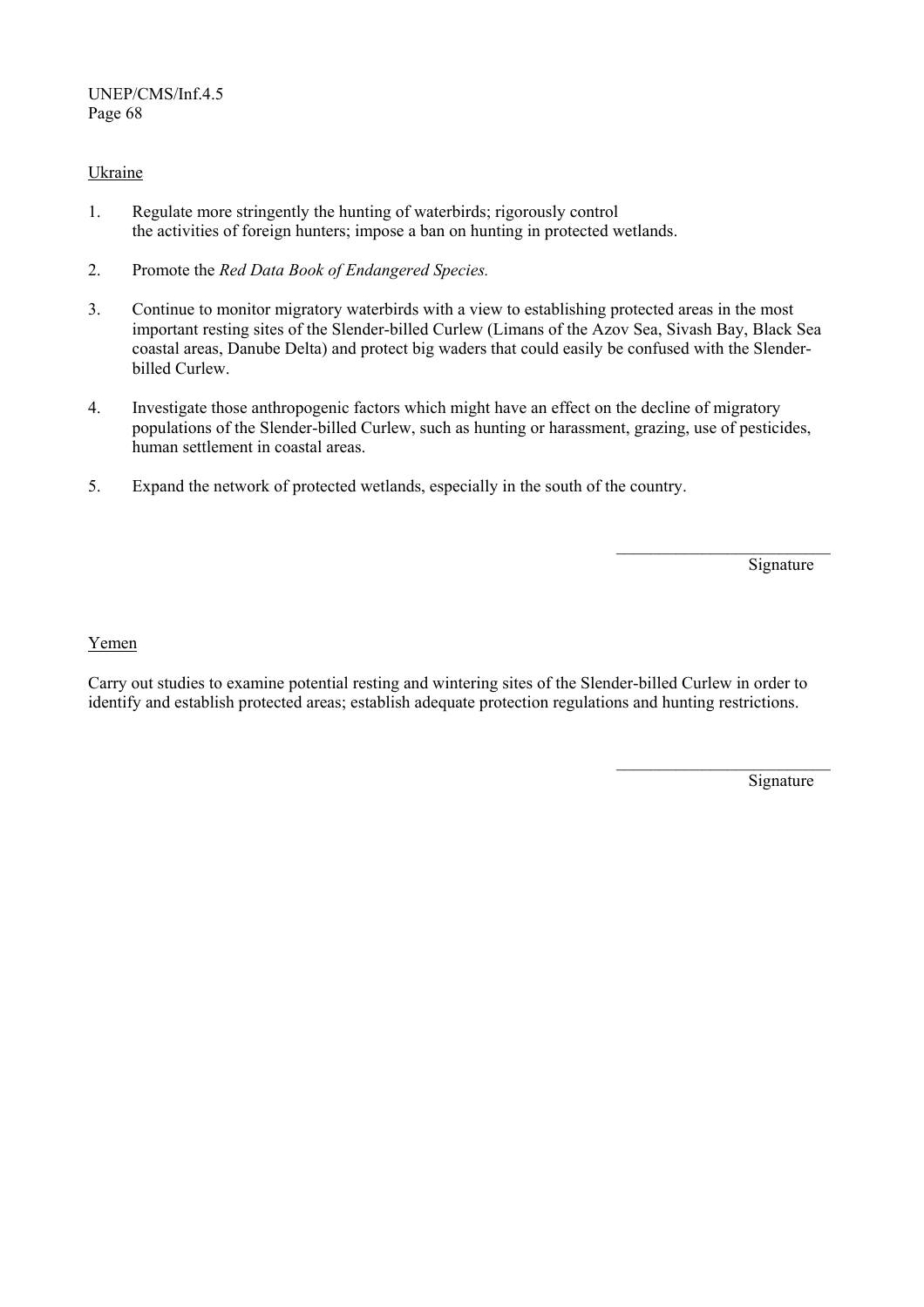<u>Ukraine</u>

1. Regulate more stringently the hunting of waterbirds; rigorously control the activities of foreign hunters; impose a ban on hunting in protected wetlands.

2. Promote the *Red Data Book of Endangered Species.*

3. Continue to monitor migratory waterbirds with a view to establishing protected areas in the most important resting sites of the Slender-billed Curlew (Limans of the Azov Sea, Sivash Bay, Black Sea coastal areas, Danube Delta) and protect big waders that could easily be confused with the Slender-billed Curlew.

4. Investigate those anthropogenic factors which might have an effect on the decline of migratory populations of the Slender-billed Curlew, such as hunting or harassment, grazing, use of pesticides, human settlement in coastal areas.

5. Expand the network of protected wetlands, especially in the south of the country.

\_\_\_\_\_\_\_\_\_\_\_\_\_\_\_\_\_\_\_\_\_\_\_\_\_\_
Signature

<u>Yemen</u>

Carry out studies to examine potential resting and wintering sites of the Slender-billed Curlew in order to identify and establish protected areas; establish adequate protection regulations and hunting restrictions.

\_\_\_\_\_\_\_\_\_\_\_\_\_\_\_\_\_\_\_\_\_\_\_\_\_\_
Signature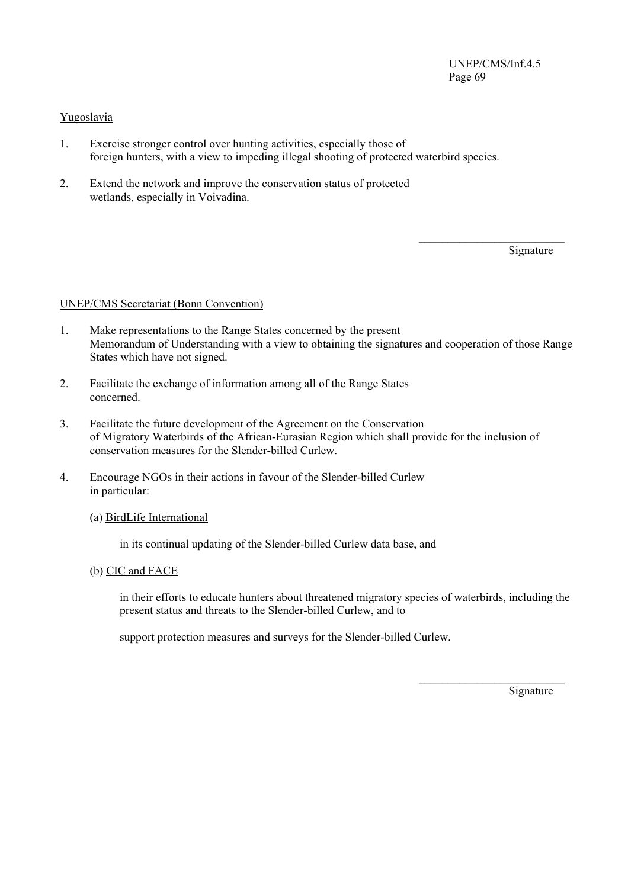Yugoslavia

1. Exercise stronger control over hunting activities, especially those of foreign hunters, with a view to impeding illegal shooting of protected waterbird species.

2. Extend the network and improve the conservation status of protected wetlands, especially in Voivadina.

\_\_\_\_\_\_\_\_\_\_\_\_\_\_\_\_\_\_\_\_\_\_\_\_\_\_
Signature

UNEP/CMS Secretariat (Bonn Convention)

1. Make representations to the Range States concerned by the present Memorandum of Understanding with a view to obtaining the signatures and cooperation of those Range States which have not signed.

2. Facilitate the exchange of information among all of the Range States concerned.

3. Facilitate the future development of the Agreement on the Conservation of Migratory Waterbirds of the African-Eurasian Region which shall provide for the inclusion of conservation measures for the Slender-billed Curlew.

4. Encourage NGOs in their actions in favour of the Slender-billed Curlew in particular:

   (a) BirdLife International

   in its continual updating of the Slender-billed Curlew data base, and

   (b) CIC and FACE

   in their efforts to educate hunters about threatened migratory species of waterbirds, including the present status and threats to the Slender-billed Curlew, and to

   support protection measures and surveys for the Slender-billed Curlew.

\_\_\_\_\_\_\_\_\_\_\_\_\_\_\_\_\_\_\_\_\_\_\_\_\_\_
Signature